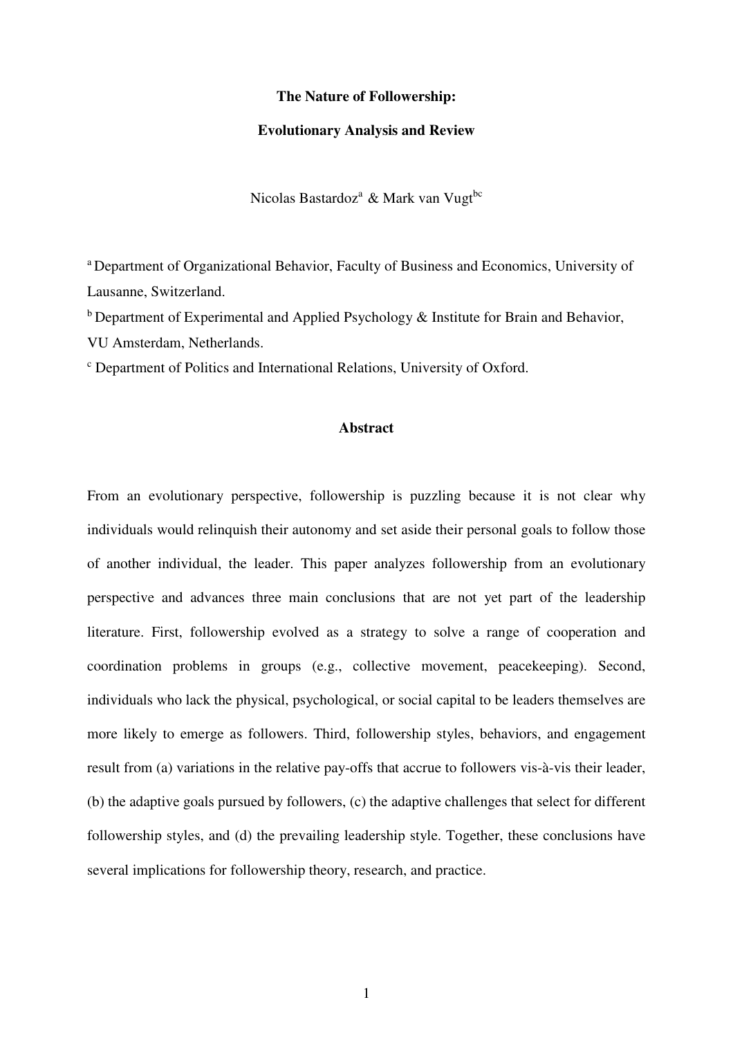# The Nature of Followership:

# Evolutionary Analysis and Review

Nicolas Bastardoz[a] & Mark van Vugt[bc]

[a] Department of Organizational Behavior, Faculty of Business and Economics, University of Lausanne, Switzerland.

[b] Department of Experimental and Applied Psychology & Institute for Brain and Behavior, VU Amsterdam, Netherlands.

[c] Department of Politics and International Relations, University of Oxford.

## Abstract

From an evolutionary perspective, followership is puzzling because it is not clear why individuals would relinquish their autonomy and set aside their personal goals to follow those of another individual, the leader. This paper analyzes followership from an evolutionary perspective and advances three main conclusions that are not yet part of the leadership literature. First, followership evolved as a strategy to solve a range of cooperation and coordination problems in groups (e.g., collective movement, peacekeeping). Second, individuals who lack the physical, psychological, or social capital to be leaders themselves are more likely to emerge as followers. Third, followership styles, behaviors, and engagement result from (a) variations in the relative pay-offs that accrue to followers vis-à-vis their leader, (b) the adaptive goals pursued by followers, (c) the adaptive challenges that select for different followership styles, and (d) the prevailing leadership style. Together, these conclusions have several implications for followership theory, research, and practice.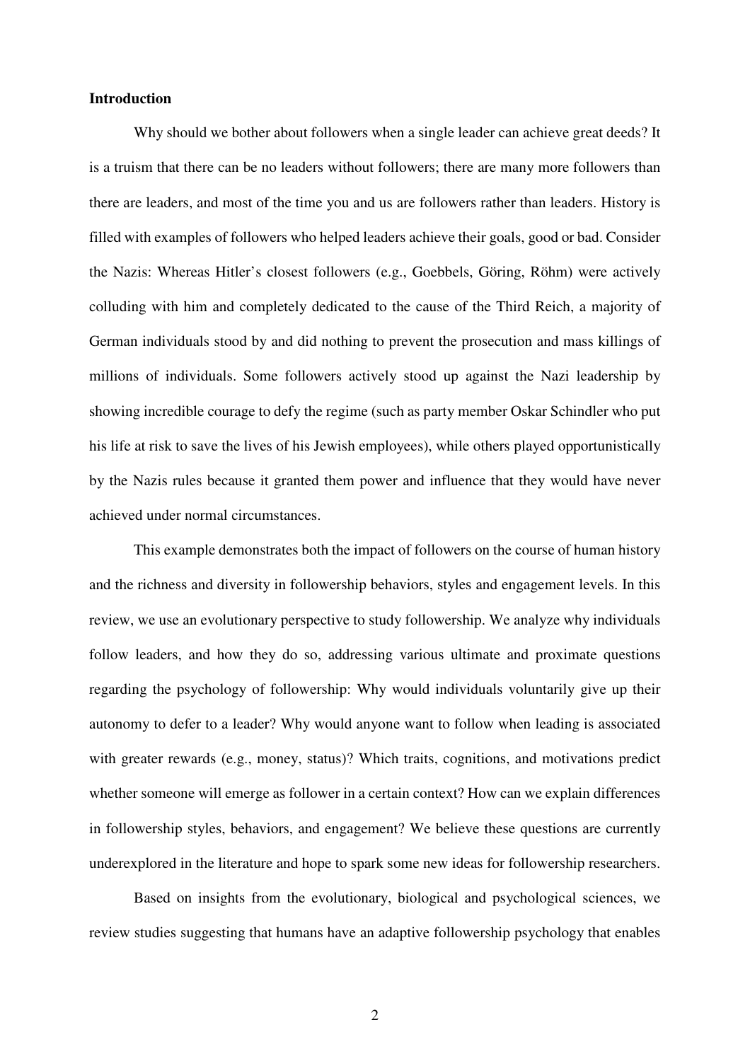**Introduction**

Why should we bother about followers when a single leader can achieve great deeds? It is a truism that there can be no leaders without followers; there are many more followers than there are leaders, and most of the time you and us are followers rather than leaders. History is filled with examples of followers who helped leaders achieve their goals, good or bad. Consider the Nazis: Whereas Hitler's closest followers (e.g., Goebbels, Göring, Röhm) were actively colluding with him and completely dedicated to the cause of the Third Reich, a majority of German individuals stood by and did nothing to prevent the prosecution and mass killings of millions of individuals. Some followers actively stood up against the Nazi leadership by showing incredible courage to defy the regime (such as party member Oskar Schindler who put his life at risk to save the lives of his Jewish employees), while others played opportunistically by the Nazis rules because it granted them power and influence that they would have never achieved under normal circumstances.

This example demonstrates both the impact of followers on the course of human history and the richness and diversity in followership behaviors, styles and engagement levels. In this review, we use an evolutionary perspective to study followership. We analyze why individuals follow leaders, and how they do so, addressing various ultimate and proximate questions regarding the psychology of followership: Why would individuals voluntarily give up their autonomy to defer to a leader? Why would anyone want to follow when leading is associated with greater rewards (e.g., money, status)? Which traits, cognitions, and motivations predict whether someone will emerge as follower in a certain context? How can we explain differences in followership styles, behaviors, and engagement? We believe these questions are currently underexplored in the literature and hope to spark some new ideas for followership researchers.

Based on insights from the evolutionary, biological and psychological sciences, we review studies suggesting that humans have an adaptive followership psychology that enables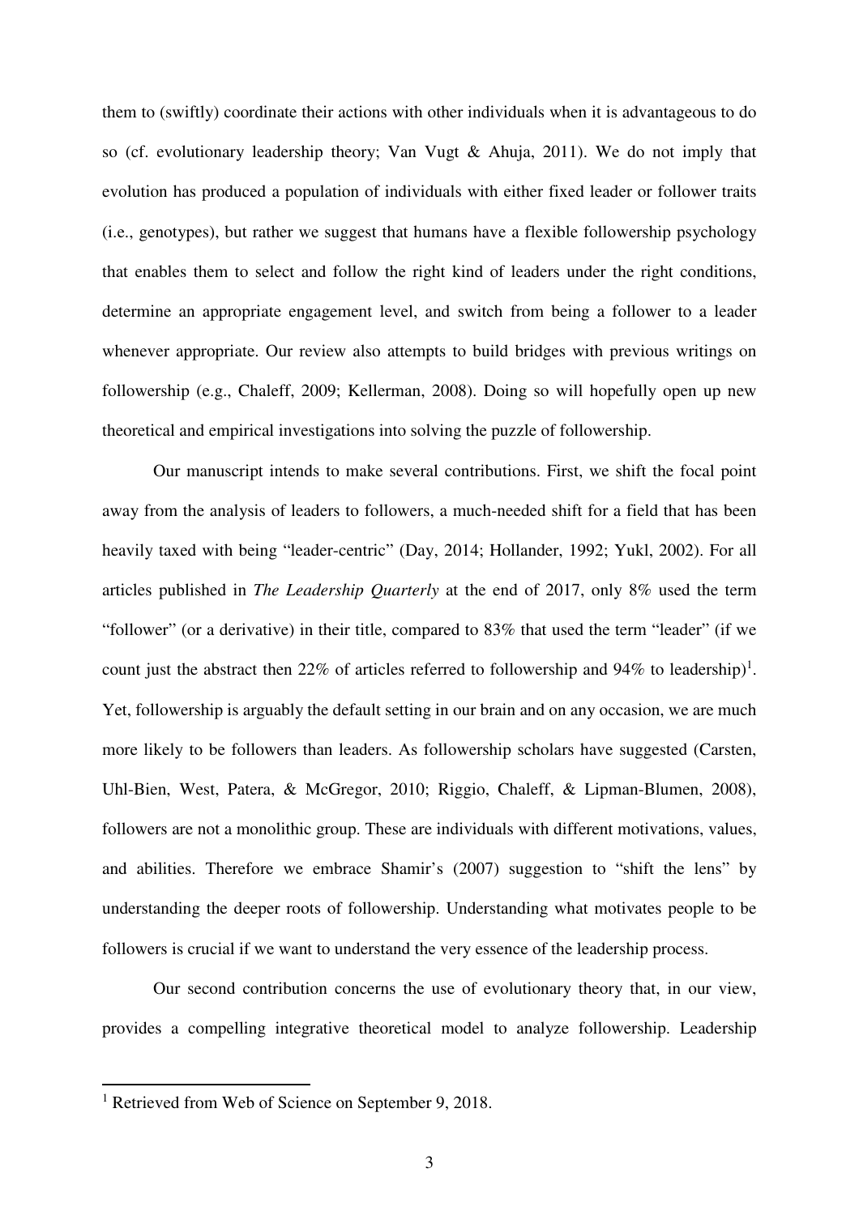them to (swiftly) coordinate their actions with other individuals when it is advantageous to do so (cf. evolutionary leadership theory; Van Vugt & Ahuja, 2011). We do not imply that evolution has produced a population of individuals with either fixed leader or follower traits (i.e., genotypes), but rather we suggest that humans have a flexible followership psychology that enables them to select and follow the right kind of leaders under the right conditions, determine an appropriate engagement level, and switch from being a follower to a leader whenever appropriate. Our review also attempts to build bridges with previous writings on followership (e.g., Chaleff, 2009; Kellerman, 2008). Doing so will hopefully open up new theoretical and empirical investigations into solving the puzzle of followership.

Our manuscript intends to make several contributions. First, we shift the focal point away from the analysis of leaders to followers, a much-needed shift for a field that has been heavily taxed with being "leader-centric" (Day, 2014; Hollander, 1992; Yukl, 2002). For all articles published in *The Leadership Quarterly* at the end of 2017, only 8% used the term "follower" (or a derivative) in their title, compared to 83% that used the term "leader" (if we count just the abstract then 22% of articles referred to followership and 94% to leadership)[1]. Yet, followership is arguably the default setting in our brain and on any occasion, we are much more likely to be followers than leaders. As followership scholars have suggested (Carsten, Uhl-Bien, West, Patera, & McGregor, 2010; Riggio, Chaleff, & Lipman-Blumen, 2008), followers are not a monolithic group. These are individuals with different motivations, values, and abilities. Therefore we embrace Shamir's (2007) suggestion to "shift the lens" by understanding the deeper roots of followership. Understanding what motivates people to be followers is crucial if we want to understand the very essence of the leadership process.

Our second contribution concerns the use of evolutionary theory that, in our view, provides a compelling integrative theoretical model to analyze followership. Leadership

[1] Retrieved from Web of Science on September 9, 2018.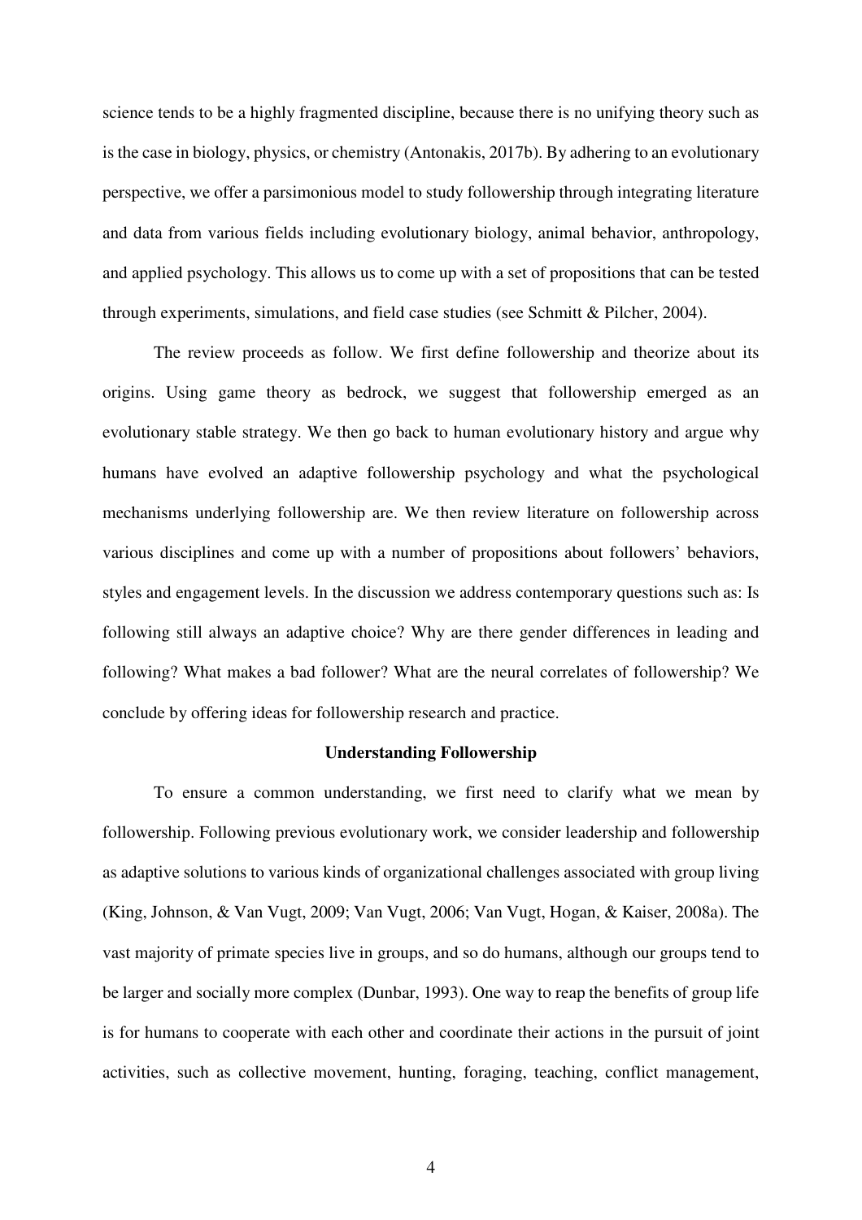science tends to be a highly fragmented discipline, because there is no unifying theory such as is the case in biology, physics, or chemistry (Antonakis, 2017b). By adhering to an evolutionary perspective, we offer a parsimonious model to study followership through integrating literature and data from various fields including evolutionary biology, animal behavior, anthropology, and applied psychology. This allows us to come up with a set of propositions that can be tested through experiments, simulations, and field case studies (see Schmitt & Pilcher, 2004).

The review proceeds as follow. We first define followership and theorize about its origins. Using game theory as bedrock, we suggest that followership emerged as an evolutionary stable strategy. We then go back to human evolutionary history and argue why humans have evolved an adaptive followership psychology and what the psychological mechanisms underlying followership are. We then review literature on followership across various disciplines and come up with a number of propositions about followers' behaviors, styles and engagement levels. In the discussion we address contemporary questions such as: Is following still always an adaptive choice? Why are there gender differences in leading and following? What makes a bad follower? What are the neural correlates of followership? We conclude by offering ideas for followership research and practice.

## Understanding Followership

To ensure a common understanding, we first need to clarify what we mean by followership. Following previous evolutionary work, we consider leadership and followership as adaptive solutions to various kinds of organizational challenges associated with group living (King, Johnson, & Van Vugt, 2009; Van Vugt, 2006; Van Vugt, Hogan, & Kaiser, 2008a). The vast majority of primate species live in groups, and so do humans, although our groups tend to be larger and socially more complex (Dunbar, 1993). One way to reap the benefits of group life is for humans to cooperate with each other and coordinate their actions in the pursuit of joint activities, such as collective movement, hunting, foraging, teaching, conflict management,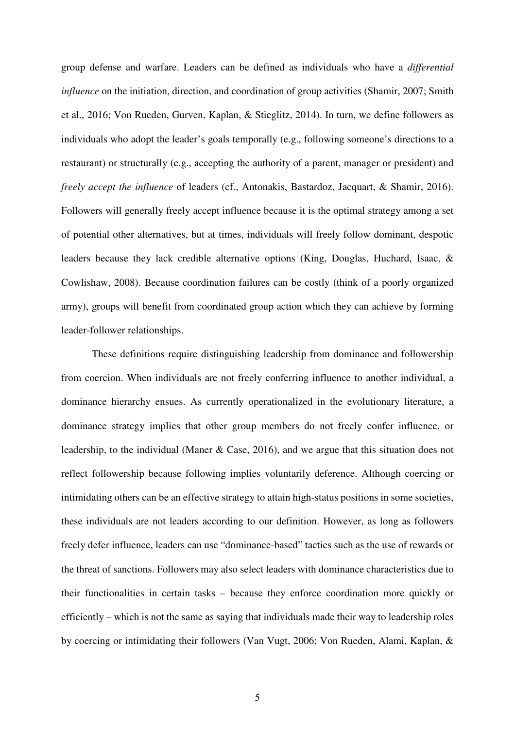group defense and warfare. Leaders can be defined as individuals who have a *differential influence* on the initiation, direction, and coordination of group activities (Shamir, 2007; Smith et al., 2016; Von Rueden, Gurven, Kaplan, & Stieglitz, 2014). In turn, we define followers as individuals who adopt the leader's goals temporally (e.g., following someone's directions to a restaurant) or structurally (e.g., accepting the authority of a parent, manager or president) and *freely accept the influence* of leaders (cf., Antonakis, Bastardoz, Jacquart, & Shamir, 2016). Followers will generally freely accept influence because it is the optimal strategy among a set of potential other alternatives, but at times, individuals will freely follow dominant, despotic leaders because they lack credible alternative options (King, Douglas, Huchard, Isaac, & Cowlishaw, 2008). Because coordination failures can be costly (think of a poorly organized army), groups will benefit from coordinated group action which they can achieve by forming leader-follower relationships.

These definitions require distinguishing leadership from dominance and followership from coercion. When individuals are not freely conferring influence to another individual, a dominance hierarchy ensues. As currently operationalized in the evolutionary literature, a dominance strategy implies that other group members do not freely confer influence, or leadership, to the individual (Maner & Case, 2016), and we argue that this situation does not reflect followership because following implies voluntarily deference. Although coercing or intimidating others can be an effective strategy to attain high-status positions in some societies, these individuals are not leaders according to our definition. However, as long as followers freely defer influence, leaders can use "dominance-based" tactics such as the use of rewards or the threat of sanctions. Followers may also select leaders with dominance characteristics due to their functionalities in certain tasks – because they enforce coordination more quickly or efficiently – which is not the same as saying that individuals made their way to leadership roles by coercing or intimidating their followers (Van Vugt, 2006; Von Rueden, Alami, Kaplan, &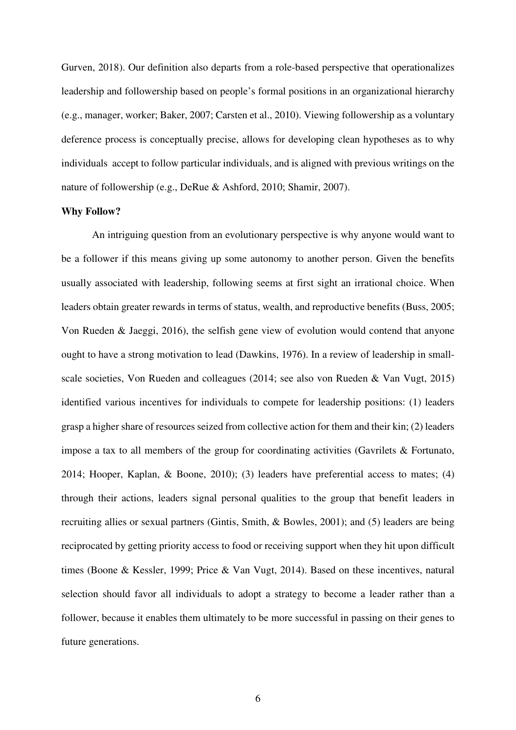Gurven, 2018). Our definition also departs from a role-based perspective that operationalizes leadership and followership based on people's formal positions in an organizational hierarchy (e.g., manager, worker; Baker, 2007; Carsten et al., 2010). Viewing followership as a voluntary deference process is conceptually precise, allows for developing clean hypotheses as to why individuals accept to follow particular individuals, and is aligned with previous writings on the nature of followership (e.g., DeRue & Ashford, 2010; Shamir, 2007).

**Why Follow?**

An intriguing question from an evolutionary perspective is why anyone would want to be a follower if this means giving up some autonomy to another person. Given the benefits usually associated with leadership, following seems at first sight an irrational choice. When leaders obtain greater rewards in terms of status, wealth, and reproductive benefits (Buss, 2005; Von Rueden & Jaeggi, 2016), the selfish gene view of evolution would contend that anyone ought to have a strong motivation to lead (Dawkins, 1976). In a review of leadership in small-scale societies, Von Rueden and colleagues (2014; see also von Rueden & Van Vugt, 2015) identified various incentives for individuals to compete for leadership positions: (1) leaders grasp a higher share of resources seized from collective action for them and their kin; (2) leaders impose a tax to all members of the group for coordinating activities (Gavrilets & Fortunato, 2014; Hooper, Kaplan, & Boone, 2010); (3) leaders have preferential access to mates; (4) through their actions, leaders signal personal qualities to the group that benefit leaders in recruiting allies or sexual partners (Gintis, Smith, & Bowles, 2001); and (5) leaders are being reciprocated by getting priority access to food or receiving support when they hit upon difficult times (Boone & Kessler, 1999; Price & Van Vugt, 2014). Based on these incentives, natural selection should favor all individuals to adopt a strategy to become a leader rather than a follower, because it enables them ultimately to be more successful in passing on their genes to future generations.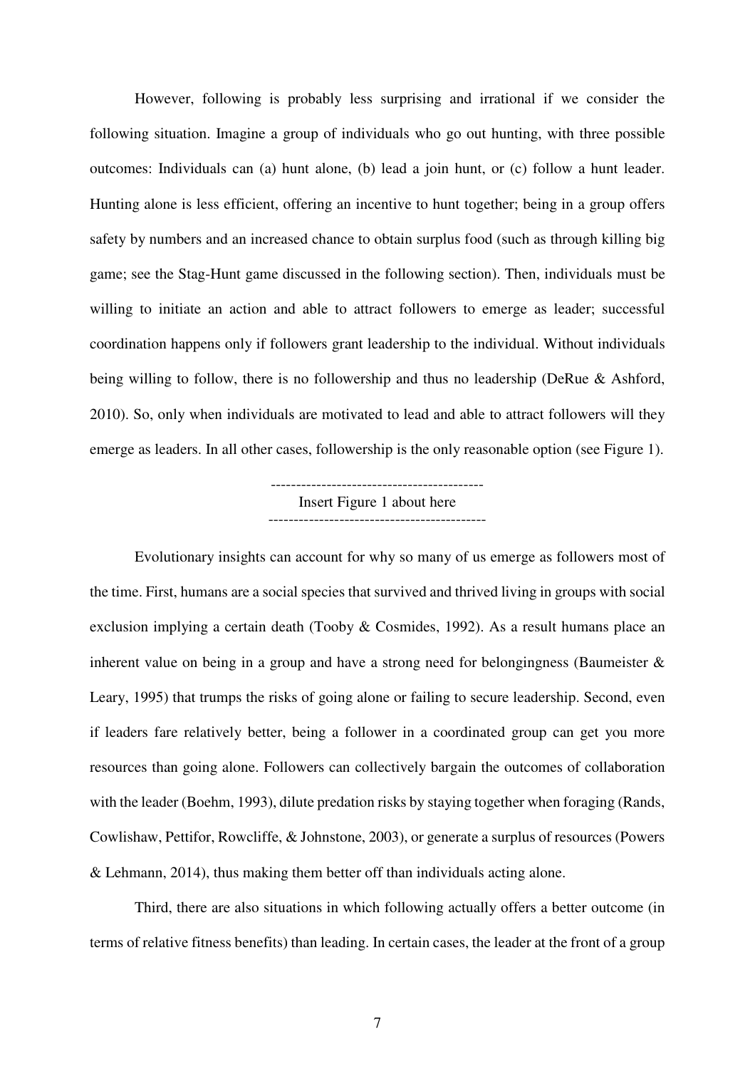However, following is probably less surprising and irrational if we consider the following situation. Imagine a group of individuals who go out hunting, with three possible outcomes: Individuals can (a) hunt alone, (b) lead a join hunt, or (c) follow a hunt leader. Hunting alone is less efficient, offering an incentive to hunt together; being in a group offers safety by numbers and an increased chance to obtain surplus food (such as through killing big game; see the Stag-Hunt game discussed in the following section). Then, individuals must be willing to initiate an action and able to attract followers to emerge as leader; successful coordination happens only if followers grant leadership to the individual. Without individuals being willing to follow, there is no followership and thus no leadership (DeRue & Ashford, 2010). So, only when individuals are motivated to lead and able to attract followers will they emerge as leaders. In all other cases, followership is the only reasonable option (see Figure 1).

------------------------------------------
Insert Figure 1 about here
------------------------------------------

Evolutionary insights can account for why so many of us emerge as followers most of the time. First, humans are a social species that survived and thrived living in groups with social exclusion implying a certain death (Tooby & Cosmides, 1992). As a result humans place an inherent value on being in a group and have a strong need for belongingness (Baumeister & Leary, 1995) that trumps the risks of going alone or failing to secure leadership. Second, even if leaders fare relatively better, being a follower in a coordinated group can get you more resources than going alone. Followers can collectively bargain the outcomes of collaboration with the leader (Boehm, 1993), dilute predation risks by staying together when foraging (Rands, Cowlishaw, Pettifor, Rowcliffe, & Johnstone, 2003), or generate a surplus of resources (Powers & Lehmann, 2014), thus making them better off than individuals acting alone.

Third, there are also situations in which following actually offers a better outcome (in terms of relative fitness benefits) than leading. In certain cases, the leader at the front of a group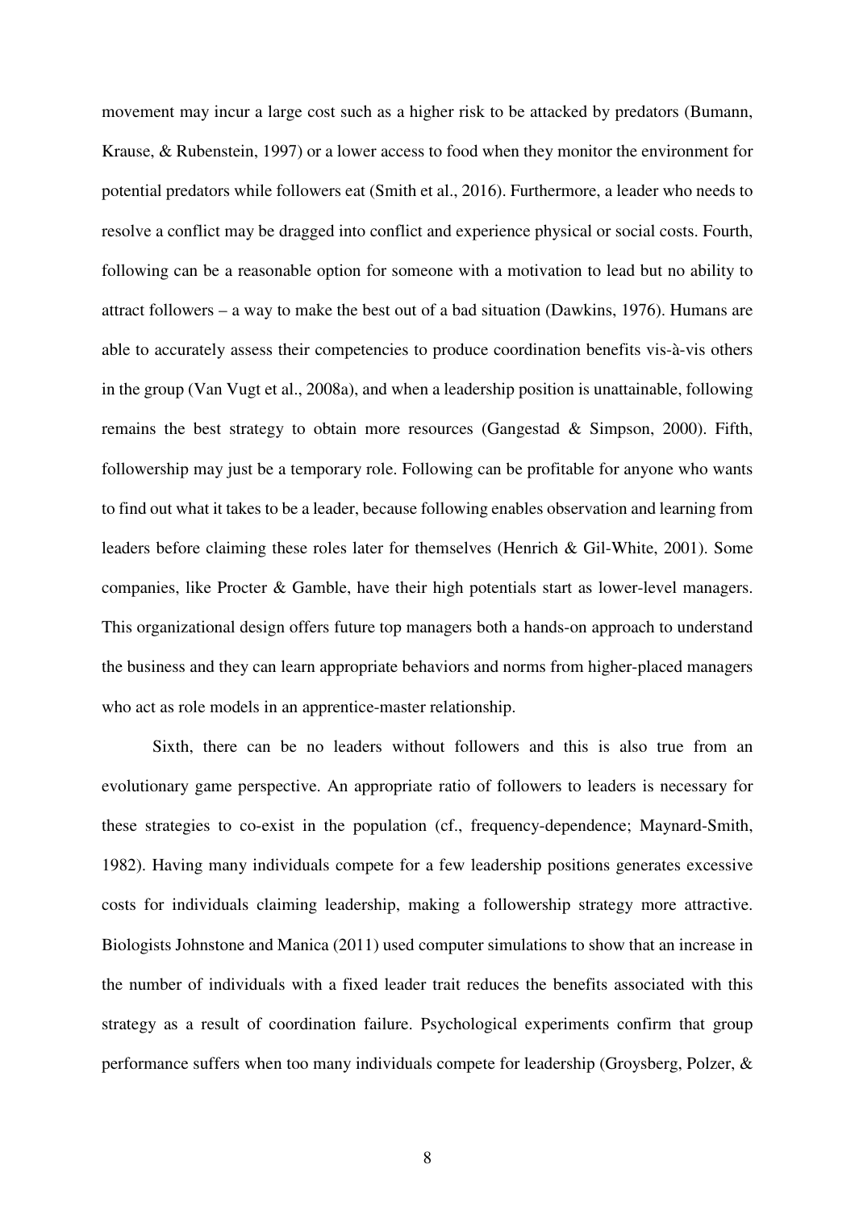movement may incur a large cost such as a higher risk to be attacked by predators (Bumann, Krause, & Rubenstein, 1997) or a lower access to food when they monitor the environment for potential predators while followers eat (Smith et al., 2016). Furthermore, a leader who needs to resolve a conflict may be dragged into conflict and experience physical or social costs. Fourth, following can be a reasonable option for someone with a motivation to lead but no ability to attract followers – a way to make the best out of a bad situation (Dawkins, 1976). Humans are able to accurately assess their competencies to produce coordination benefits vis-à-vis others in the group (Van Vugt et al., 2008a), and when a leadership position is unattainable, following remains the best strategy to obtain more resources (Gangestad & Simpson, 2000). Fifth, followership may just be a temporary role. Following can be profitable for anyone who wants to find out what it takes to be a leader, because following enables observation and learning from leaders before claiming these roles later for themselves (Henrich & Gil-White, 2001). Some companies, like Procter & Gamble, have their high potentials start as lower-level managers. This organizational design offers future top managers both a hands-on approach to understand the business and they can learn appropriate behaviors and norms from higher-placed managers who act as role models in an apprentice-master relationship.

Sixth, there can be no leaders without followers and this is also true from an evolutionary game perspective. An appropriate ratio of followers to leaders is necessary for these strategies to co-exist in the population (cf., frequency-dependence; Maynard-Smith, 1982). Having many individuals compete for a few leadership positions generates excessive costs for individuals claiming leadership, making a followership strategy more attractive. Biologists Johnstone and Manica (2011) used computer simulations to show that an increase in the number of individuals with a fixed leader trait reduces the benefits associated with this strategy as a result of coordination failure. Psychological experiments confirm that group performance suffers when too many individuals compete for leadership (Groysberg, Polzer, &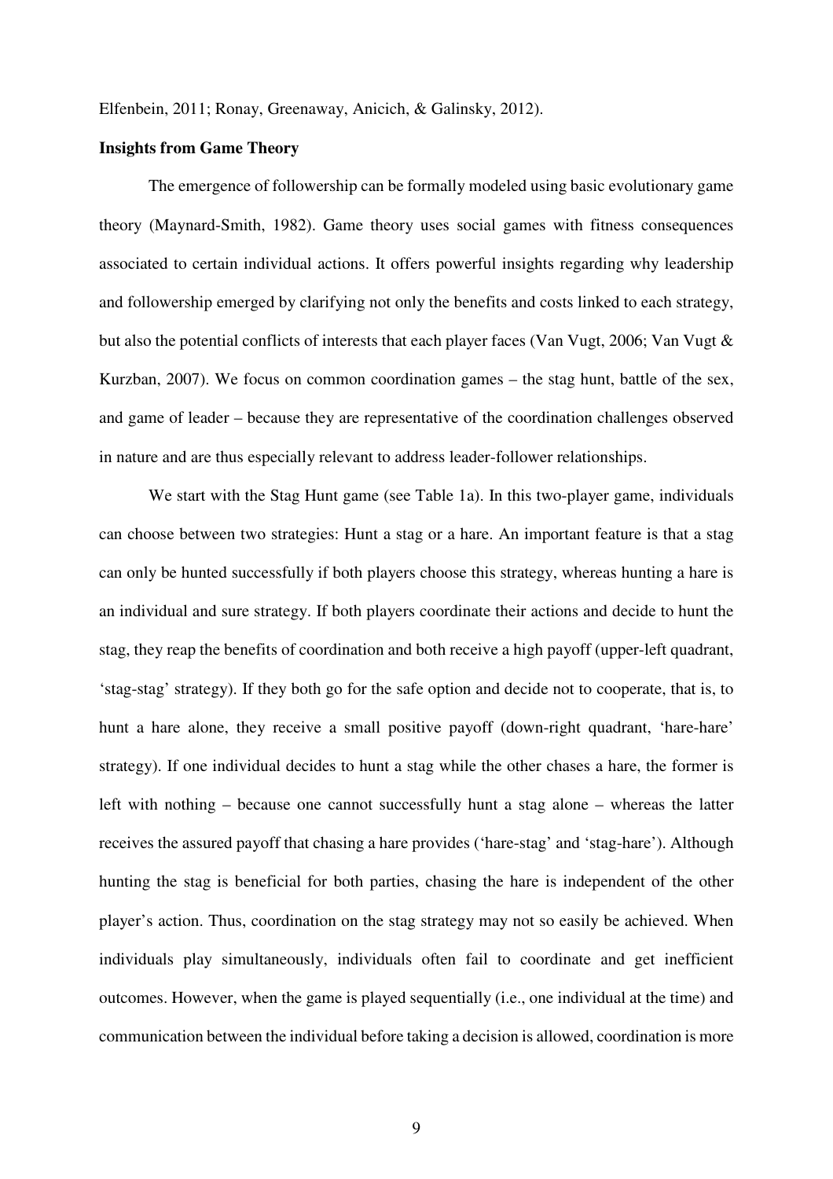Elfenbein, 2011; Ronay, Greenaway, Anicich, & Galinsky, 2012).

**Insights from Game Theory**

The emergence of followership can be formally modeled using basic evolutionary game theory (Maynard-Smith, 1982). Game theory uses social games with fitness consequences associated to certain individual actions. It offers powerful insights regarding why leadership and followership emerged by clarifying not only the benefits and costs linked to each strategy, but also the potential conflicts of interests that each player faces (Van Vugt, 2006; Van Vugt & Kurzban, 2007). We focus on common coordination games – the stag hunt, battle of the sex, and game of leader – because they are representative of the coordination challenges observed in nature and are thus especially relevant to address leader-follower relationships.

We start with the Stag Hunt game (see Table 1a). In this two-player game, individuals can choose between two strategies: Hunt a stag or a hare. An important feature is that a stag can only be hunted successfully if both players choose this strategy, whereas hunting a hare is an individual and sure strategy. If both players coordinate their actions and decide to hunt the stag, they reap the benefits of coordination and both receive a high payoff (upper-left quadrant, 'stag-stag' strategy). If they both go for the safe option and decide not to cooperate, that is, to hunt a hare alone, they receive a small positive payoff (down-right quadrant, 'hare-hare' strategy). If one individual decides to hunt a stag while the other chases a hare, the former is left with nothing – because one cannot successfully hunt a stag alone – whereas the latter receives the assured payoff that chasing a hare provides ('hare-stag' and 'stag-hare'). Although hunting the stag is beneficial for both parties, chasing the hare is independent of the other player's action. Thus, coordination on the stag strategy may not so easily be achieved. When individuals play simultaneously, individuals often fail to coordinate and get inefficient outcomes. However, when the game is played sequentially (i.e., one individual at the time) and communication between the individual before taking a decision is allowed, coordination is more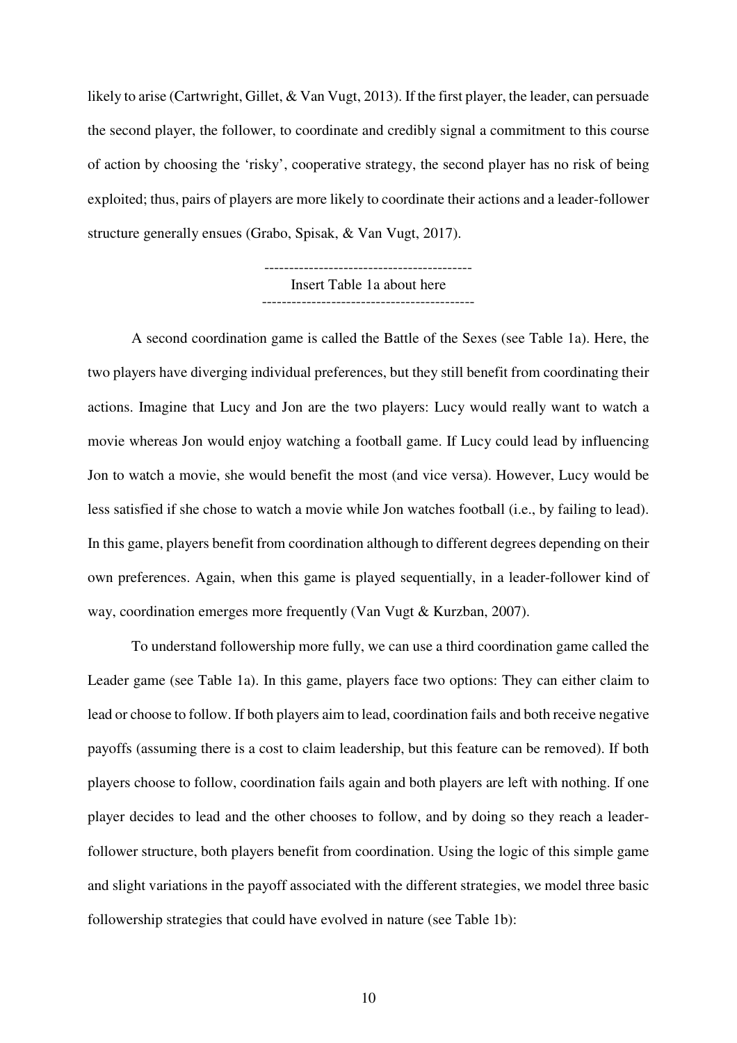likely to arise (Cartwright, Gillet, & Van Vugt, 2013). If the first player, the leader, can persuade the second player, the follower, to coordinate and credibly signal a commitment to this course of action by choosing the 'risky', cooperative strategy, the second player has no risk of being exploited; thus, pairs of players are more likely to coordinate their actions and a leader-follower structure generally ensues (Grabo, Spisak, & Van Vugt, 2017).

------------------------------------------
Insert Table 1a about here
------------------------------------------

A second coordination game is called the Battle of the Sexes (see Table 1a). Here, the two players have diverging individual preferences, but they still benefit from coordinating their actions. Imagine that Lucy and Jon are the two players: Lucy would really want to watch a movie whereas Jon would enjoy watching a football game. If Lucy could lead by influencing Jon to watch a movie, she would benefit the most (and vice versa). However, Lucy would be less satisfied if she chose to watch a movie while Jon watches football (i.e., by failing to lead). In this game, players benefit from coordination although to different degrees depending on their own preferences. Again, when this game is played sequentially, in a leader-follower kind of way, coordination emerges more frequently (Van Vugt & Kurzban, 2007).

To understand followership more fully, we can use a third coordination game called the Leader game (see Table 1a). In this game, players face two options: They can either claim to lead or choose to follow. If both players aim to lead, coordination fails and both receive negative payoffs (assuming there is a cost to claim leadership, but this feature can be removed). If both players choose to follow, coordination fails again and both players are left with nothing. If one player decides to lead and the other chooses to follow, and by doing so they reach a leader-follower structure, both players benefit from coordination. Using the logic of this simple game and slight variations in the payoff associated with the different strategies, we model three basic followership strategies that could have evolved in nature (see Table 1b):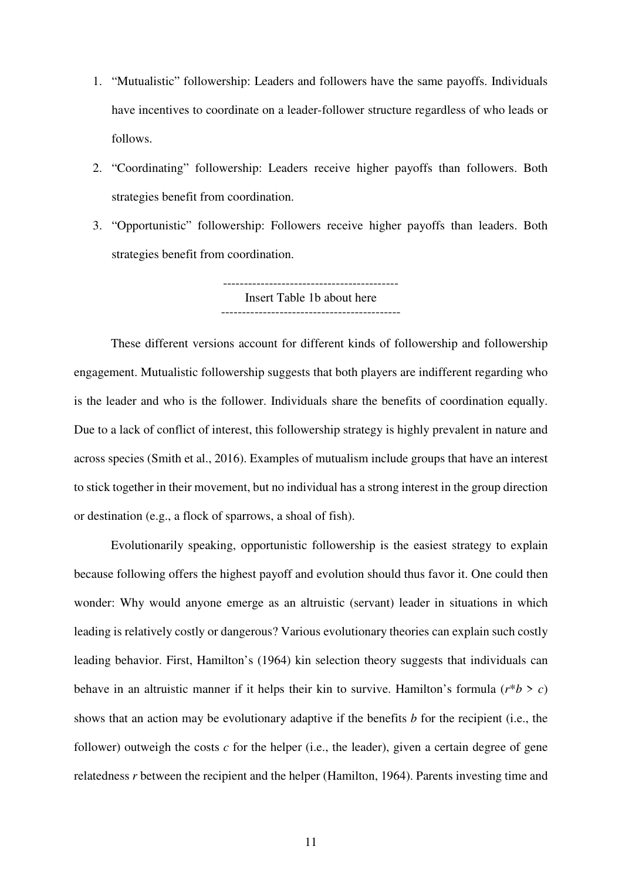1. "Mutualistic" followership: Leaders and followers have the same payoffs. Individuals have incentives to coordinate on a leader-follower structure regardless of who leads or follows.
2. "Coordinating" followership: Leaders receive higher payoffs than followers. Both strategies benefit from coordination.
3. "Opportunistic" followership: Followers receive higher payoffs than leaders. Both strategies benefit from coordination.

------------------------------------------
Insert Table 1b about here
------------------------------------------

These different versions account for different kinds of followership and followership engagement. Mutualistic followership suggests that both players are indifferent regarding who is the leader and who is the follower. Individuals share the benefits of coordination equally. Due to a lack of conflict of interest, this followership strategy is highly prevalent in nature and across species (Smith et al., 2016). Examples of mutualism include groups that have an interest to stick together in their movement, but no individual has a strong interest in the group direction or destination (e.g., a flock of sparrows, a shoal of fish).

Evolutionarily speaking, opportunistic followership is the easiest strategy to explain because following offers the highest payoff and evolution should thus favor it. One could then wonder: Why would anyone emerge as an altruistic (servant) leader in situations in which leading is relatively costly or dangerous? Various evolutionary theories can explain such costly leading behavior. First, Hamilton's (1964) kin selection theory suggests that individuals can behave in an altruistic manner if it helps their kin to survive. Hamilton's formula ($r*b > c$) shows that an action may be evolutionary adaptive if the benefits $b$ for the recipient (i.e., the follower) outweigh the costs $c$ for the helper (i.e., the leader), given a certain degree of gene relatedness $r$ between the recipient and the helper (Hamilton, 1964). Parents investing time and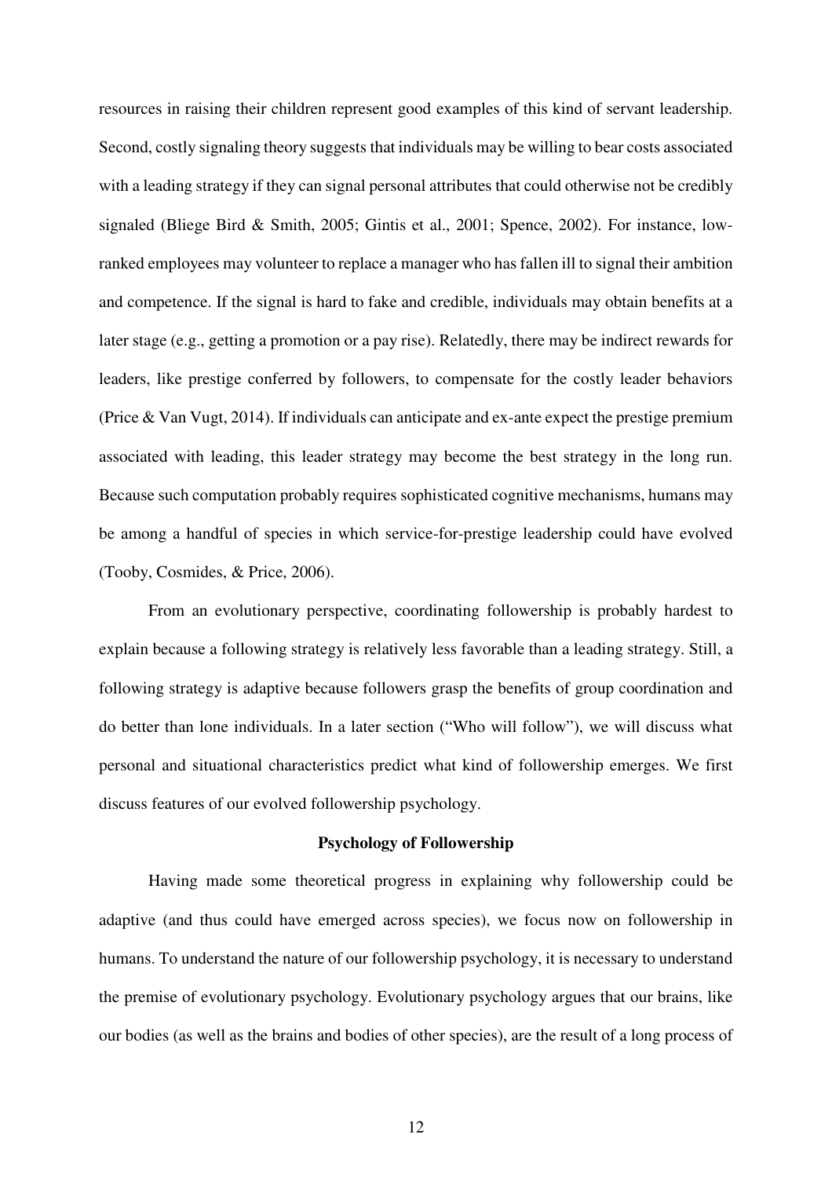resources in raising their children represent good examples of this kind of servant leadership. Second, costly signaling theory suggests that individuals may be willing to bear costs associated with a leading strategy if they can signal personal attributes that could otherwise not be credibly signaled (Bliege Bird & Smith, 2005; Gintis et al., 2001; Spence, 2002). For instance, low-ranked employees may volunteer to replace a manager who has fallen ill to signal their ambition and competence. If the signal is hard to fake and credible, individuals may obtain benefits at a later stage (e.g., getting a promotion or a pay rise). Relatedly, there may be indirect rewards for leaders, like prestige conferred by followers, to compensate for the costly leader behaviors (Price & Van Vugt, 2014). If individuals can anticipate and ex-ante expect the prestige premium associated with leading, this leader strategy may become the best strategy in the long run. Because such computation probably requires sophisticated cognitive mechanisms, humans may be among a handful of species in which service-for-prestige leadership could have evolved (Tooby, Cosmides, & Price, 2006).

From an evolutionary perspective, coordinating followership is probably hardest to explain because a following strategy is relatively less favorable than a leading strategy. Still, a following strategy is adaptive because followers grasp the benefits of group coordination and do better than lone individuals. In a later section ("Who will follow"), we will discuss what personal and situational characteristics predict what kind of followership emerges. We first discuss features of our evolved followership psychology.

## Psychology of Followership

Having made some theoretical progress in explaining why followership could be adaptive (and thus could have emerged across species), we focus now on followership in humans. To understand the nature of our followership psychology, it is necessary to understand the premise of evolutionary psychology. Evolutionary psychology argues that our brains, like our bodies (as well as the brains and bodies of other species), are the result of a long process of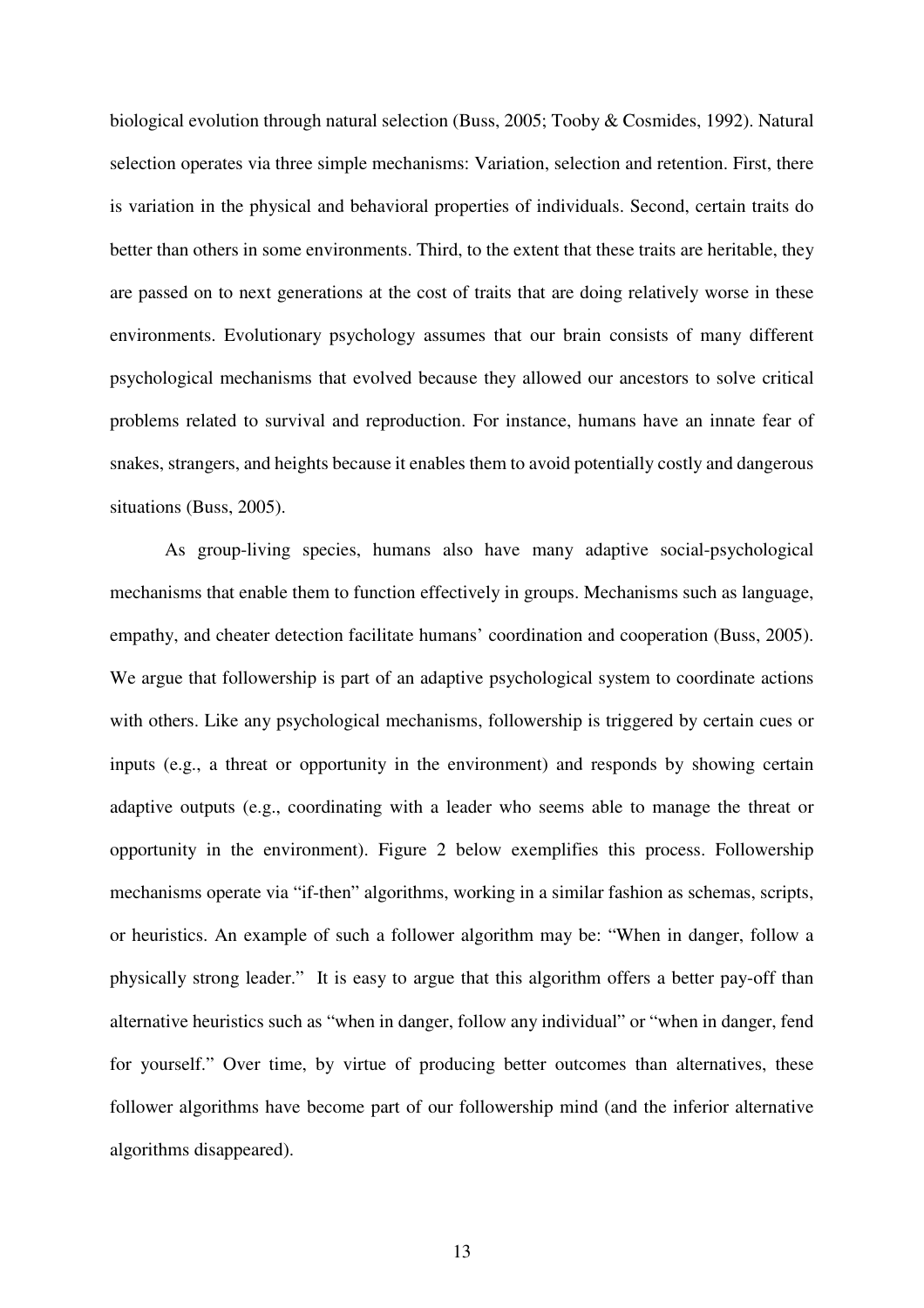biological evolution through natural selection (Buss, 2005; Tooby & Cosmides, 1992). Natural selection operates via three simple mechanisms: Variation, selection and retention. First, there is variation in the physical and behavioral properties of individuals. Second, certain traits do better than others in some environments. Third, to the extent that these traits are heritable, they are passed on to next generations at the cost of traits that are doing relatively worse in these environments. Evolutionary psychology assumes that our brain consists of many different psychological mechanisms that evolved because they allowed our ancestors to solve critical problems related to survival and reproduction. For instance, humans have an innate fear of snakes, strangers, and heights because it enables them to avoid potentially costly and dangerous situations (Buss, 2005).

As group-living species, humans also have many adaptive social-psychological mechanisms that enable them to function effectively in groups. Mechanisms such as language, empathy, and cheater detection facilitate humans' coordination and cooperation (Buss, 2005). We argue that followership is part of an adaptive psychological system to coordinate actions with others. Like any psychological mechanisms, followership is triggered by certain cues or inputs (e.g., a threat or opportunity in the environment) and responds by showing certain adaptive outputs (e.g., coordinating with a leader who seems able to manage the threat or opportunity in the environment). Figure 2 below exemplifies this process. Followership mechanisms operate via "if-then" algorithms, working in a similar fashion as schemas, scripts, or heuristics. An example of such a follower algorithm may be: "When in danger, follow a physically strong leader." It is easy to argue that this algorithm offers a better pay-off than alternative heuristics such as "when in danger, follow any individual" or "when in danger, fend for yourself." Over time, by virtue of producing better outcomes than alternatives, these follower algorithms have become part of our followership mind (and the inferior alternative algorithms disappeared).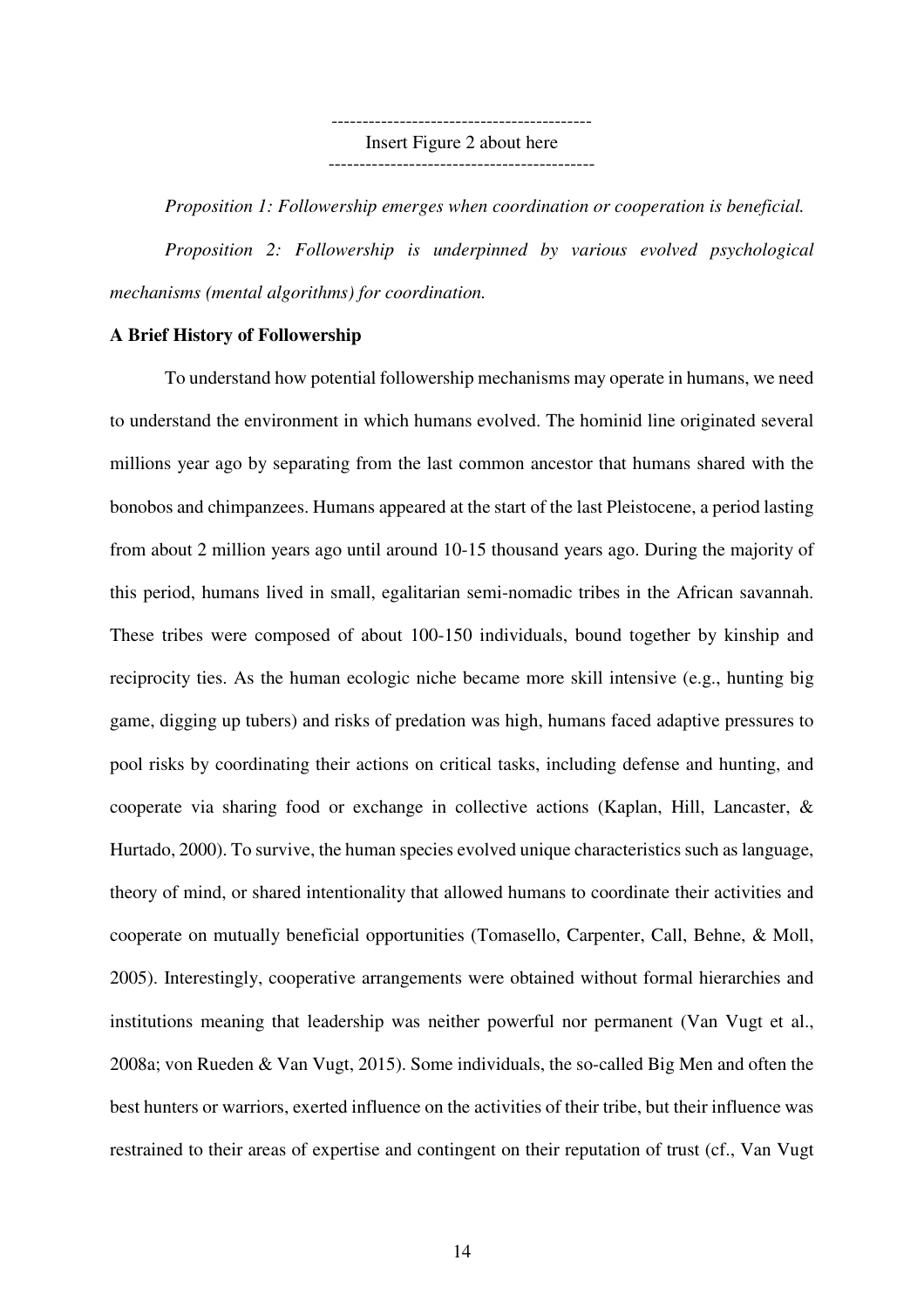------------------------------------------
Insert Figure 2 about here
-------------------------------------------

*Proposition 1: Followership emerges when coordination or cooperation is beneficial.*

*Proposition 2: Followership is underpinned by various evolved psychological mechanisms (mental algorithms) for coordination.*

**A Brief History of Followership**

To understand how potential followership mechanisms may operate in humans, we need to understand the environment in which humans evolved. The hominid line originated several millions year ago by separating from the last common ancestor that humans shared with the bonobos and chimpanzees. Humans appeared at the start of the last Pleistocene, a period lasting from about 2 million years ago until around 10-15 thousand years ago. During the majority of this period, humans lived in small, egalitarian semi-nomadic tribes in the African savannah. These tribes were composed of about 100-150 individuals, bound together by kinship and reciprocity ties. As the human ecologic niche became more skill intensive (e.g., hunting big game, digging up tubers) and risks of predation was high, humans faced adaptive pressures to pool risks by coordinating their actions on critical tasks, including defense and hunting, and cooperate via sharing food or exchange in collective actions (Kaplan, Hill, Lancaster, & Hurtado, 2000). To survive, the human species evolved unique characteristics such as language, theory of mind, or shared intentionality that allowed humans to coordinate their activities and cooperate on mutually beneficial opportunities (Tomasello, Carpenter, Call, Behne, & Moll, 2005). Interestingly, cooperative arrangements were obtained without formal hierarchies and institutions meaning that leadership was neither powerful nor permanent (Van Vugt et al., 2008a; von Rueden & Van Vugt, 2015). Some individuals, the so-called Big Men and often the best hunters or warriors, exerted influence on the activities of their tribe, but their influence was restrained to their areas of expertise and contingent on their reputation of trust (cf., Van Vugt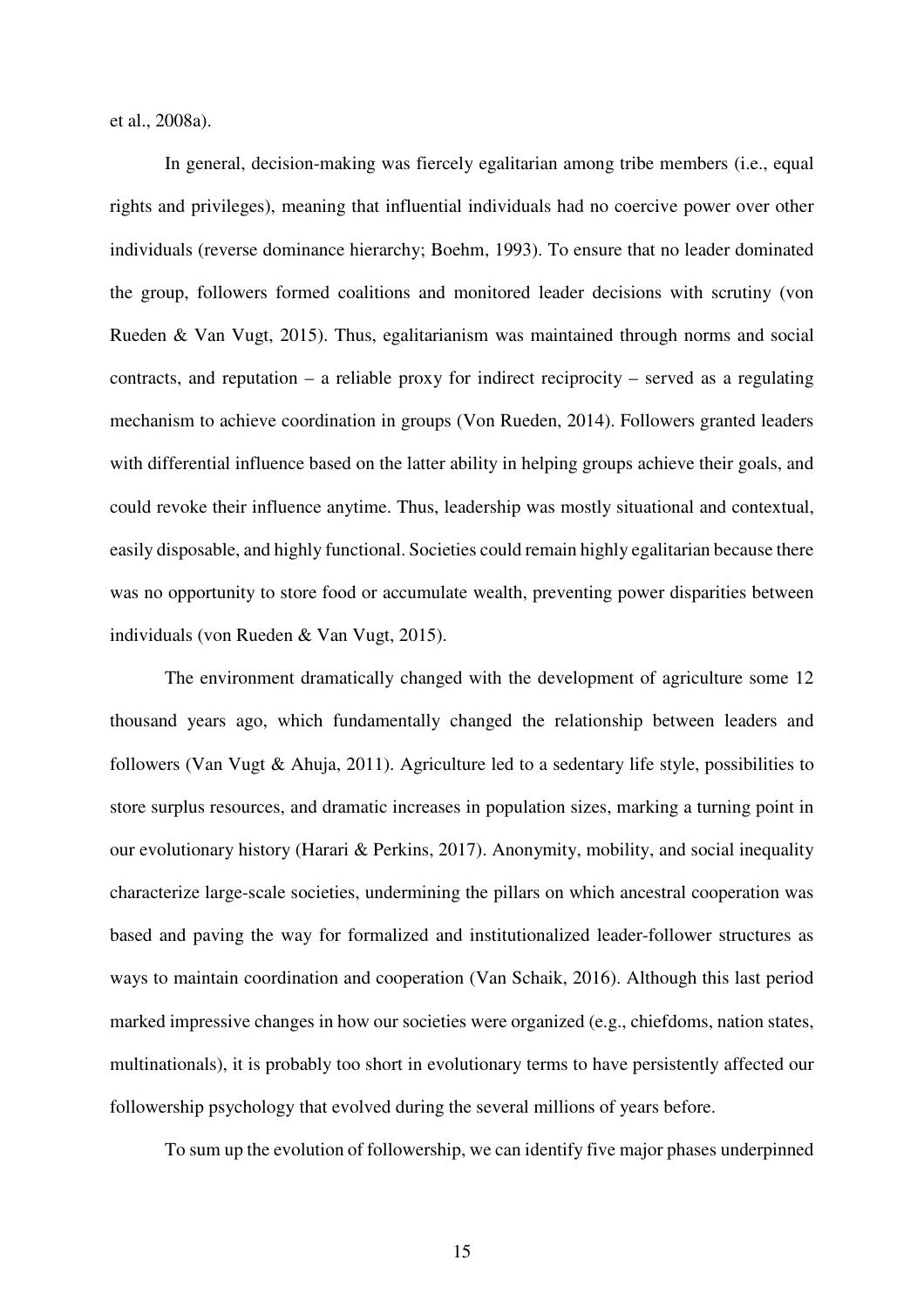et al., 2008a).

In general, decision-making was fiercely egalitarian among tribe members (i.e., equal rights and privileges), meaning that influential individuals had no coercive power over other individuals (reverse dominance hierarchy; Boehm, 1993). To ensure that no leader dominated the group, followers formed coalitions and monitored leader decisions with scrutiny (von Rueden & Van Vugt, 2015). Thus, egalitarianism was maintained through norms and social contracts, and reputation – a reliable proxy for indirect reciprocity – served as a regulating mechanism to achieve coordination in groups (Von Rueden, 2014). Followers granted leaders with differential influence based on the latter ability in helping groups achieve their goals, and could revoke their influence anytime. Thus, leadership was mostly situational and contextual, easily disposable, and highly functional. Societies could remain highly egalitarian because there was no opportunity to store food or accumulate wealth, preventing power disparities between individuals (von Rueden & Van Vugt, 2015).

The environment dramatically changed with the development of agriculture some 12 thousand years ago, which fundamentally changed the relationship between leaders and followers (Van Vugt & Ahuja, 2011). Agriculture led to a sedentary life style, possibilities to store surplus resources, and dramatic increases in population sizes, marking a turning point in our evolutionary history (Harari & Perkins, 2017). Anonymity, mobility, and social inequality characterize large-scale societies, undermining the pillars on which ancestral cooperation was based and paving the way for formalized and institutionalized leader-follower structures as ways to maintain coordination and cooperation (Van Schaik, 2016). Although this last period marked impressive changes in how our societies were organized (e.g., chiefdoms, nation states, multinationals), it is probably too short in evolutionary terms to have persistently affected our followership psychology that evolved during the several millions of years before.

To sum up the evolution of followership, we can identify five major phases underpinned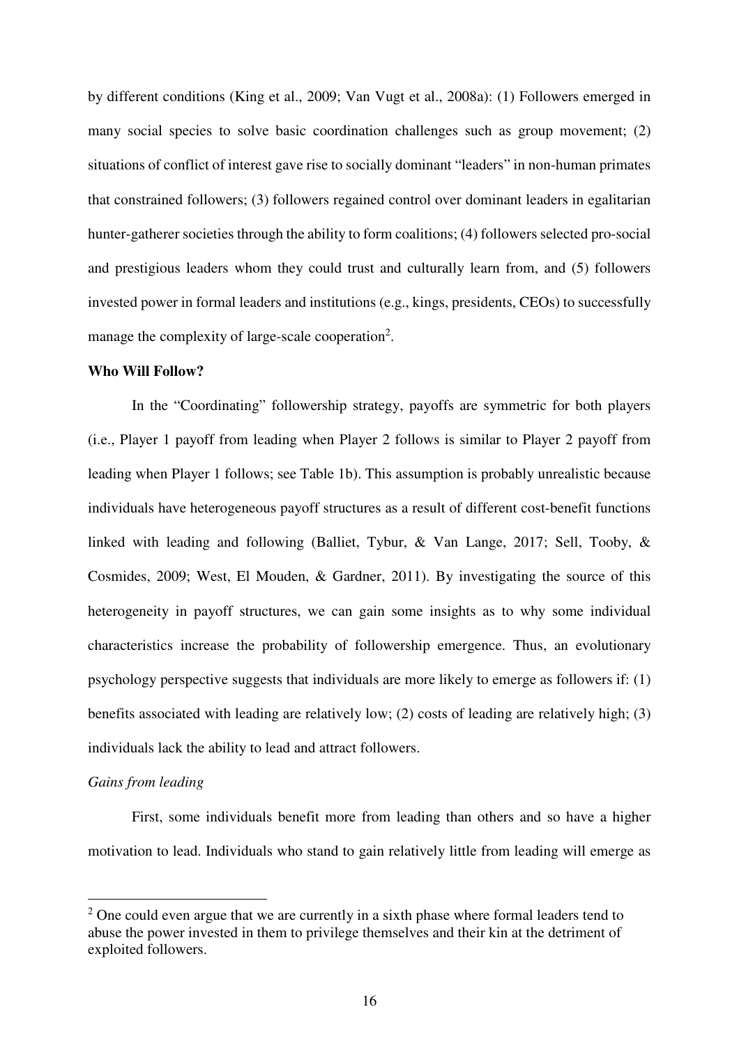by different conditions (King et al., 2009; Van Vugt et al., 2008a): (1) Followers emerged in many social species to solve basic coordination challenges such as group movement; (2) situations of conflict of interest gave rise to socially dominant "leaders" in non-human primates that constrained followers; (3) followers regained control over dominant leaders in egalitarian hunter-gatherer societies through the ability to form coalitions; (4) followers selected pro-social and prestigious leaders whom they could trust and culturally learn from, and (5) followers invested power in formal leaders and institutions (e.g., kings, presidents, CEOs) to successfully manage the complexity of large-scale cooperation[2].

**Who Will Follow?**

In the "Coordinating" followership strategy, payoffs are symmetric for both players (i.e., Player 1 payoff from leading when Player 2 follows is similar to Player 2 payoff from leading when Player 1 follows; see Table 1b). This assumption is probably unrealistic because individuals have heterogeneous payoff structures as a result of different cost-benefit functions linked with leading and following (Balliet, Tybur, & Van Lange, 2017; Sell, Tooby, & Cosmides, 2009; West, El Mouden, & Gardner, 2011). By investigating the source of this heterogeneity in payoff structures, we can gain some insights as to why some individual characteristics increase the probability of followership emergence. Thus, an evolutionary psychology perspective suggests that individuals are more likely to emerge as followers if: (1) benefits associated with leading are relatively low; (2) costs of leading are relatively high; (3) individuals lack the ability to lead and attract followers.

*Gains from leading*

First, some individuals benefit more from leading than others and so have a higher motivation to lead. Individuals who stand to gain relatively little from leading will emerge as

[2] One could even argue that we are currently in a sixth phase where formal leaders tend to abuse the power invested in them to privilege themselves and their kin at the detriment of exploited followers.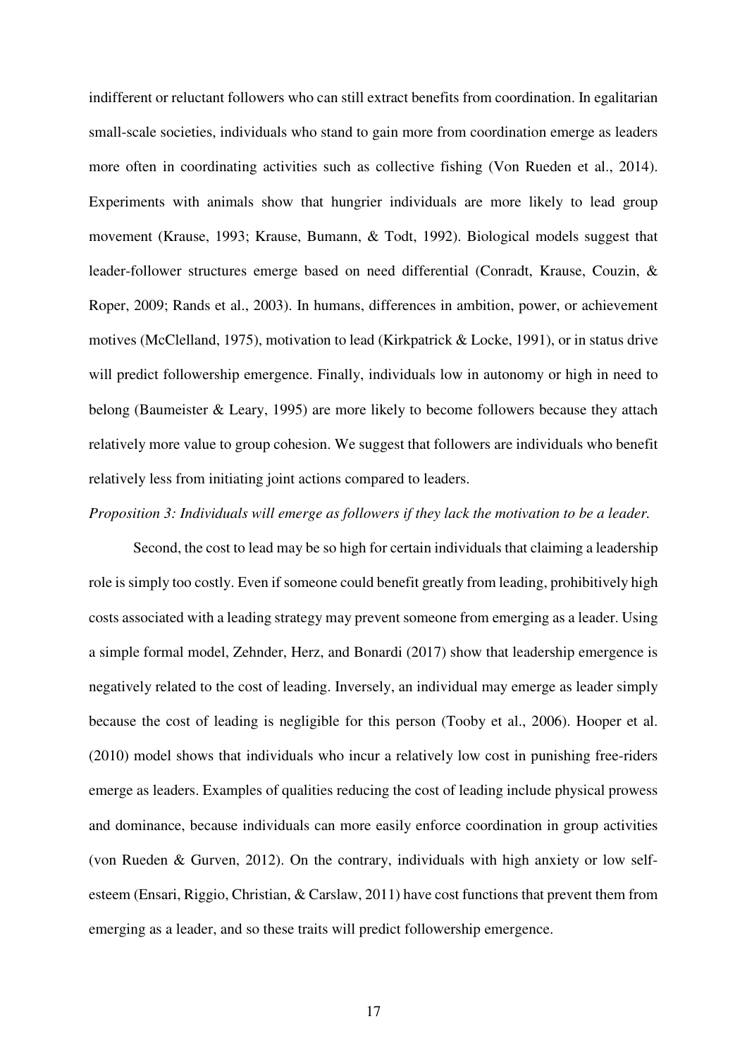indifferent or reluctant followers who can still extract benefits from coordination. In egalitarian small-scale societies, individuals who stand to gain more from coordination emerge as leaders more often in coordinating activities such as collective fishing (Von Rueden et al., 2014). Experiments with animals show that hungrier individuals are more likely to lead group movement (Krause, 1993; Krause, Bumann, & Todt, 1992). Biological models suggest that leader-follower structures emerge based on need differential (Conradt, Krause, Couzin, & Roper, 2009; Rands et al., 2003). In humans, differences in ambition, power, or achievement motives (McClelland, 1975), motivation to lead (Kirkpatrick & Locke, 1991), or in status drive will predict followership emergence. Finally, individuals low in autonomy or high in need to belong (Baumeister & Leary, 1995) are more likely to become followers because they attach relatively more value to group cohesion. We suggest that followers are individuals who benefit relatively less from initiating joint actions compared to leaders.

*Proposition 3: Individuals will emerge as followers if they lack the motivation to be a leader.*

Second, the cost to lead may be so high for certain individuals that claiming a leadership role is simply too costly. Even if someone could benefit greatly from leading, prohibitively high costs associated with a leading strategy may prevent someone from emerging as a leader. Using a simple formal model, Zehnder, Herz, and Bonardi (2017) show that leadership emergence is negatively related to the cost of leading. Inversely, an individual may emerge as leader simply because the cost of leading is negligible for this person (Tooby et al., 2006). Hooper et al. (2010) model shows that individuals who incur a relatively low cost in punishing free-riders emerge as leaders. Examples of qualities reducing the cost of leading include physical prowess and dominance, because individuals can more easily enforce coordination in group activities (von Rueden & Gurven, 2012). On the contrary, individuals with high anxiety or low self-esteem (Ensari, Riggio, Christian, & Carslaw, 2011) have cost functions that prevent them from emerging as a leader, and so these traits will predict followership emergence.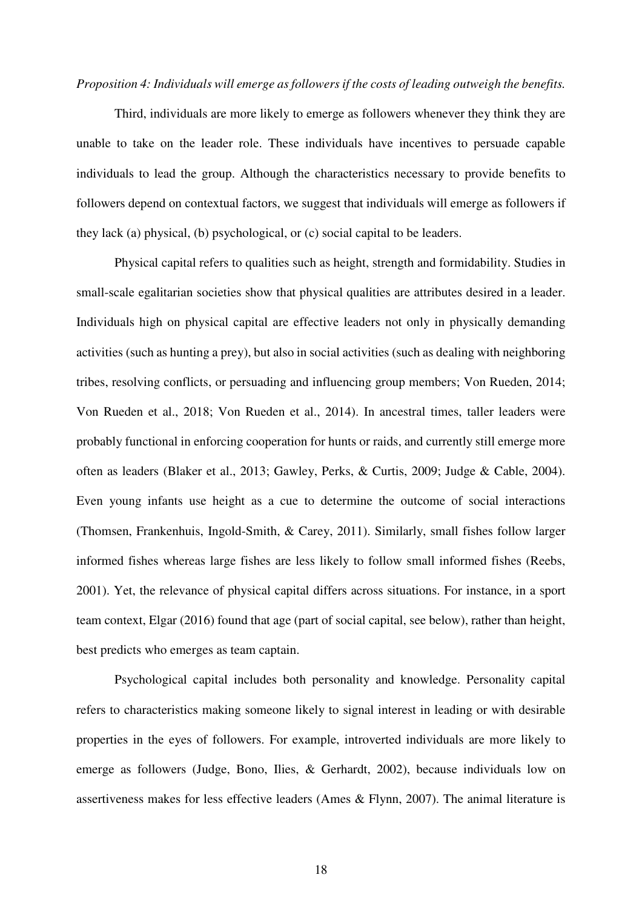*Proposition 4: Individuals will emerge as followers if the costs of leading outweigh the benefits.*

Third, individuals are more likely to emerge as followers whenever they think they are unable to take on the leader role. These individuals have incentives to persuade capable individuals to lead the group. Although the characteristics necessary to provide benefits to followers depend on contextual factors, we suggest that individuals will emerge as followers if they lack (a) physical, (b) psychological, or (c) social capital to be leaders.

Physical capital refers to qualities such as height, strength and formidability. Studies in small-scale egalitarian societies show that physical qualities are attributes desired in a leader. Individuals high on physical capital are effective leaders not only in physically demanding activities (such as hunting a prey), but also in social activities (such as dealing with neighboring tribes, resolving conflicts, or persuading and influencing group members; Von Rueden, 2014; Von Rueden et al., 2018; Von Rueden et al., 2014). In ancestral times, taller leaders were probably functional in enforcing cooperation for hunts or raids, and currently still emerge more often as leaders (Blaker et al., 2013; Gawley, Perks, & Curtis, 2009; Judge & Cable, 2004). Even young infants use height as a cue to determine the outcome of social interactions (Thomsen, Frankenhuis, Ingold-Smith, & Carey, 2011). Similarly, small fishes follow larger informed fishes whereas large fishes are less likely to follow small informed fishes (Reebs, 2001). Yet, the relevance of physical capital differs across situations. For instance, in a sport team context, Elgar (2016) found that age (part of social capital, see below), rather than height, best predicts who emerges as team captain.

Psychological capital includes both personality and knowledge. Personality capital refers to characteristics making someone likely to signal interest in leading or with desirable properties in the eyes of followers. For example, introverted individuals are more likely to emerge as followers (Judge, Bono, Ilies, & Gerhardt, 2002), because individuals low on assertiveness makes for less effective leaders (Ames & Flynn, 2007). The animal literature is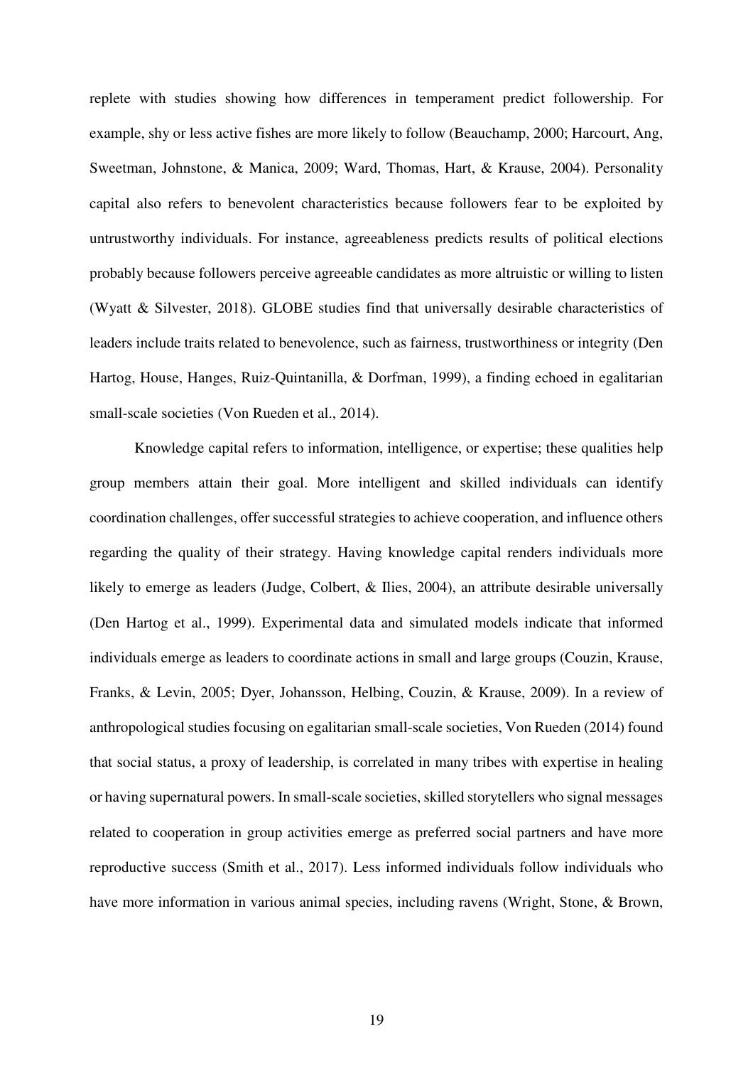replete with studies showing how differences in temperament predict followership. For example, shy or less active fishes are more likely to follow (Beauchamp, 2000; Harcourt, Ang, Sweetman, Johnstone, & Manica, 2009; Ward, Thomas, Hart, & Krause, 2004). Personality capital also refers to benevolent characteristics because followers fear to be exploited by untrustworthy individuals. For instance, agreeableness predicts results of political elections probably because followers perceive agreeable candidates as more altruistic or willing to listen (Wyatt & Silvester, 2018). GLOBE studies find that universally desirable characteristics of leaders include traits related to benevolence, such as fairness, trustworthiness or integrity (Den Hartog, House, Hanges, Ruiz-Quintanilla, & Dorfman, 1999), a finding echoed in egalitarian small-scale societies (Von Rueden et al., 2014).

Knowledge capital refers to information, intelligence, or expertise; these qualities help group members attain their goal. More intelligent and skilled individuals can identify coordination challenges, offer successful strategies to achieve cooperation, and influence others regarding the quality of their strategy. Having knowledge capital renders individuals more likely to emerge as leaders (Judge, Colbert, & Ilies, 2004), an attribute desirable universally (Den Hartog et al., 1999). Experimental data and simulated models indicate that informed individuals emerge as leaders to coordinate actions in small and large groups (Couzin, Krause, Franks, & Levin, 2005; Dyer, Johansson, Helbing, Couzin, & Krause, 2009). In a review of anthropological studies focusing on egalitarian small-scale societies, Von Rueden (2014) found that social status, a proxy of leadership, is correlated in many tribes with expertise in healing or having supernatural powers. In small-scale societies, skilled storytellers who signal messages related to cooperation in group activities emerge as preferred social partners and have more reproductive success (Smith et al., 2017). Less informed individuals follow individuals who have more information in various animal species, including ravens (Wright, Stone, & Brown,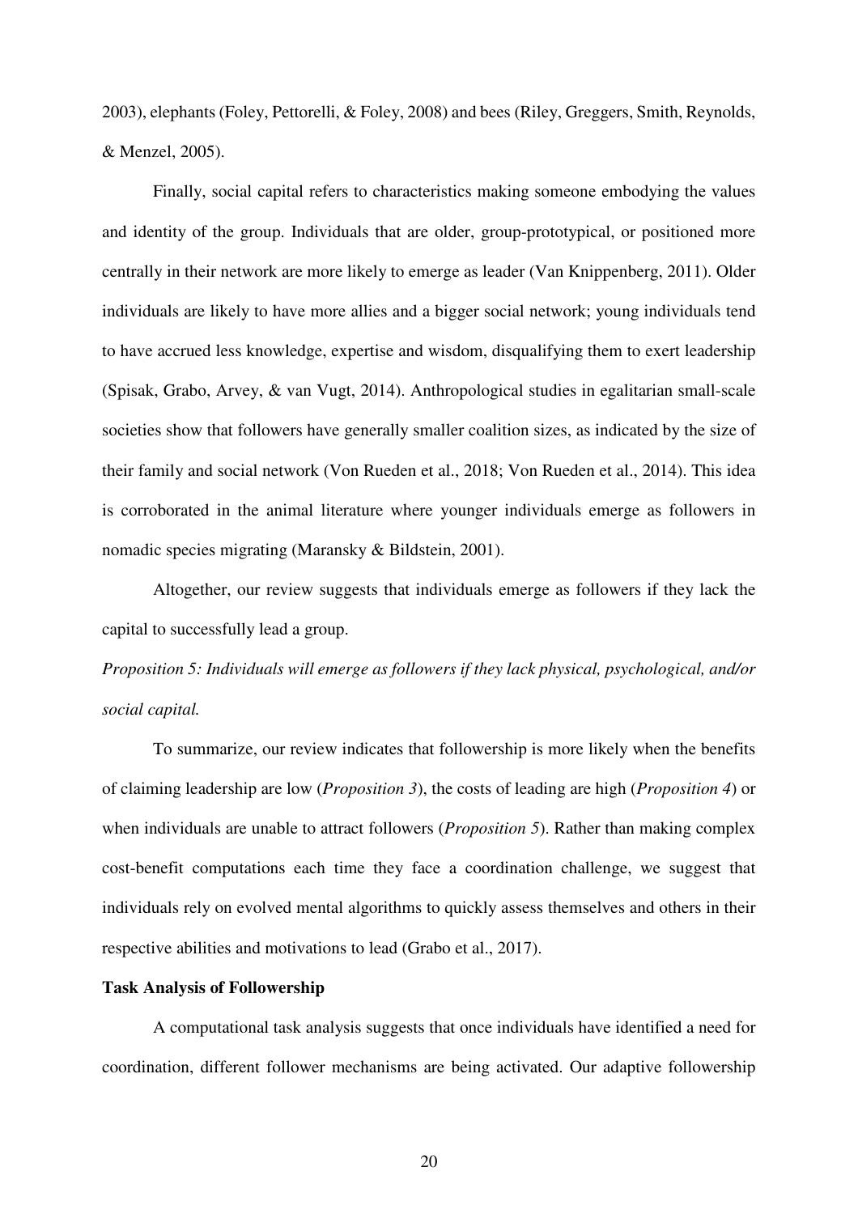2003), elephants (Foley, Pettorelli, & Foley, 2008) and bees (Riley, Greggers, Smith, Reynolds, & Menzel, 2005).

Finally, social capital refers to characteristics making someone embodying the values and identity of the group. Individuals that are older, group-prototypical, or positioned more centrally in their network are more likely to emerge as leader (Van Knippenberg, 2011). Older individuals are likely to have more allies and a bigger social network; young individuals tend to have accrued less knowledge, expertise and wisdom, disqualifying them to exert leadership (Spisak, Grabo, Arvey, & van Vugt, 2014). Anthropological studies in egalitarian small-scale societies show that followers have generally smaller coalition sizes, as indicated by the size of their family and social network (Von Rueden et al., 2018; Von Rueden et al., 2014). This idea is corroborated in the animal literature where younger individuals emerge as followers in nomadic species migrating (Maransky & Bildstein, 2001).

Altogether, our review suggests that individuals emerge as followers if they lack the capital to successfully lead a group.

*Proposition 5: Individuals will emerge as followers if they lack physical, psychological, and/or social capital.*

To summarize, our review indicates that followership is more likely when the benefits of claiming leadership are low (*Proposition 3*), the costs of leading are high (*Proposition 4*) or when individuals are unable to attract followers (*Proposition 5*). Rather than making complex cost-benefit computations each time they face a coordination challenge, we suggest that individuals rely on evolved mental algorithms to quickly assess themselves and others in their respective abilities and motivations to lead (Grabo et al., 2017).

**Task Analysis of Followership**

A computational task analysis suggests that once individuals have identified a need for coordination, different follower mechanisms are being activated. Our adaptive followership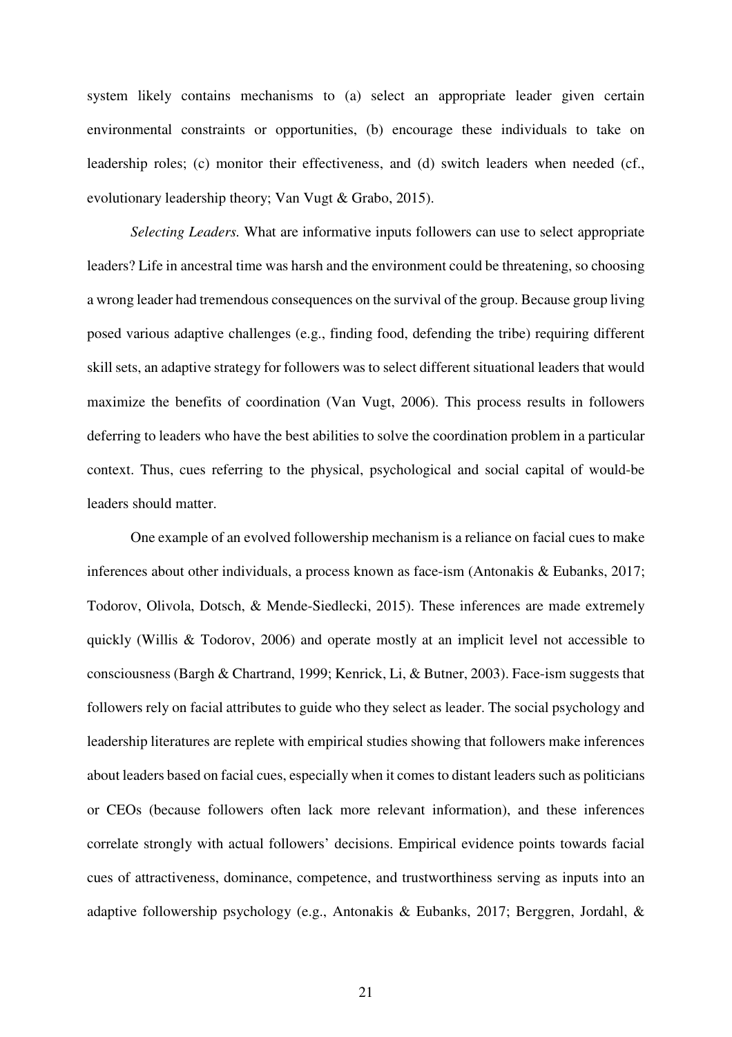system likely contains mechanisms to (a) select an appropriate leader given certain environmental constraints or opportunities, (b) encourage these individuals to take on leadership roles; (c) monitor their effectiveness, and (d) switch leaders when needed (cf., evolutionary leadership theory; Van Vugt & Grabo, 2015).

*Selecting Leaders.* What are informative inputs followers can use to select appropriate leaders? Life in ancestral time was harsh and the environment could be threatening, so choosing a wrong leader had tremendous consequences on the survival of the group. Because group living posed various adaptive challenges (e.g., finding food, defending the tribe) requiring different skill sets, an adaptive strategy for followers was to select different situational leaders that would maximize the benefits of coordination (Van Vugt, 2006). This process results in followers deferring to leaders who have the best abilities to solve the coordination problem in a particular context. Thus, cues referring to the physical, psychological and social capital of would-be leaders should matter.

One example of an evolved followership mechanism is a reliance on facial cues to make inferences about other individuals, a process known as face-ism (Antonakis & Eubanks, 2017; Todorov, Olivola, Dotsch, & Mende-Siedlecki, 2015). These inferences are made extremely quickly (Willis & Todorov, 2006) and operate mostly at an implicit level not accessible to consciousness (Bargh & Chartrand, 1999; Kenrick, Li, & Butner, 2003). Face-ism suggests that followers rely on facial attributes to guide who they select as leader. The social psychology and leadership literatures are replete with empirical studies showing that followers make inferences about leaders based on facial cues, especially when it comes to distant leaders such as politicians or CEOs (because followers often lack more relevant information), and these inferences correlate strongly with actual followers' decisions. Empirical evidence points towards facial cues of attractiveness, dominance, competence, and trustworthiness serving as inputs into an adaptive followership psychology (e.g., Antonakis & Eubanks, 2017; Berggren, Jordahl, &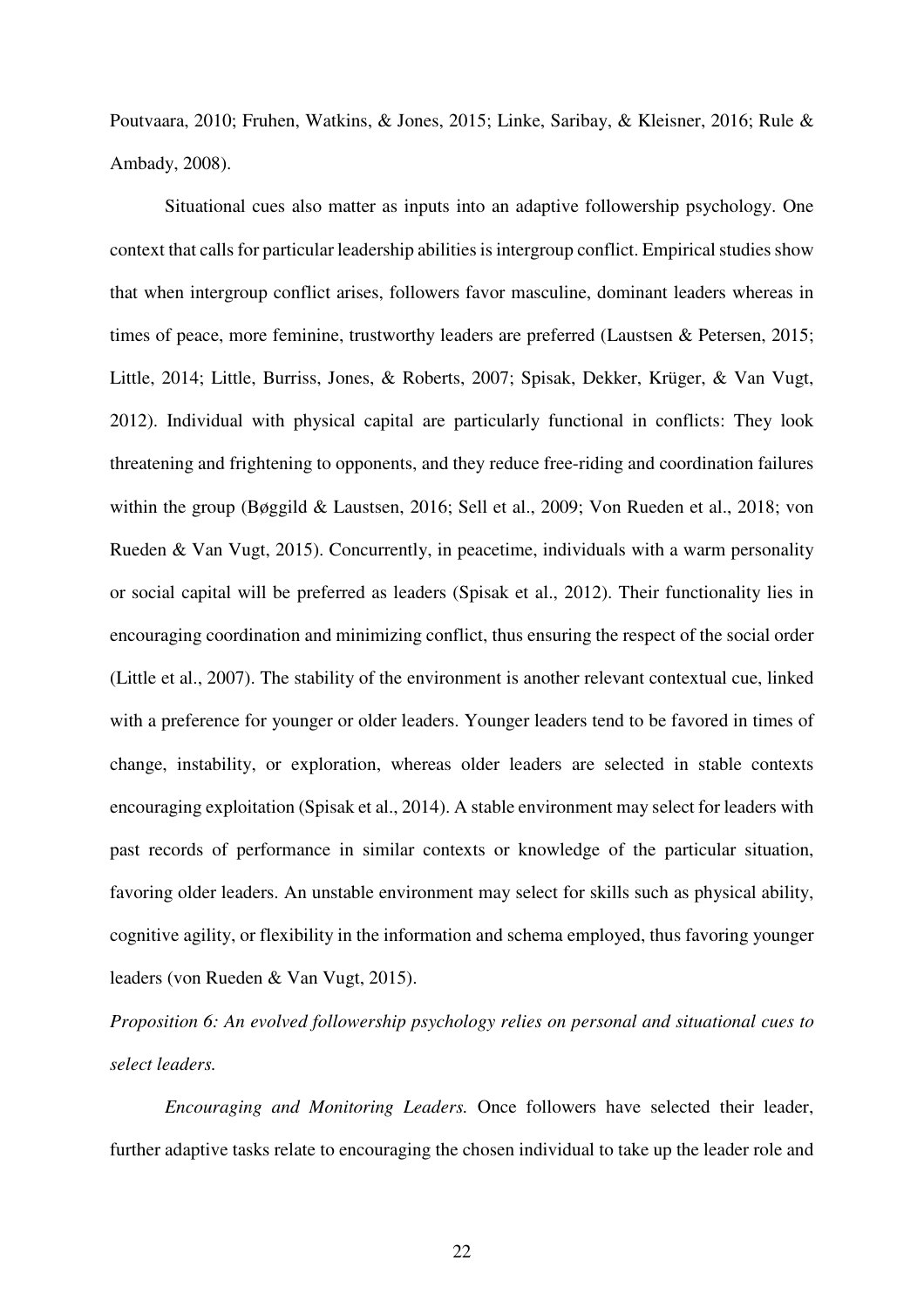Poutvaara, 2010; Fruhen, Watkins, & Jones, 2015; Linke, Saribay, & Kleisner, 2016; Rule & Ambady, 2008).

Situational cues also matter as inputs into an adaptive followership psychology. One context that calls for particular leadership abilities is intergroup conflict. Empirical studies show that when intergroup conflict arises, followers favor masculine, dominant leaders whereas in times of peace, more feminine, trustworthy leaders are preferred (Laustsen & Petersen, 2015; Little, 2014; Little, Burriss, Jones, & Roberts, 2007; Spisak, Dekker, Krüger, & Van Vugt, 2012). Individual with physical capital are particularly functional in conflicts: They look threatening and frightening to opponents, and they reduce free-riding and coordination failures within the group (Bøggild & Laustsen, 2016; Sell et al., 2009; Von Rueden et al., 2018; von Rueden & Van Vugt, 2015). Concurrently, in peacetime, individuals with a warm personality or social capital will be preferred as leaders (Spisak et al., 2012). Their functionality lies in encouraging coordination and minimizing conflict, thus ensuring the respect of the social order (Little et al., 2007). The stability of the environment is another relevant contextual cue, linked with a preference for younger or older leaders. Younger leaders tend to be favored in times of change, instability, or exploration, whereas older leaders are selected in stable contexts encouraging exploitation (Spisak et al., 2014). A stable environment may select for leaders with past records of performance in similar contexts or knowledge of the particular situation, favoring older leaders. An unstable environment may select for skills such as physical ability, cognitive agility, or flexibility in the information and schema employed, thus favoring younger leaders (von Rueden & Van Vugt, 2015).

*Proposition 6: An evolved followership psychology relies on personal and situational cues to select leaders.*

*Encouraging and Monitoring Leaders.* Once followers have selected their leader, further adaptive tasks relate to encouraging the chosen individual to take up the leader role and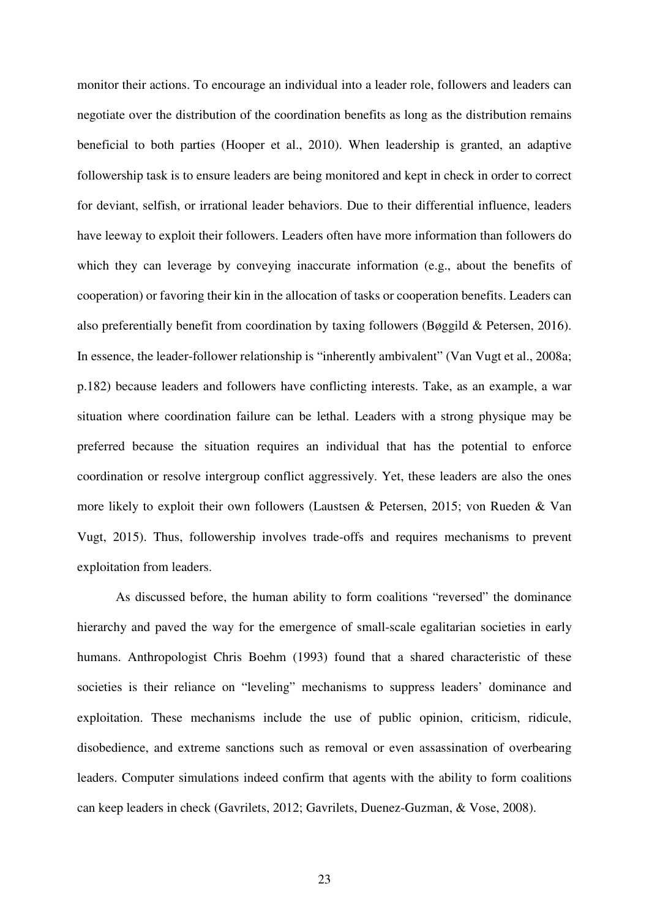monitor their actions. To encourage an individual into a leader role, followers and leaders can negotiate over the distribution of the coordination benefits as long as the distribution remains beneficial to both parties (Hooper et al., 2010). When leadership is granted, an adaptive followership task is to ensure leaders are being monitored and kept in check in order to correct for deviant, selfish, or irrational leader behaviors. Due to their differential influence, leaders have leeway to exploit their followers. Leaders often have more information than followers do which they can leverage by conveying inaccurate information (e.g., about the benefits of cooperation) or favoring their kin in the allocation of tasks or cooperation benefits. Leaders can also preferentially benefit from coordination by taxing followers (Bøggild & Petersen, 2016). In essence, the leader-follower relationship is "inherently ambivalent" (Van Vugt et al., 2008a; p.182) because leaders and followers have conflicting interests. Take, as an example, a war situation where coordination failure can be lethal. Leaders with a strong physique may be preferred because the situation requires an individual that has the potential to enforce coordination or resolve intergroup conflict aggressively. Yet, these leaders are also the ones more likely to exploit their own followers (Laustsen & Petersen, 2015; von Rueden & Van Vugt, 2015). Thus, followership involves trade-offs and requires mechanisms to prevent exploitation from leaders.

As discussed before, the human ability to form coalitions "reversed" the dominance hierarchy and paved the way for the emergence of small-scale egalitarian societies in early humans. Anthropologist Chris Boehm (1993) found that a shared characteristic of these societies is their reliance on "leveling" mechanisms to suppress leaders' dominance and exploitation. These mechanisms include the use of public opinion, criticism, ridicule, disobedience, and extreme sanctions such as removal or even assassination of overbearing leaders. Computer simulations indeed confirm that agents with the ability to form coalitions can keep leaders in check (Gavrilets, 2012; Gavrilets, Duenez-Guzman, & Vose, 2008).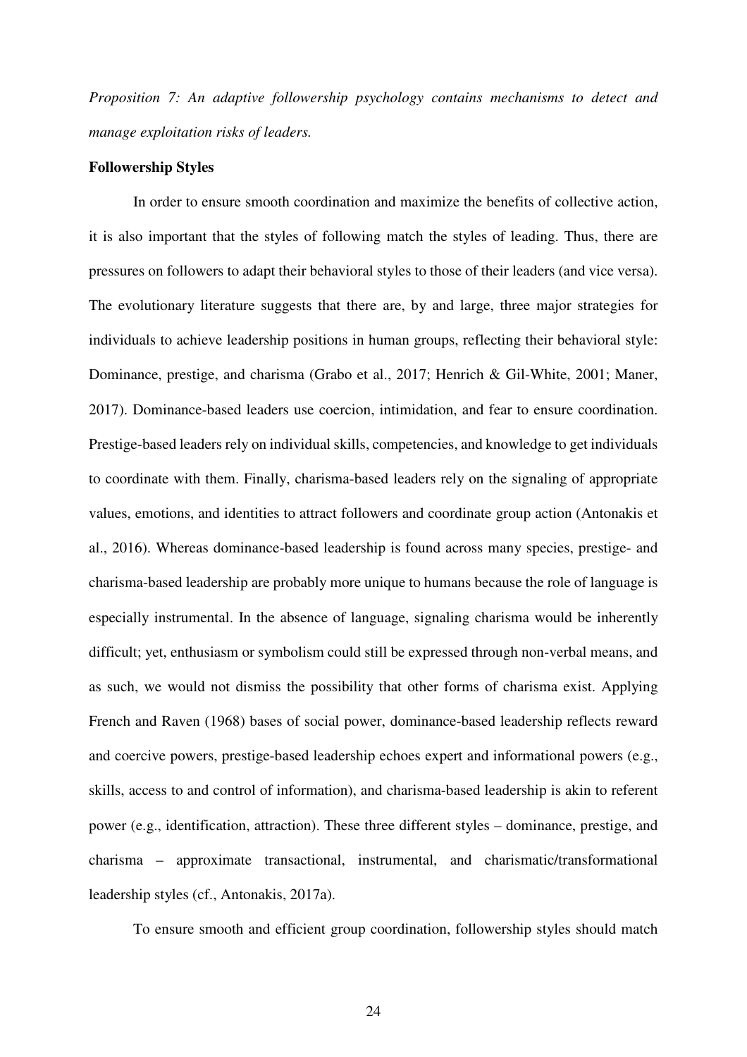*Proposition 7: An adaptive followership psychology contains mechanisms to detect and manage exploitation risks of leaders.*

**Followership Styles**

In order to ensure smooth coordination and maximize the benefits of collective action, it is also important that the styles of following match the styles of leading. Thus, there are pressures on followers to adapt their behavioral styles to those of their leaders (and vice versa). The evolutionary literature suggests that there are, by and large, three major strategies for individuals to achieve leadership positions in human groups, reflecting their behavioral style: Dominance, prestige, and charisma (Grabo et al., 2017; Henrich & Gil-White, 2001; Maner, 2017). Dominance-based leaders use coercion, intimidation, and fear to ensure coordination. Prestige-based leaders rely on individual skills, competencies, and knowledge to get individuals to coordinate with them. Finally, charisma-based leaders rely on the signaling of appropriate values, emotions, and identities to attract followers and coordinate group action (Antonakis et al., 2016). Whereas dominance-based leadership is found across many species, prestige- and charisma-based leadership are probably more unique to humans because the role of language is especially instrumental. In the absence of language, signaling charisma would be inherently difficult; yet, enthusiasm or symbolism could still be expressed through non-verbal means, and as such, we would not dismiss the possibility that other forms of charisma exist. Applying French and Raven (1968) bases of social power, dominance-based leadership reflects reward and coercive powers, prestige-based leadership echoes expert and informational powers (e.g., skills, access to and control of information), and charisma-based leadership is akin to referent power (e.g., identification, attraction). These three different styles – dominance, prestige, and charisma – approximate transactional, instrumental, and charismatic/transformational leadership styles (cf., Antonakis, 2017a).

To ensure smooth and efficient group coordination, followership styles should match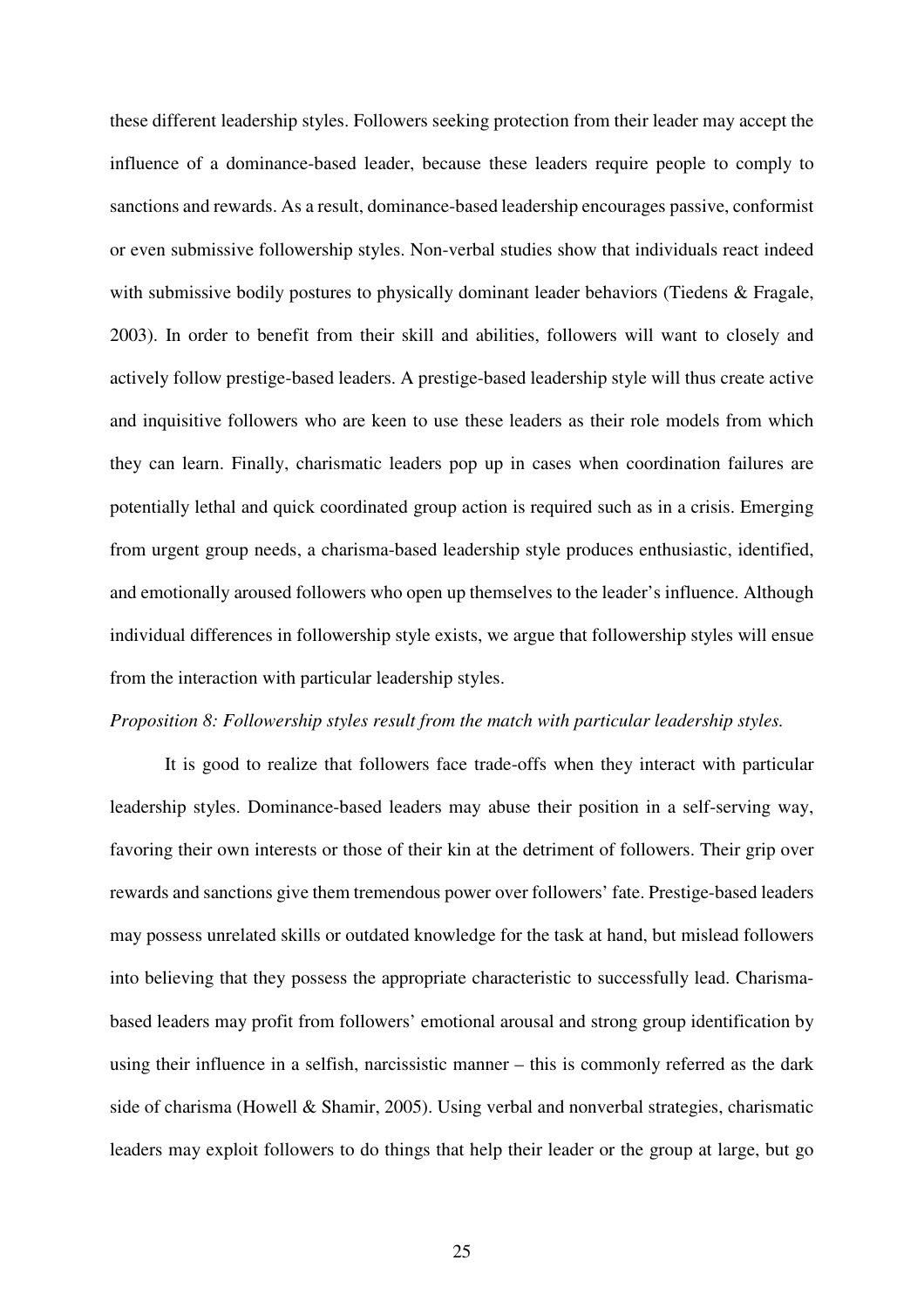these different leadership styles. Followers seeking protection from their leader may accept the influence of a dominance-based leader, because these leaders require people to comply to sanctions and rewards. As a result, dominance-based leadership encourages passive, conformist or even submissive followership styles. Non-verbal studies show that individuals react indeed with submissive bodily postures to physically dominant leader behaviors (Tiedens & Fragale, 2003). In order to benefit from their skill and abilities, followers will want to closely and actively follow prestige-based leaders. A prestige-based leadership style will thus create active and inquisitive followers who are keen to use these leaders as their role models from which they can learn. Finally, charismatic leaders pop up in cases when coordination failures are potentially lethal and quick coordinated group action is required such as in a crisis. Emerging from urgent group needs, a charisma-based leadership style produces enthusiastic, identified, and emotionally aroused followers who open up themselves to the leader's influence. Although individual differences in followership style exists, we argue that followership styles will ensue from the interaction with particular leadership styles.

*Proposition 8: Followership styles result from the match with particular leadership styles.*

It is good to realize that followers face trade-offs when they interact with particular leadership styles. Dominance-based leaders may abuse their position in a self-serving way, favoring their own interests or those of their kin at the detriment of followers. Their grip over rewards and sanctions give them tremendous power over followers' fate. Prestige-based leaders may possess unrelated skills or outdated knowledge for the task at hand, but mislead followers into believing that they possess the appropriate characteristic to successfully lead. Charisma-based leaders may profit from followers' emotional arousal and strong group identification by using their influence in a selfish, narcissistic manner – this is commonly referred as the dark side of charisma (Howell & Shamir, 2005). Using verbal and nonverbal strategies, charismatic leaders may exploit followers to do things that help their leader or the group at large, but go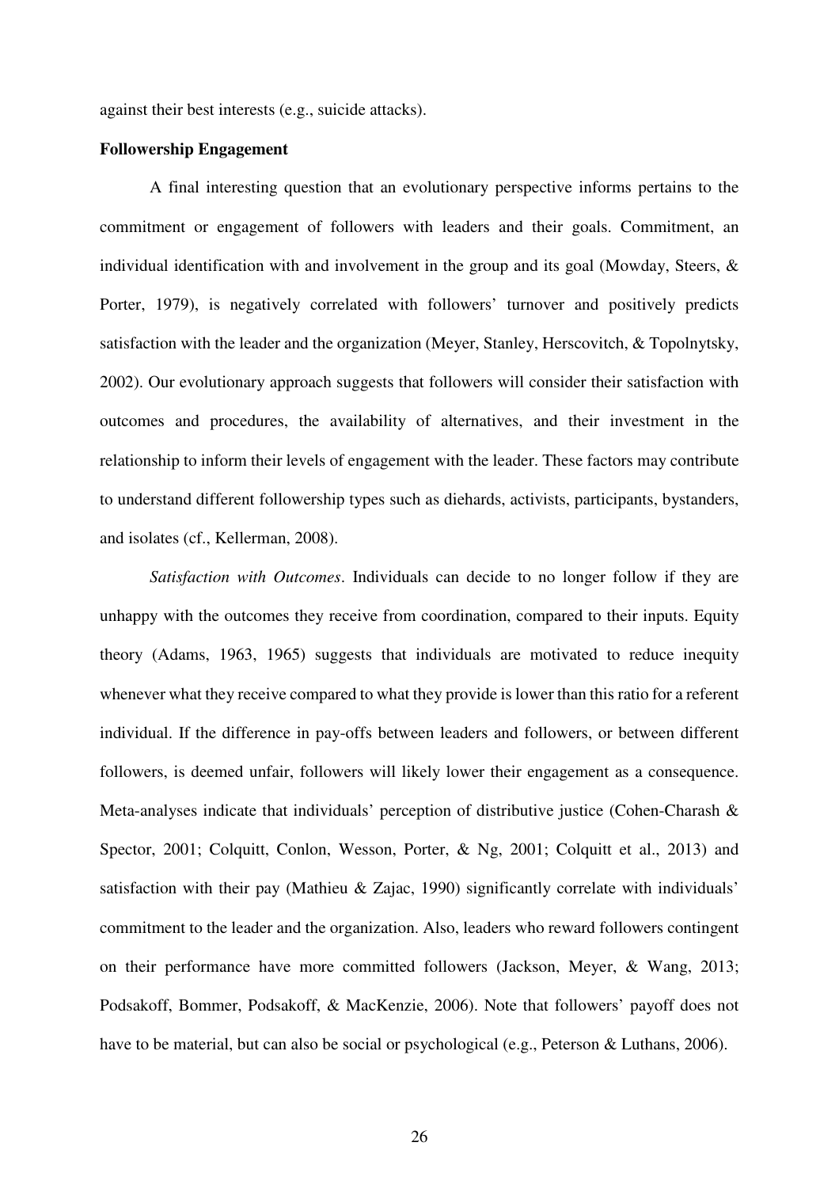against their best interests (e.g., suicide attacks).

**Followership Engagement**

A final interesting question that an evolutionary perspective informs pertains to the commitment or engagement of followers with leaders and their goals. Commitment, an individual identification with and involvement in the group and its goal (Mowday, Steers, & Porter, 1979), is negatively correlated with followers' turnover and positively predicts satisfaction with the leader and the organization (Meyer, Stanley, Herscovitch, & Topolnytsky, 2002). Our evolutionary approach suggests that followers will consider their satisfaction with outcomes and procedures, the availability of alternatives, and their investment in the relationship to inform their levels of engagement with the leader. These factors may contribute to understand different followership types such as diehards, activists, participants, bystanders, and isolates (cf., Kellerman, 2008).

*Satisfaction with Outcomes*. Individuals can decide to no longer follow if they are unhappy with the outcomes they receive from coordination, compared to their inputs. Equity theory (Adams, 1963, 1965) suggests that individuals are motivated to reduce inequity whenever what they receive compared to what they provide is lower than this ratio for a referent individual. If the difference in pay-offs between leaders and followers, or between different followers, is deemed unfair, followers will likely lower their engagement as a consequence. Meta-analyses indicate that individuals' perception of distributive justice (Cohen-Charash & Spector, 2001; Colquitt, Conlon, Wesson, Porter, & Ng, 2001; Colquitt et al., 2013) and satisfaction with their pay (Mathieu & Zajac, 1990) significantly correlate with individuals' commitment to the leader and the organization. Also, leaders who reward followers contingent on their performance have more committed followers (Jackson, Meyer, & Wang, 2013; Podsakoff, Bommer, Podsakoff, & MacKenzie, 2006). Note that followers' payoff does not have to be material, but can also be social or psychological (e.g., Peterson & Luthans, 2006).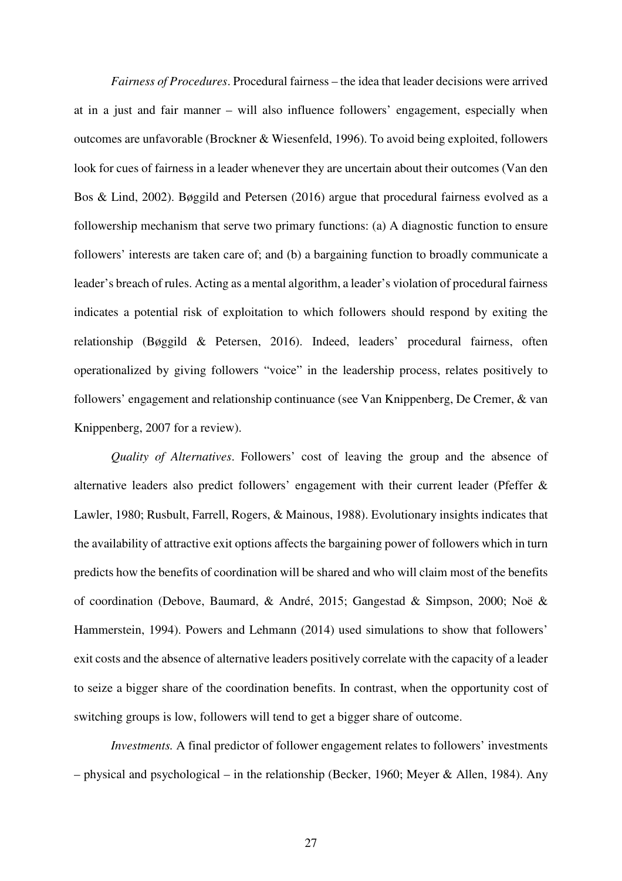*Fairness of Procedures*. Procedural fairness – the idea that leader decisions were arrived at in a just and fair manner – will also influence followers' engagement, especially when outcomes are unfavorable (Brockner & Wiesenfeld, 1996). To avoid being exploited, followers look for cues of fairness in a leader whenever they are uncertain about their outcomes (Van den Bos & Lind, 2002). Bøggild and Petersen (2016) argue that procedural fairness evolved as a followership mechanism that serve two primary functions: (a) A diagnostic function to ensure followers' interests are taken care of; and (b) a bargaining function to broadly communicate a leader's breach of rules. Acting as a mental algorithm, a leader's violation of procedural fairness indicates a potential risk of exploitation to which followers should respond by exiting the relationship (Bøggild & Petersen, 2016). Indeed, leaders' procedural fairness, often operationalized by giving followers "voice" in the leadership process, relates positively to followers' engagement and relationship continuance (see Van Knippenberg, De Cremer, & van Knippenberg, 2007 for a review).

*Quality of Alternatives*. Followers' cost of leaving the group and the absence of alternative leaders also predict followers' engagement with their current leader (Pfeffer & Lawler, 1980; Rusbult, Farrell, Rogers, & Mainous, 1988). Evolutionary insights indicates that the availability of attractive exit options affects the bargaining power of followers which in turn predicts how the benefits of coordination will be shared and who will claim most of the benefits of coordination (Debove, Baumard, & André, 2015; Gangestad & Simpson, 2000; Noë & Hammerstein, 1994). Powers and Lehmann (2014) used simulations to show that followers' exit costs and the absence of alternative leaders positively correlate with the capacity of a leader to seize a bigger share of the coordination benefits. In contrast, when the opportunity cost of switching groups is low, followers will tend to get a bigger share of outcome.

*Investments.* A final predictor of follower engagement relates to followers' investments – physical and psychological – in the relationship (Becker, 1960; Meyer & Allen, 1984). Any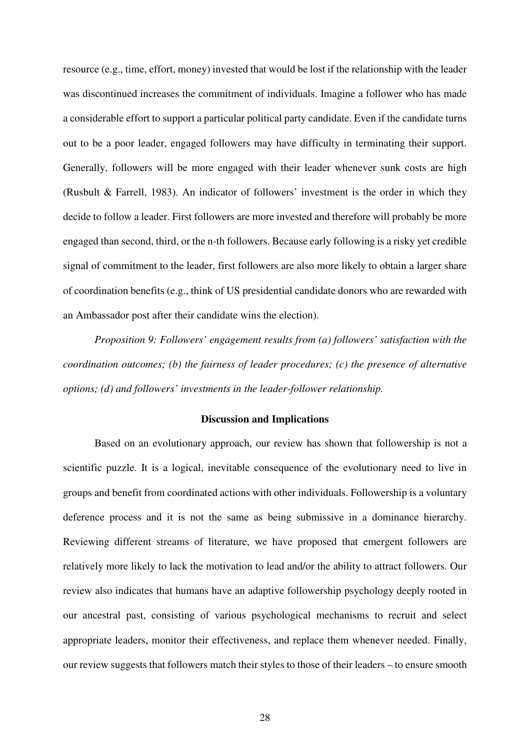resource (e.g., time, effort, money) invested that would be lost if the relationship with the leader was discontinued increases the commitment of individuals. Imagine a follower who has made a considerable effort to support a particular political party candidate. Even if the candidate turns out to be a poor leader, engaged followers may have difficulty in terminating their support. Generally, followers will be more engaged with their leader whenever sunk costs are high (Rusbult & Farrell, 1983). An indicator of followers' investment is the order in which they decide to follow a leader. First followers are more invested and therefore will probably be more engaged than second, third, or the n-th followers. Because early following is a risky yet credible signal of commitment to the leader, first followers are also more likely to obtain a larger share of coordination benefits (e.g., think of US presidential candidate donors who are rewarded with an Ambassador post after their candidate wins the election).

*Proposition 9: Followers' engagement results from (a) followers' satisfaction with the coordination outcomes; (b) the fairness of leader procedures; (c) the presence of alternative options; (d) and followers' investments in the leader-follower relationship.*

## Discussion and Implications

Based on an evolutionary approach, our review has shown that followership is not a scientific puzzle. It is a logical, inevitable consequence of the evolutionary need to live in groups and benefit from coordinated actions with other individuals. Followership is a voluntary deference process and it is not the same as being submissive in a dominance hierarchy. Reviewing different streams of literature, we have proposed that emergent followers are relatively more likely to lack the motivation to lead and/or the ability to attract followers. Our review also indicates that humans have an adaptive followership psychology deeply rooted in our ancestral past, consisting of various psychological mechanisms to recruit and select appropriate leaders, monitor their effectiveness, and replace them whenever needed. Finally, our review suggests that followers match their styles to those of their leaders – to ensure smooth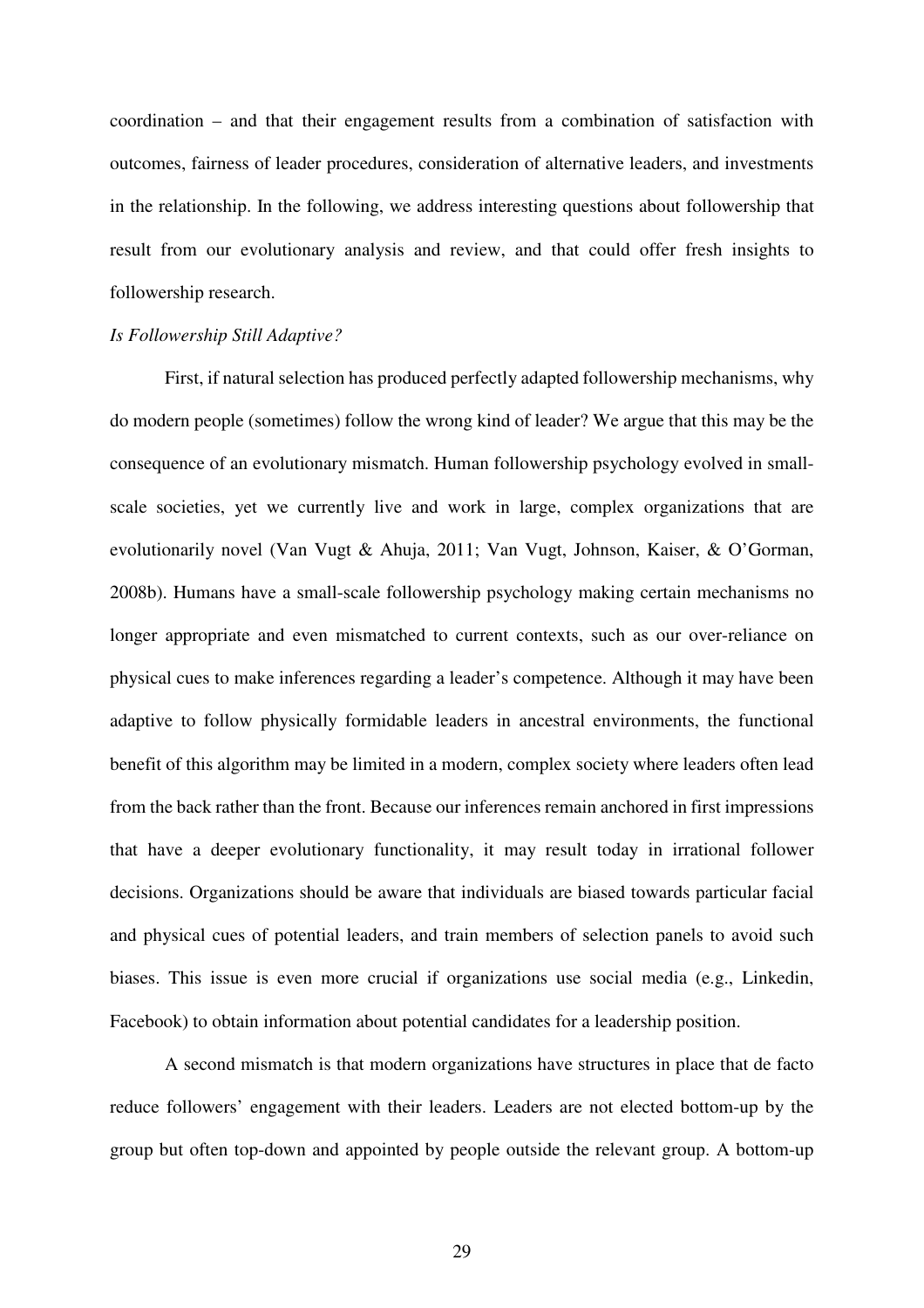coordination – and that their engagement results from a combination of satisfaction with outcomes, fairness of leader procedures, consideration of alternative leaders, and investments in the relationship. In the following, we address interesting questions about followership that result from our evolutionary analysis and review, and that could offer fresh insights to followership research.

*Is Followership Still Adaptive?*

First, if natural selection has produced perfectly adapted followership mechanisms, why do modern people (sometimes) follow the wrong kind of leader? We argue that this may be the consequence of an evolutionary mismatch. Human followership psychology evolved in small-scale societies, yet we currently live and work in large, complex organizations that are evolutionarily novel (Van Vugt & Ahuja, 2011; Van Vugt, Johnson, Kaiser, & O'Gorman, 2008b). Humans have a small-scale followership psychology making certain mechanisms no longer appropriate and even mismatched to current contexts, such as our over-reliance on physical cues to make inferences regarding a leader's competence. Although it may have been adaptive to follow physically formidable leaders in ancestral environments, the functional benefit of this algorithm may be limited in a modern, complex society where leaders often lead from the back rather than the front. Because our inferences remain anchored in first impressions that have a deeper evolutionary functionality, it may result today in irrational follower decisions. Organizations should be aware that individuals are biased towards particular facial and physical cues of potential leaders, and train members of selection panels to avoid such biases. This issue is even more crucial if organizations use social media (e.g., Linkedin, Facebook) to obtain information about potential candidates for a leadership position.

A second mismatch is that modern organizations have structures in place that de facto reduce followers' engagement with their leaders. Leaders are not elected bottom-up by the group but often top-down and appointed by people outside the relevant group. A bottom-up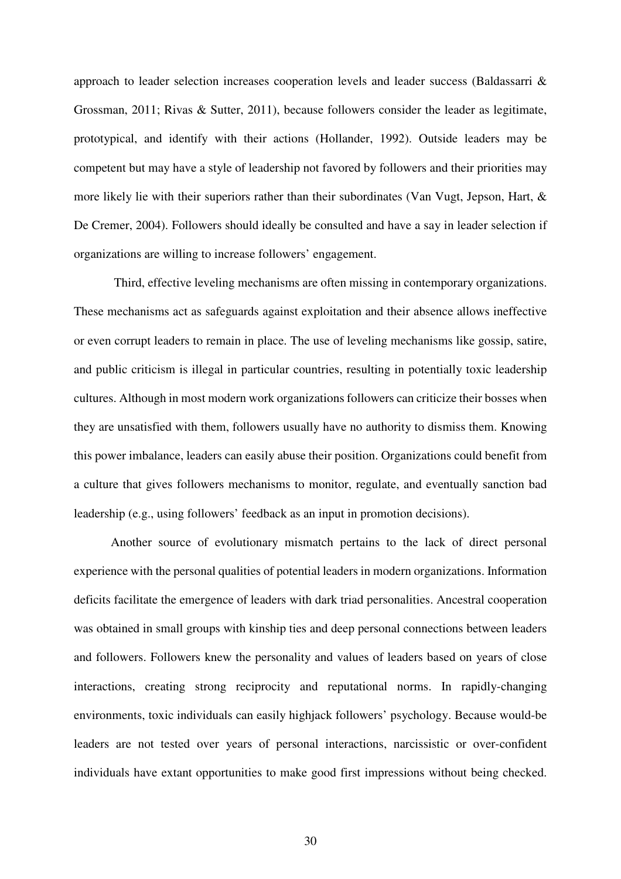approach to leader selection increases cooperation levels and leader success (Baldassarri & Grossman, 2011; Rivas & Sutter, 2011), because followers consider the leader as legitimate, prototypical, and identify with their actions (Hollander, 1992). Outside leaders may be competent but may have a style of leadership not favored by followers and their priorities may more likely lie with their superiors rather than their subordinates (Van Vugt, Jepson, Hart, & De Cremer, 2004). Followers should ideally be consulted and have a say in leader selection if organizations are willing to increase followers' engagement.

Third, effective leveling mechanisms are often missing in contemporary organizations. These mechanisms act as safeguards against exploitation and their absence allows ineffective or even corrupt leaders to remain in place. The use of leveling mechanisms like gossip, satire, and public criticism is illegal in particular countries, resulting in potentially toxic leadership cultures. Although in most modern work organizations followers can criticize their bosses when they are unsatisfied with them, followers usually have no authority to dismiss them. Knowing this power imbalance, leaders can easily abuse their position. Organizations could benefit from a culture that gives followers mechanisms to monitor, regulate, and eventually sanction bad leadership (e.g., using followers' feedback as an input in promotion decisions).

Another source of evolutionary mismatch pertains to the lack of direct personal experience with the personal qualities of potential leaders in modern organizations. Information deficits facilitate the emergence of leaders with dark triad personalities. Ancestral cooperation was obtained in small groups with kinship ties and deep personal connections between leaders and followers. Followers knew the personality and values of leaders based on years of close interactions, creating strong reciprocity and reputational norms. In rapidly-changing environments, toxic individuals can easily highjack followers' psychology. Because would-be leaders are not tested over years of personal interactions, narcissistic or over-confident individuals have extant opportunities to make good first impressions without being checked.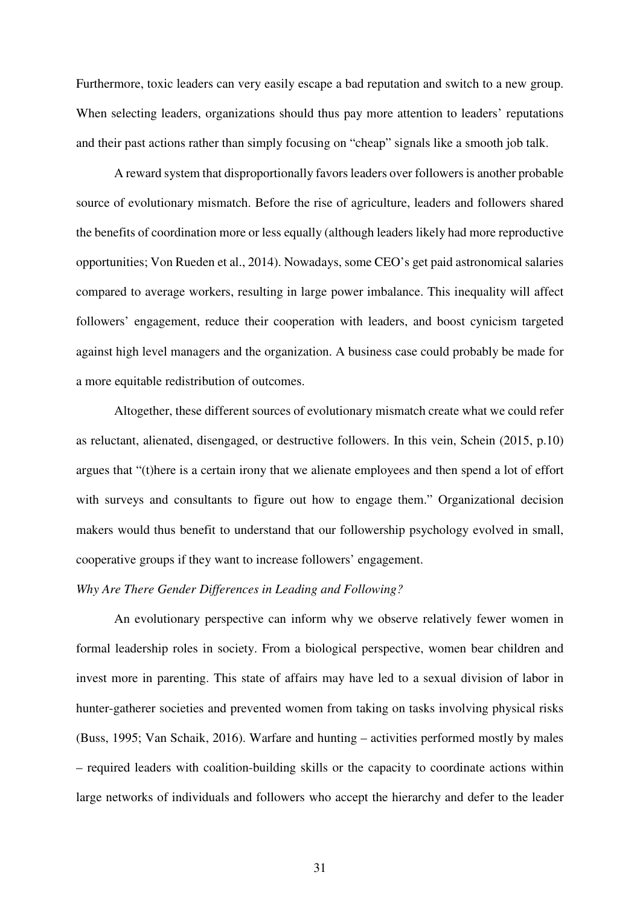Furthermore, toxic leaders can very easily escape a bad reputation and switch to a new group. When selecting leaders, organizations should thus pay more attention to leaders' reputations and their past actions rather than simply focusing on "cheap" signals like a smooth job talk.

A reward system that disproportionally favors leaders over followers is another probable source of evolutionary mismatch. Before the rise of agriculture, leaders and followers shared the benefits of coordination more or less equally (although leaders likely had more reproductive opportunities; Von Rueden et al., 2014). Nowadays, some CEO's get paid astronomical salaries compared to average workers, resulting in large power imbalance. This inequality will affect followers' engagement, reduce their cooperation with leaders, and boost cynicism targeted against high level managers and the organization. A business case could probably be made for a more equitable redistribution of outcomes.

Altogether, these different sources of evolutionary mismatch create what we could refer as reluctant, alienated, disengaged, or destructive followers. In this vein, Schein (2015, p.10) argues that "(t)here is a certain irony that we alienate employees and then spend a lot of effort with surveys and consultants to figure out how to engage them." Organizational decision makers would thus benefit to understand that our followership psychology evolved in small, cooperative groups if they want to increase followers' engagement.

*Why Are There Gender Differences in Leading and Following?*

An evolutionary perspective can inform why we observe relatively fewer women in formal leadership roles in society. From a biological perspective, women bear children and invest more in parenting. This state of affairs may have led to a sexual division of labor in hunter-gatherer societies and prevented women from taking on tasks involving physical risks (Buss, 1995; Van Schaik, 2016). Warfare and hunting – activities performed mostly by males – required leaders with coalition-building skills or the capacity to coordinate actions within large networks of individuals and followers who accept the hierarchy and defer to the leader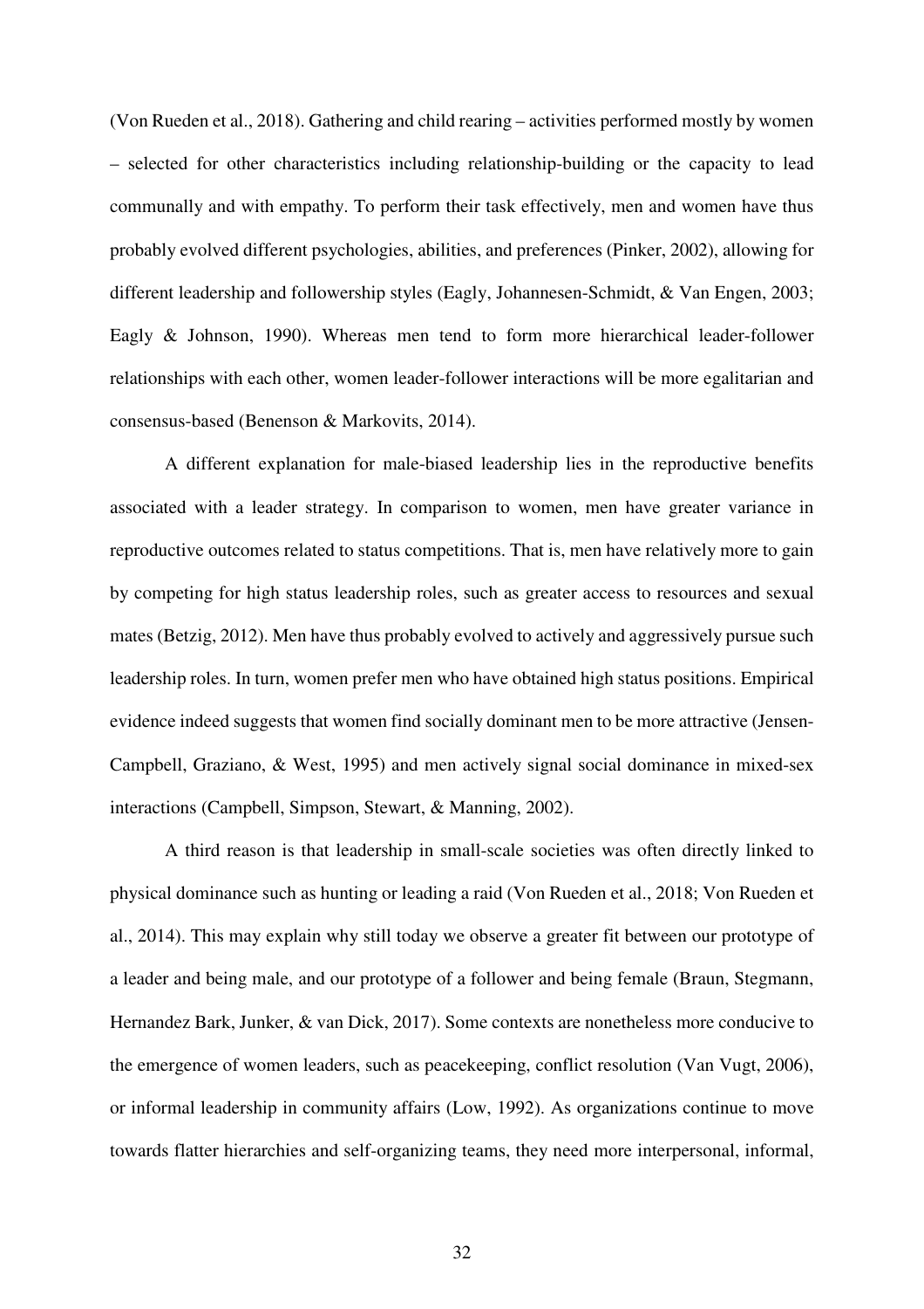(Von Rueden et al., 2018). Gathering and child rearing – activities performed mostly by women – selected for other characteristics including relationship-building or the capacity to lead communally and with empathy. To perform their task effectively, men and women have thus probably evolved different psychologies, abilities, and preferences (Pinker, 2002), allowing for different leadership and followership styles (Eagly, Johannesen-Schmidt, & Van Engen, 2003; Eagly & Johnson, 1990). Whereas men tend to form more hierarchical leader-follower relationships with each other, women leader-follower interactions will be more egalitarian and consensus-based (Benenson & Markovits, 2014).

A different explanation for male-biased leadership lies in the reproductive benefits associated with a leader strategy. In comparison to women, men have greater variance in reproductive outcomes related to status competitions. That is, men have relatively more to gain by competing for high status leadership roles, such as greater access to resources and sexual mates (Betzig, 2012). Men have thus probably evolved to actively and aggressively pursue such leadership roles. In turn, women prefer men who have obtained high status positions. Empirical evidence indeed suggests that women find socially dominant men to be more attractive (Jensen-Campbell, Graziano, & West, 1995) and men actively signal social dominance in mixed-sex interactions (Campbell, Simpson, Stewart, & Manning, 2002).

A third reason is that leadership in small-scale societies was often directly linked to physical dominance such as hunting or leading a raid (Von Rueden et al., 2018; Von Rueden et al., 2014). This may explain why still today we observe a greater fit between our prototype of a leader and being male, and our prototype of a follower and being female (Braun, Stegmann, Hernandez Bark, Junker, & van Dick, 2017). Some contexts are nonetheless more conducive to the emergence of women leaders, such as peacekeeping, conflict resolution (Van Vugt, 2006), or informal leadership in community affairs (Low, 1992). As organizations continue to move towards flatter hierarchies and self-organizing teams, they need more interpersonal, informal,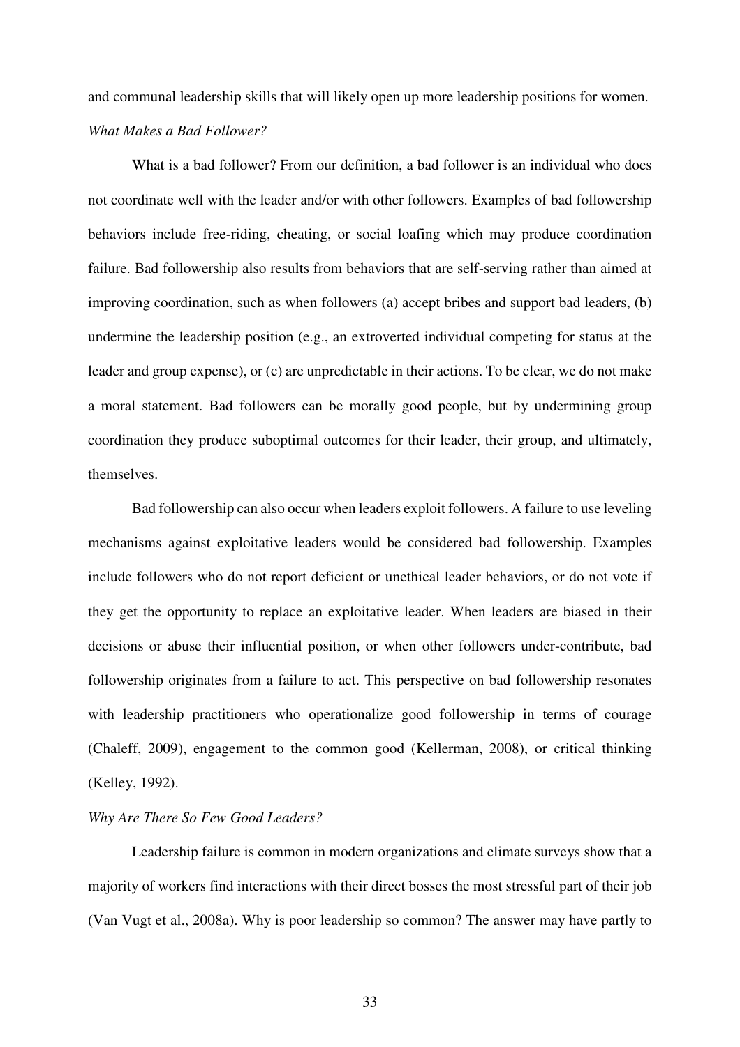and communal leadership skills that will likely open up more leadership positions for women.

*What Makes a Bad Follower?*

What is a bad follower? From our definition, a bad follower is an individual who does not coordinate well with the leader and/or with other followers. Examples of bad followership behaviors include free-riding, cheating, or social loafing which may produce coordination failure. Bad followership also results from behaviors that are self-serving rather than aimed at improving coordination, such as when followers (a) accept bribes and support bad leaders, (b) undermine the leadership position (e.g., an extroverted individual competing for status at the leader and group expense), or (c) are unpredictable in their actions. To be clear, we do not make a moral statement. Bad followers can be morally good people, but by undermining group coordination they produce suboptimal outcomes for their leader, their group, and ultimately, themselves.

Bad followership can also occur when leaders exploit followers. A failure to use leveling mechanisms against exploitative leaders would be considered bad followership. Examples include followers who do not report deficient or unethical leader behaviors, or do not vote if they get the opportunity to replace an exploitative leader. When leaders are biased in their decisions or abuse their influential position, or when other followers under-contribute, bad followership originates from a failure to act. This perspective on bad followership resonates with leadership practitioners who operationalize good followership in terms of courage (Chaleff, 2009), engagement to the common good (Kellerman, 2008), or critical thinking (Kelley, 1992).

*Why Are There So Few Good Leaders?*

Leadership failure is common in modern organizations and climate surveys show that a majority of workers find interactions with their direct bosses the most stressful part of their job (Van Vugt et al., 2008a). Why is poor leadership so common? The answer may have partly to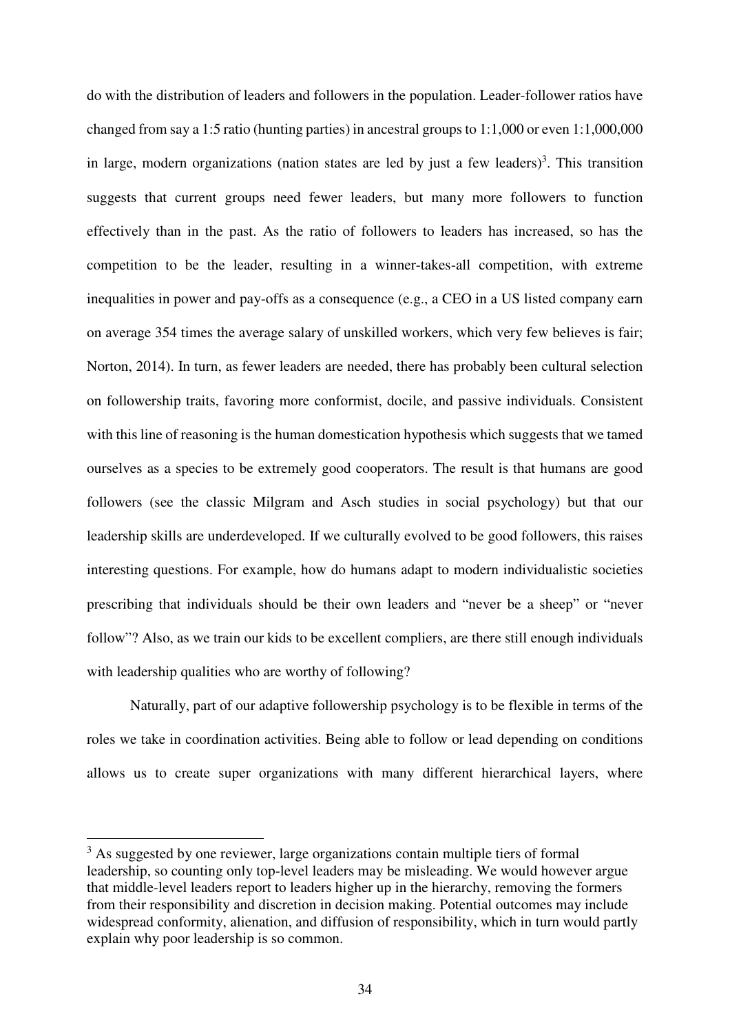do with the distribution of leaders and followers in the population. Leader-follower ratios have changed from say a 1:5 ratio (hunting parties) in ancestral groups to 1:1,000 or even 1:1,000,000 in large, modern organizations (nation states are led by just a few leaders)[3]. This transition suggests that current groups need fewer leaders, but many more followers to function effectively than in the past. As the ratio of followers to leaders has increased, so has the competition to be the leader, resulting in a winner-takes-all competition, with extreme inequalities in power and pay-offs as a consequence (e.g., a CEO in a US listed company earn on average 354 times the average salary of unskilled workers, which very few believes is fair; Norton, 2014). In turn, as fewer leaders are needed, there has probably been cultural selection on followership traits, favoring more conformist, docile, and passive individuals. Consistent with this line of reasoning is the human domestication hypothesis which suggests that we tamed ourselves as a species to be extremely good cooperators. The result is that humans are good followers (see the classic Milgram and Asch studies in social psychology) but that our leadership skills are underdeveloped. If we culturally evolved to be good followers, this raises interesting questions. For example, how do humans adapt to modern individualistic societies prescribing that individuals should be their own leaders and "never be a sheep" or "never follow"? Also, as we train our kids to be excellent compliers, are there still enough individuals with leadership qualities who are worthy of following?

Naturally, part of our adaptive followership psychology is to be flexible in terms of the roles we take in coordination activities. Being able to follow or lead depending on conditions allows us to create super organizations with many different hierarchical layers, where

[3] As suggested by one reviewer, large organizations contain multiple tiers of formal leadership, so counting only top-level leaders may be misleading. We would however argue that middle-level leaders report to leaders higher up in the hierarchy, removing the formers from their responsibility and discretion in decision making. Potential outcomes may include widespread conformity, alienation, and diffusion of responsibility, which in turn would partly explain why poor leadership is so common.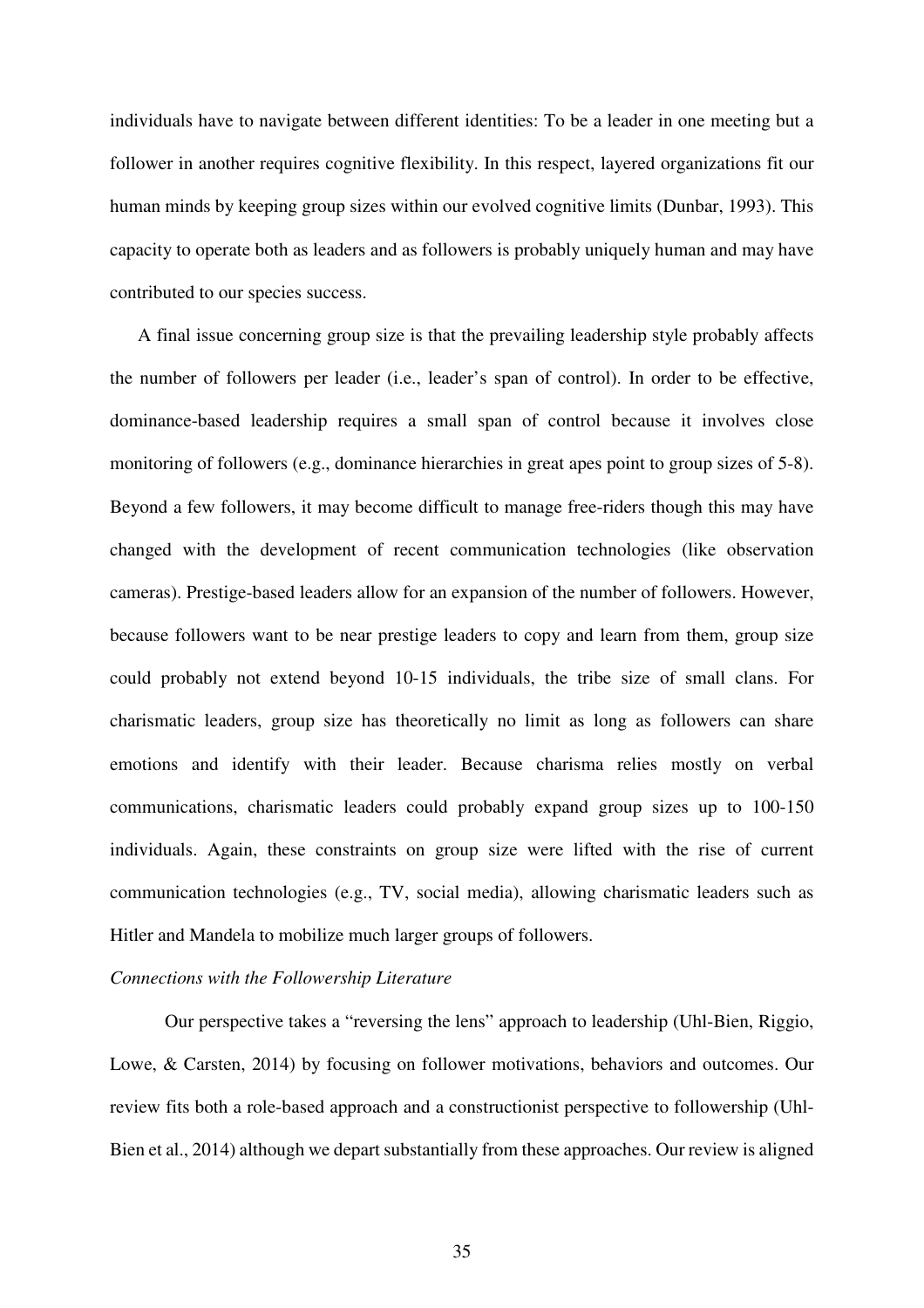individuals have to navigate between different identities: To be a leader in one meeting but a follower in another requires cognitive flexibility. In this respect, layered organizations fit our human minds by keeping group sizes within our evolved cognitive limits (Dunbar, 1993). This capacity to operate both as leaders and as followers is probably uniquely human and may have contributed to our species success.

A final issue concerning group size is that the prevailing leadership style probably affects the number of followers per leader (i.e., leader's span of control). In order to be effective, dominance-based leadership requires a small span of control because it involves close monitoring of followers (e.g., dominance hierarchies in great apes point to group sizes of 5-8). Beyond a few followers, it may become difficult to manage free-riders though this may have changed with the development of recent communication technologies (like observation cameras). Prestige-based leaders allow for an expansion of the number of followers. However, because followers want to be near prestige leaders to copy and learn from them, group size could probably not extend beyond 10-15 individuals, the tribe size of small clans. For charismatic leaders, group size has theoretically no limit as long as followers can share emotions and identify with their leader. Because charisma relies mostly on verbal communications, charismatic leaders could probably expand group sizes up to 100-150 individuals. Again, these constraints on group size were lifted with the rise of current communication technologies (e.g., TV, social media), allowing charismatic leaders such as Hitler and Mandela to mobilize much larger groups of followers.

*Connections with the Followership Literature*

Our perspective takes a "reversing the lens" approach to leadership (Uhl-Bien, Riggio, Lowe, & Carsten, 2014) by focusing on follower motivations, behaviors and outcomes. Our review fits both a role-based approach and a constructionist perspective to followership (Uhl-Bien et al., 2014) although we depart substantially from these approaches. Our review is aligned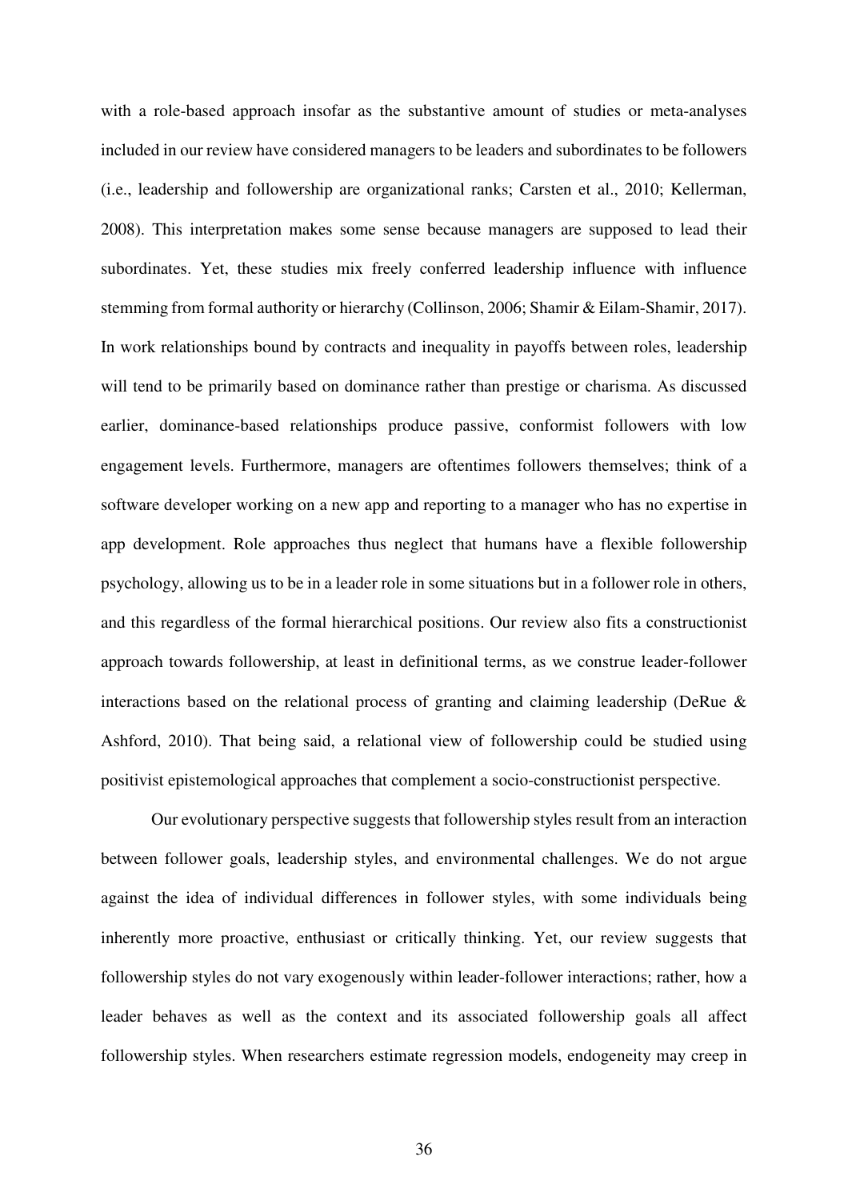with a role-based approach insofar as the substantive amount of studies or meta-analyses included in our review have considered managers to be leaders and subordinates to be followers (i.e., leadership and followership are organizational ranks; Carsten et al., 2010; Kellerman, 2008). This interpretation makes some sense because managers are supposed to lead their subordinates. Yet, these studies mix freely conferred leadership influence with influence stemming from formal authority or hierarchy (Collinson, 2006; Shamir & Eilam-Shamir, 2017). In work relationships bound by contracts and inequality in payoffs between roles, leadership will tend to be primarily based on dominance rather than prestige or charisma. As discussed earlier, dominance-based relationships produce passive, conformist followers with low engagement levels. Furthermore, managers are oftentimes followers themselves; think of a software developer working on a new app and reporting to a manager who has no expertise in app development. Role approaches thus neglect that humans have a flexible followership psychology, allowing us to be in a leader role in some situations but in a follower role in others, and this regardless of the formal hierarchical positions. Our review also fits a constructionist approach towards followership, at least in definitional terms, as we construe leader-follower interactions based on the relational process of granting and claiming leadership (DeRue & Ashford, 2010). That being said, a relational view of followership could be studied using positivist epistemological approaches that complement a socio-constructionist perspective.

Our evolutionary perspective suggests that followership styles result from an interaction between follower goals, leadership styles, and environmental challenges. We do not argue against the idea of individual differences in follower styles, with some individuals being inherently more proactive, enthusiast or critically thinking. Yet, our review suggests that followership styles do not vary exogenously within leader-follower interactions; rather, how a leader behaves as well as the context and its associated followership goals all affect followership styles. When researchers estimate regression models, endogeneity may creep in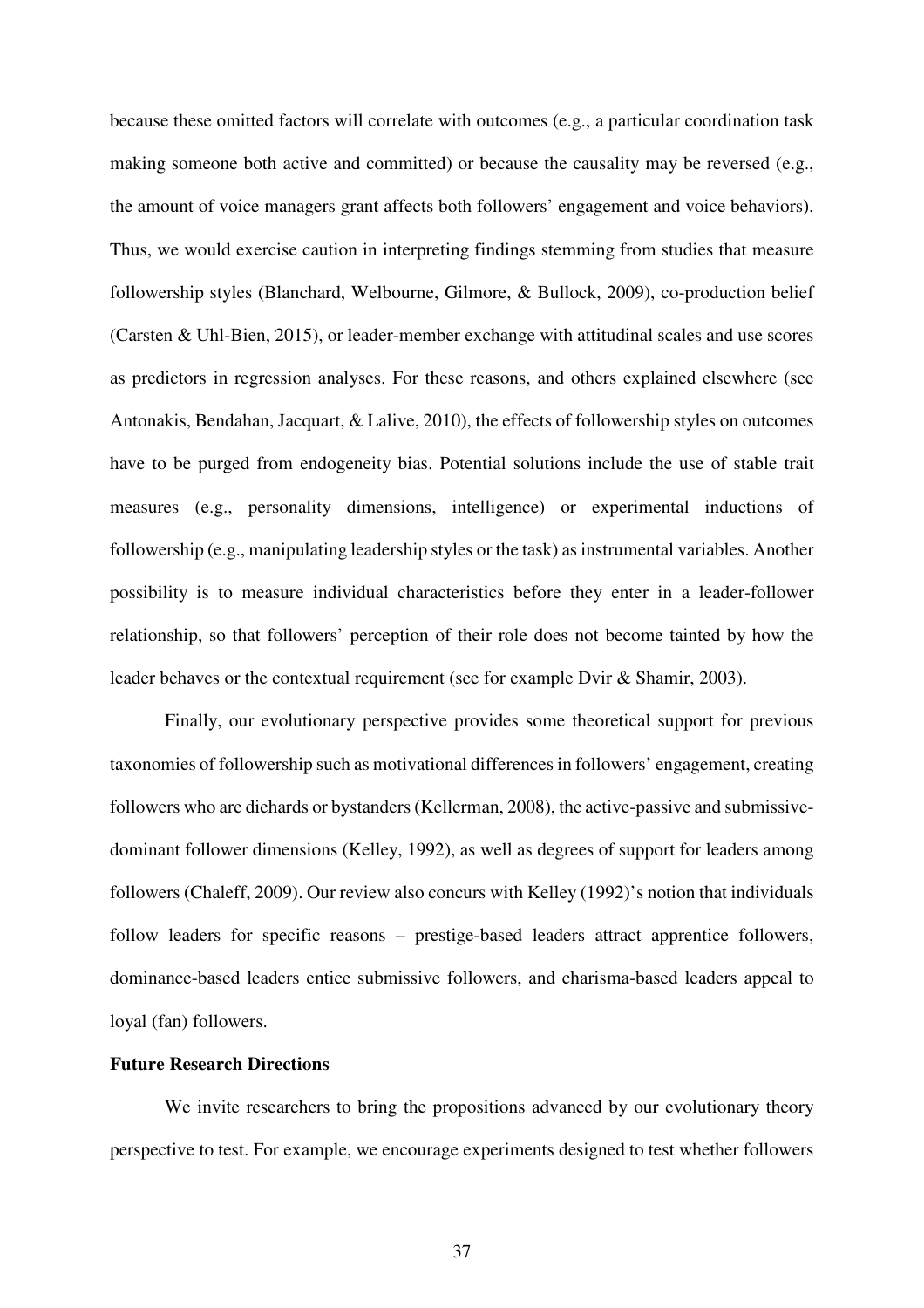because these omitted factors will correlate with outcomes (e.g., a particular coordination task making someone both active and committed) or because the causality may be reversed (e.g., the amount of voice managers grant affects both followers' engagement and voice behaviors). Thus, we would exercise caution in interpreting findings stemming from studies that measure followership styles (Blanchard, Welbourne, Gilmore, & Bullock, 2009), co-production belief (Carsten & Uhl-Bien, 2015), or leader-member exchange with attitudinal scales and use scores as predictors in regression analyses. For these reasons, and others explained elsewhere (see Antonakis, Bendahan, Jacquart, & Lalive, 2010), the effects of followership styles on outcomes have to be purged from endogeneity bias. Potential solutions include the use of stable trait measures (e.g., personality dimensions, intelligence) or experimental inductions of followership (e.g., manipulating leadership styles or the task) as instrumental variables. Another possibility is to measure individual characteristics before they enter in a leader-follower relationship, so that followers' perception of their role does not become tainted by how the leader behaves or the contextual requirement (see for example Dvir & Shamir, 2003).

Finally, our evolutionary perspective provides some theoretical support for previous taxonomies of followership such as motivational differences in followers' engagement, creating followers who are diehards or bystanders (Kellerman, 2008), the active-passive and submissive-dominant follower dimensions (Kelley, 1992), as well as degrees of support for leaders among followers (Chaleff, 2009). Our review also concurs with Kelley (1992)'s notion that individuals follow leaders for specific reasons – prestige-based leaders attract apprentice followers, dominance-based leaders entice submissive followers, and charisma-based leaders appeal to loyal (fan) followers.

**Future Research Directions**

We invite researchers to bring the propositions advanced by our evolutionary theory perspective to test. For example, we encourage experiments designed to test whether followers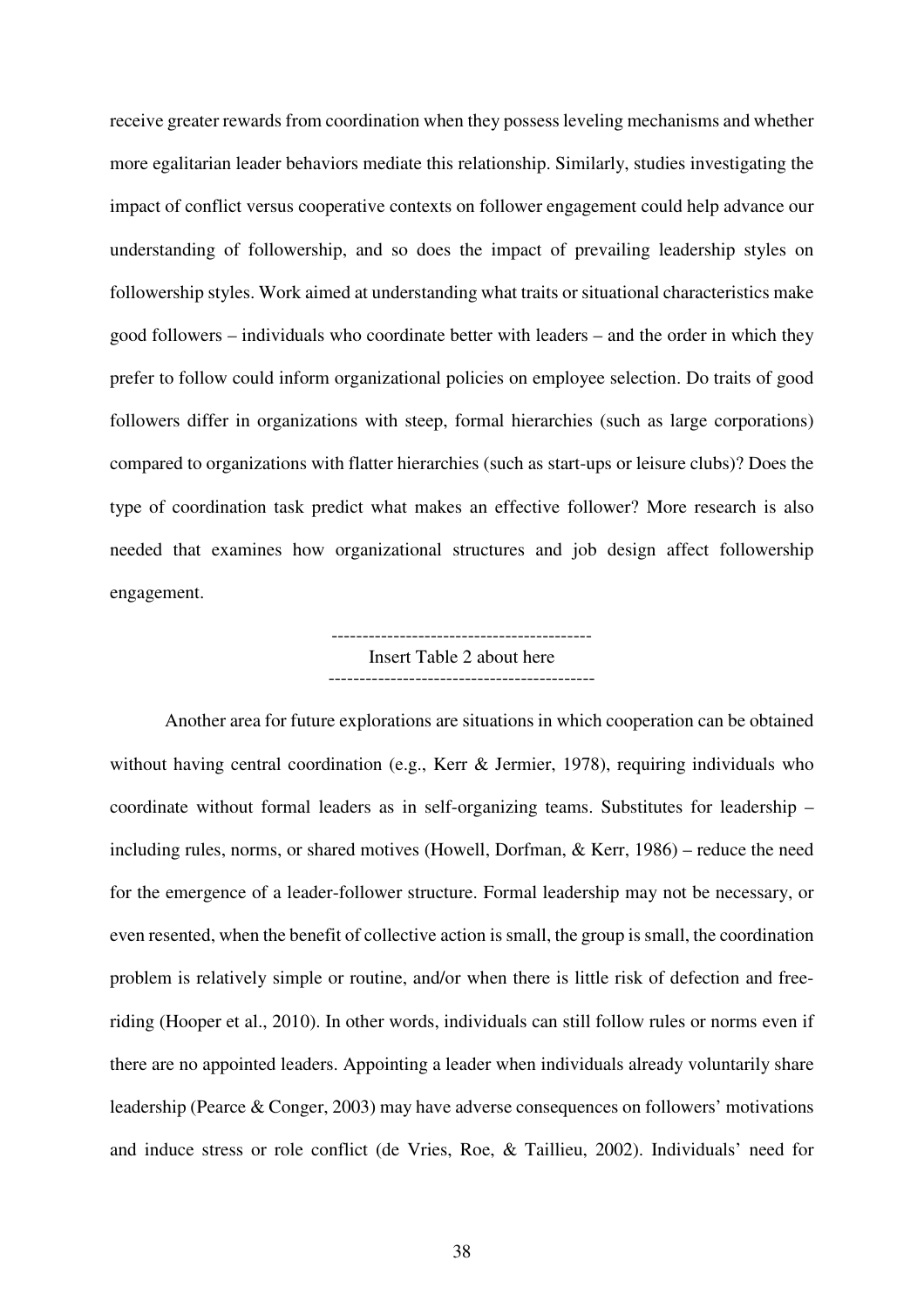receive greater rewards from coordination when they possess leveling mechanisms and whether more egalitarian leader behaviors mediate this relationship. Similarly, studies investigating the impact of conflict versus cooperative contexts on follower engagement could help advance our understanding of followership, and so does the impact of prevailing leadership styles on followership styles. Work aimed at understanding what traits or situational characteristics make good followers – individuals who coordinate better with leaders – and the order in which they prefer to follow could inform organizational policies on employee selection. Do traits of good followers differ in organizations with steep, formal hierarchies (such as large corporations) compared to organizations with flatter hierarchies (such as start-ups or leisure clubs)? Does the type of coordination task predict what makes an effective follower? More research is also needed that examines how organizational structures and job design affect followership engagement.

------------------------------------------
Insert Table 2 about here
------------------------------------------

Another area for future explorations are situations in which cooperation can be obtained without having central coordination (e.g., Kerr & Jermier, 1978), requiring individuals who coordinate without formal leaders as in self-organizing teams. Substitutes for leadership – including rules, norms, or shared motives (Howell, Dorfman, & Kerr, 1986) – reduce the need for the emergence of a leader-follower structure. Formal leadership may not be necessary, or even resented, when the benefit of collective action is small, the group is small, the coordination problem is relatively simple or routine, and/or when there is little risk of defection and free-riding (Hooper et al., 2010). In other words, individuals can still follow rules or norms even if there are no appointed leaders. Appointing a leader when individuals already voluntarily share leadership (Pearce & Conger, 2003) may have adverse consequences on followers' motivations and induce stress or role conflict (de Vries, Roe, & Taillieu, 2002). Individuals' need for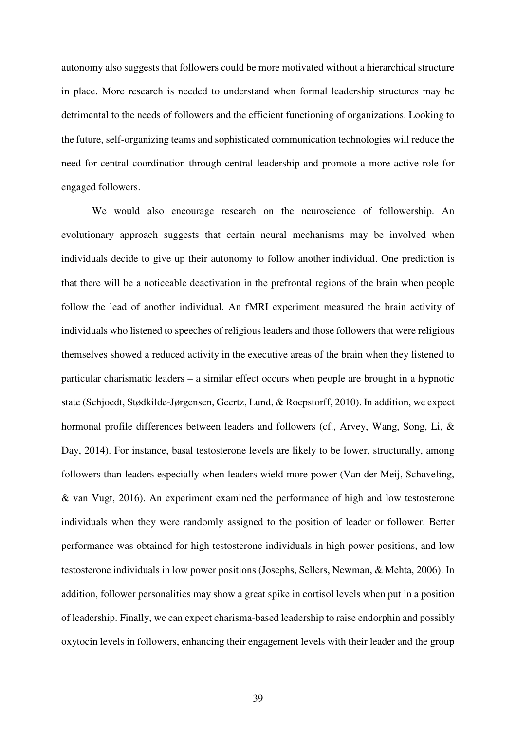autonomy also suggests that followers could be more motivated without a hierarchical structure in place. More research is needed to understand when formal leadership structures may be detrimental to the needs of followers and the efficient functioning of organizations. Looking to the future, self-organizing teams and sophisticated communication technologies will reduce the need for central coordination through central leadership and promote a more active role for engaged followers.

We would also encourage research on the neuroscience of followership. An evolutionary approach suggests that certain neural mechanisms may be involved when individuals decide to give up their autonomy to follow another individual. One prediction is that there will be a noticeable deactivation in the prefrontal regions of the brain when people follow the lead of another individual. An fMRI experiment measured the brain activity of individuals who listened to speeches of religious leaders and those followers that were religious themselves showed a reduced activity in the executive areas of the brain when they listened to particular charismatic leaders – a similar effect occurs when people are brought in a hypnotic state (Schjoedt, Stødkilde-Jørgensen, Geertz, Lund, & Roepstorff, 2010). In addition, we expect hormonal profile differences between leaders and followers (cf., Arvey, Wang, Song, Li, & Day, 2014). For instance, basal testosterone levels are likely to be lower, structurally, among followers than leaders especially when leaders wield more power (Van der Meij, Schaveling, & van Vugt, 2016). An experiment examined the performance of high and low testosterone individuals when they were randomly assigned to the position of leader or follower. Better performance was obtained for high testosterone individuals in high power positions, and low testosterone individuals in low power positions (Josephs, Sellers, Newman, & Mehta, 2006). In addition, follower personalities may show a great spike in cortisol levels when put in a position of leadership. Finally, we can expect charisma-based leadership to raise endorphin and possibly oxytocin levels in followers, enhancing their engagement levels with their leader and the group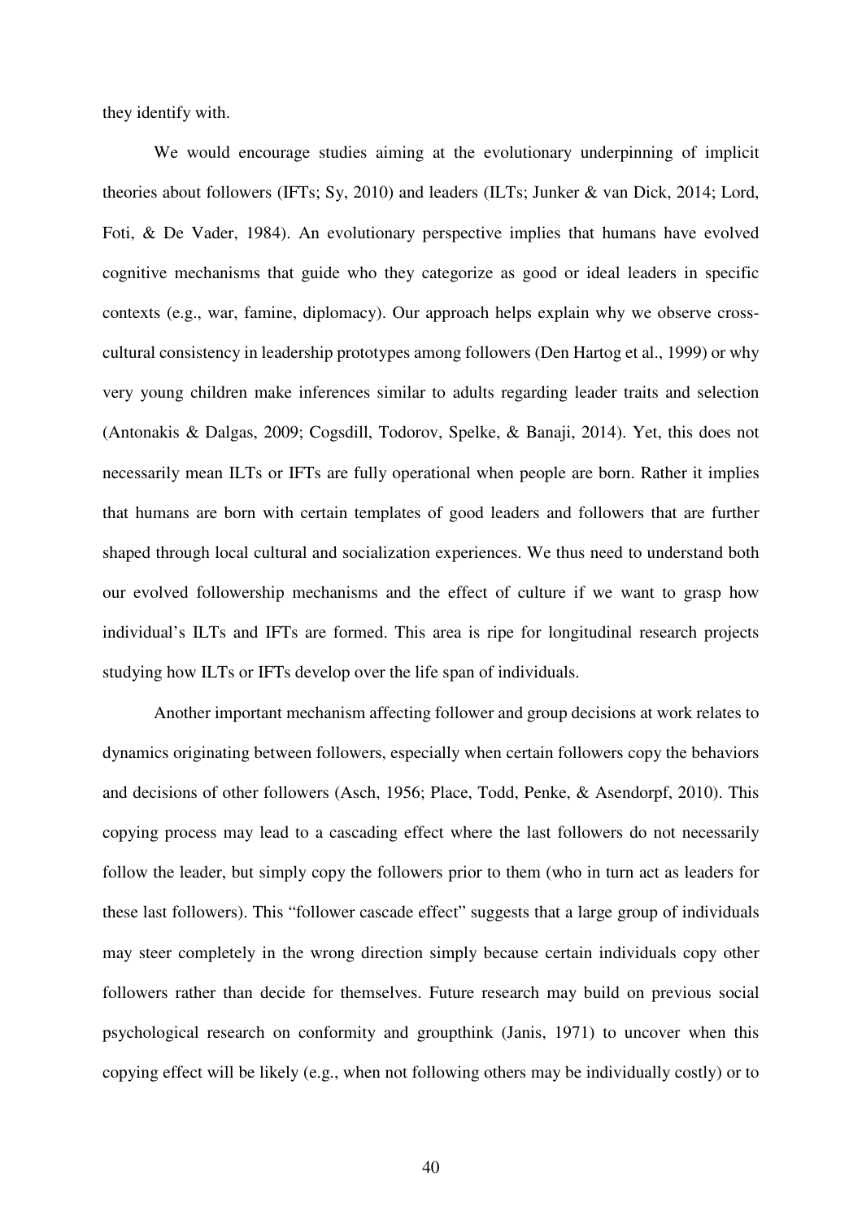they identify with.

We would encourage studies aiming at the evolutionary underpinning of implicit theories about followers (IFTs; Sy, 2010) and leaders (ILTs; Junker & van Dick, 2014; Lord, Foti, & De Vader, 1984). An evolutionary perspective implies that humans have evolved cognitive mechanisms that guide who they categorize as good or ideal leaders in specific contexts (e.g., war, famine, diplomacy). Our approach helps explain why we observe cross-cultural consistency in leadership prototypes among followers (Den Hartog et al., 1999) or why very young children make inferences similar to adults regarding leader traits and selection (Antonakis & Dalgas, 2009; Cogsdill, Todorov, Spelke, & Banaji, 2014). Yet, this does not necessarily mean ILTs or IFTs are fully operational when people are born. Rather it implies that humans are born with certain templates of good leaders and followers that are further shaped through local cultural and socialization experiences. We thus need to understand both our evolved followership mechanisms and the effect of culture if we want to grasp how individual's ILTs and IFTs are formed. This area is ripe for longitudinal research projects studying how ILTs or IFTs develop over the life span of individuals.

Another important mechanism affecting follower and group decisions at work relates to dynamics originating between followers, especially when certain followers copy the behaviors and decisions of other followers (Asch, 1956; Place, Todd, Penke, & Asendorpf, 2010). This copying process may lead to a cascading effect where the last followers do not necessarily follow the leader, but simply copy the followers prior to them (who in turn act as leaders for these last followers). This "follower cascade effect" suggests that a large group of individuals may steer completely in the wrong direction simply because certain individuals copy other followers rather than decide for themselves. Future research may build on previous social psychological research on conformity and groupthink (Janis, 1971) to uncover when this copying effect will be likely (e.g., when not following others may be individually costly) or to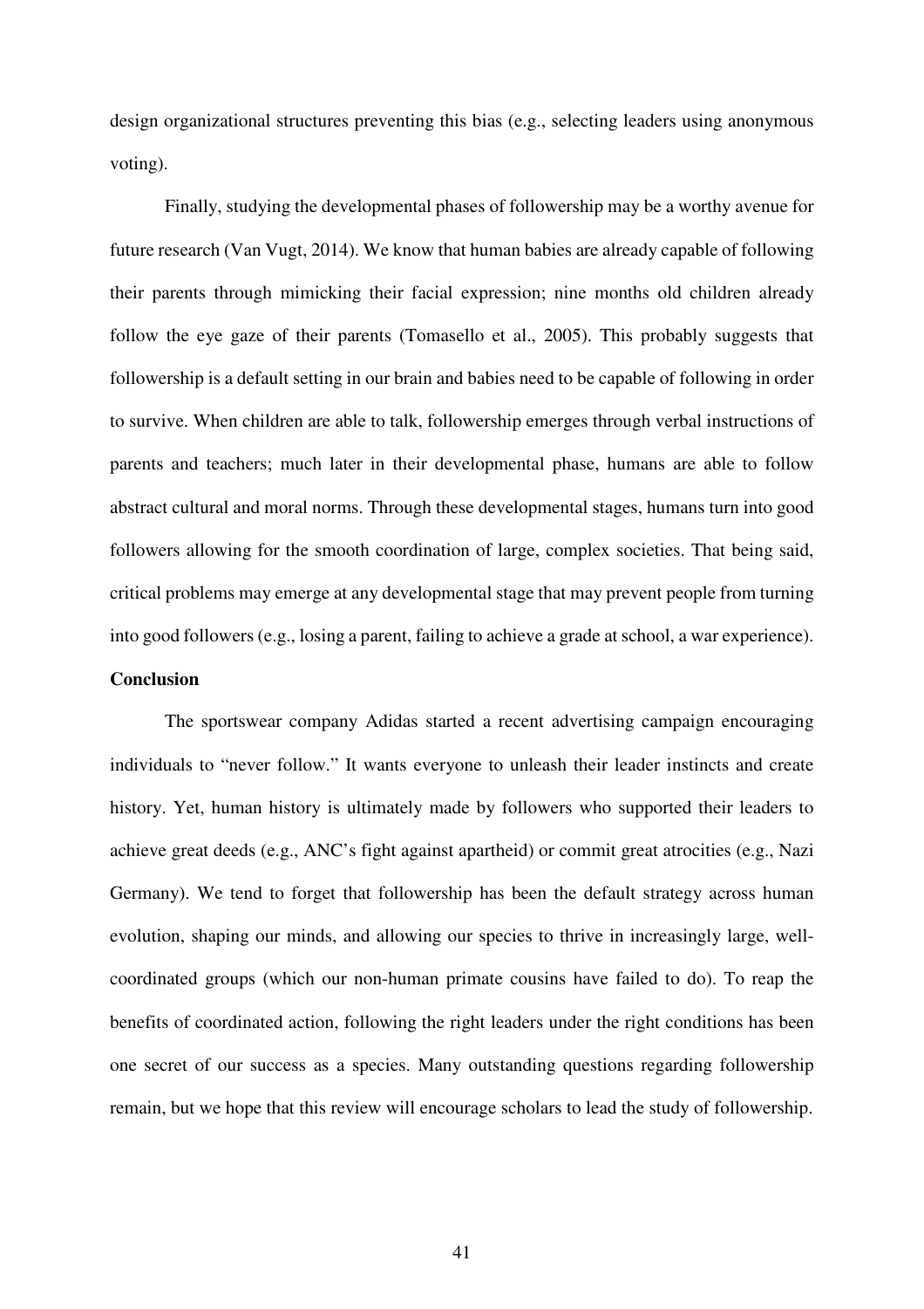design organizational structures preventing this bias (e.g., selecting leaders using anonymous voting).

Finally, studying the developmental phases of followership may be a worthy avenue for future research (Van Vugt, 2014). We know that human babies are already capable of following their parents through mimicking their facial expression; nine months old children already follow the eye gaze of their parents (Tomasello et al., 2005). This probably suggests that followership is a default setting in our brain and babies need to be capable of following in order to survive. When children are able to talk, followership emerges through verbal instructions of parents and teachers; much later in their developmental phase, humans are able to follow abstract cultural and moral norms. Through these developmental stages, humans turn into good followers allowing for the smooth coordination of large, complex societies. That being said, critical problems may emerge at any developmental stage that may prevent people from turning into good followers (e.g., losing a parent, failing to achieve a grade at school, a war experience).

## Conclusion

The sportswear company Adidas started a recent advertising campaign encouraging individuals to "never follow." It wants everyone to unleash their leader instincts and create history. Yet, human history is ultimately made by followers who supported their leaders to achieve great deeds (e.g., ANC's fight against apartheid) or commit great atrocities (e.g., Nazi Germany). We tend to forget that followership has been the default strategy across human evolution, shaping our minds, and allowing our species to thrive in increasingly large, well-coordinated groups (which our non-human primate cousins have failed to do). To reap the benefits of coordinated action, following the right leaders under the right conditions has been one secret of our success as a species. Many outstanding questions regarding followership remain, but we hope that this review will encourage scholars to lead the study of followership.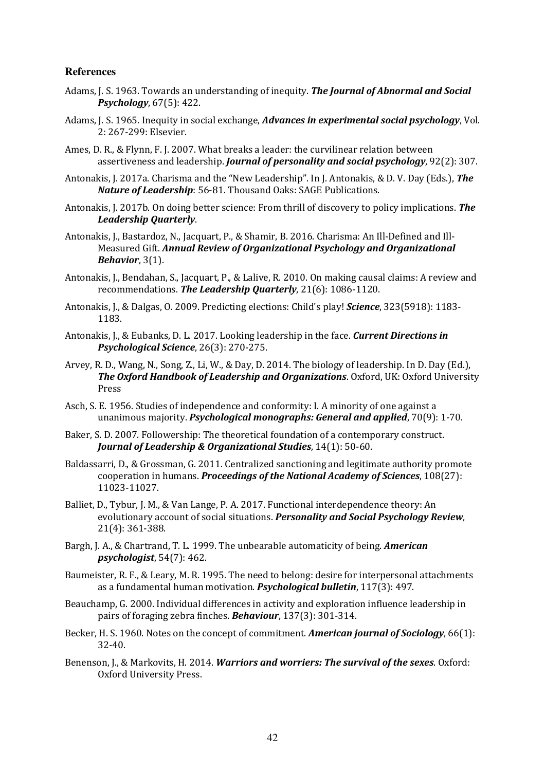## References

Adams, J. S. 1963. Towards an understanding of inequity. ***The Journal of Abnormal and Social Psychology***, 67(5): 422.

Adams, J. S. 1965. Inequity in social exchange, ***Advances in experimental social psychology***, Vol. 2: 267-299: Elsevier.

Ames, D. R., & Flynn, F. J. 2007. What breaks a leader: the curvilinear relation between assertiveness and leadership. ***Journal of personality and social psychology***, 92(2): 307.

Antonakis, J. 2017a. Charisma and the "New Leadership". In J. Antonakis, & D. V. Day (Eds.), ***The Nature of Leadership***: 56-81. Thousand Oaks: SAGE Publications.

Antonakis, J. 2017b. On doing better science: From thrill of discovery to policy implications. ***The Leadership Quarterly***.

Antonakis, J., Bastardoz, N., Jacquart, P., & Shamir, B. 2016. Charisma: An Ill-Defined and Ill-Measured Gift. ***Annual Review of Organizational Psychology and Organizational Behavior***, 3(1).

Antonakis, J., Bendahan, S., Jacquart, P., & Lalive, R. 2010. On making causal claims: A review and recommendations. ***The Leadership Quarterly***, 21(6): 1086-1120.

Antonakis, J., & Dalgas, O. 2009. Predicting elections: Child's play! ***Science***, 323(5918): 1183-1183.

Antonakis, J., & Eubanks, D. L. 2017. Looking leadership in the face. ***Current Directions in Psychological Science***, 26(3): 270-275.

Arvey, R. D., Wang, N., Song, Z., Li, W., & Day, D. 2014. The biology of leadership. In D. Day (Ed.), ***The Oxford Handbook of Leadership and Organizations***. Oxford, UK: Oxford University Press

Asch, S. E. 1956. Studies of independence and conformity: I. A minority of one against a unanimous majority. ***Psychological monographs: General and applied***, 70(9): 1-70.

Baker, S. D. 2007. Followership: The theoretical foundation of a contemporary construct. ***Journal of Leadership & Organizational Studies***, 14(1): 50-60.

Baldassarri, D., & Grossman, G. 2011. Centralized sanctioning and legitimate authority promote cooperation in humans. ***Proceedings of the National Academy of Sciences***, 108(27): 11023-11027.

Balliet, D., Tybur, J. M., & Van Lange, P. A. 2017. Functional interdependence theory: An evolutionary account of social situations. ***Personality and Social Psychology Review***, 21(4): 361-388.

Bargh, J. A., & Chartrand, T. L. 1999. The unbearable automaticity of being. ***American psychologist***, 54(7): 462.

Baumeister, R. F., & Leary, M. R. 1995. The need to belong: desire for interpersonal attachments as a fundamental human motivation. ***Psychological bulletin***, 117(3): 497.

Beauchamp, G. 2000. Individual differences in activity and exploration influence leadership in pairs of foraging zebra finches. ***Behaviour***, 137(3): 301-314.

Becker, H. S. 1960. Notes on the concept of commitment. ***American journal of Sociology***, 66(1): 32-40.

Benenson, J., & Markovits, H. 2014. ***Warriors and worriers: The survival of the sexes***. Oxford: Oxford University Press.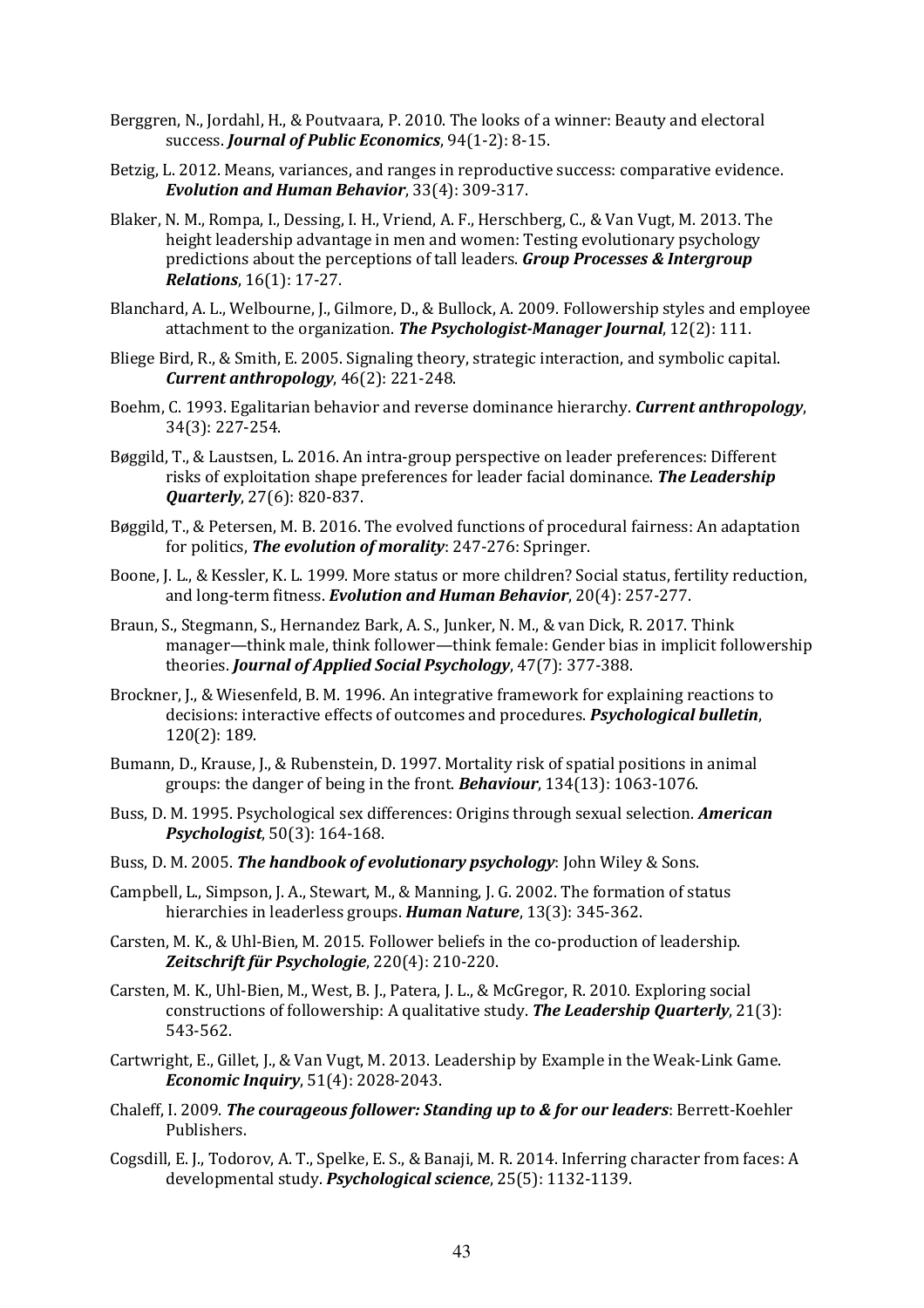Berggren, N., Jordahl, H., & Poutvaara, P. 2010. The looks of a winner: Beauty and electoral success. ***Journal of Public Economics***, 94(1-2): 8-15.

Betzig, L. 2012. Means, variances, and ranges in reproductive success: comparative evidence. ***Evolution and Human Behavior***, 33(4): 309-317.

Blaker, N. M., Rompa, I., Dessing, I. H., Vriend, A. F., Herschberg, C., & Van Vugt, M. 2013. The height leadership advantage in men and women: Testing evolutionary psychology predictions about the perceptions of tall leaders. ***Group Processes & Intergroup Relations***, 16(1): 17-27.

Blanchard, A. L., Welbourne, J., Gilmore, D., & Bullock, A. 2009. Followership styles and employee attachment to the organization. ***The Psychologist-Manager Journal***, 12(2): 111.

Bliege Bird, R., & Smith, E. 2005. Signaling theory, strategic interaction, and symbolic capital. ***Current anthropology***, 46(2): 221-248.

Boehm, C. 1993. Egalitarian behavior and reverse dominance hierarchy. ***Current anthropology***, 34(3): 227-254.

Bøggild, T., & Laustsen, L. 2016. An intra-group perspective on leader preferences: Different risks of exploitation shape preferences for leader facial dominance. ***The Leadership Quarterly***, 27(6): 820-837.

Bøggild, T., & Petersen, M. B. 2016. The evolved functions of procedural fairness: An adaptation for politics, ***The evolution of morality***: 247-276: Springer.

Boone, J. L., & Kessler, K. L. 1999. More status or more children? Social status, fertility reduction, and long-term fitness. ***Evolution and Human Behavior***, 20(4): 257-277.

Braun, S., Stegmann, S., Hernandez Bark, A. S., Junker, N. M., & van Dick, R. 2017. Think manager—think male, think follower—think female: Gender bias in implicit followership theories. ***Journal of Applied Social Psychology***, 47(7): 377-388.

Brockner, J., & Wiesenfeld, B. M. 1996. An integrative framework for explaining reactions to decisions: interactive effects of outcomes and procedures. ***Psychological bulletin***, 120(2): 189.

Bumann, D., Krause, J., & Rubenstein, D. 1997. Mortality risk of spatial positions in animal groups: the danger of being in the front. ***Behaviour***, 134(13): 1063-1076.

Buss, D. M. 1995. Psychological sex differences: Origins through sexual selection. ***American Psychologist***, 50(3): 164-168.

Buss, D. M. 2005. ***The handbook of evolutionary psychology***: John Wiley & Sons.

Campbell, L., Simpson, J. A., Stewart, M., & Manning, J. G. 2002. The formation of status hierarchies in leaderless groups. ***Human Nature***, 13(3): 345-362.

Carsten, M. K., & Uhl-Bien, M. 2015. Follower beliefs in the co-production of leadership. ***Zeitschrift für Psychologie***, 220(4): 210-220.

Carsten, M. K., Uhl-Bien, M., West, B. J., Patera, J. L., & McGregor, R. 2010. Exploring social constructions of followership: A qualitative study. ***The Leadership Quarterly***, 21(3): 543-562.

Cartwright, E., Gillet, J., & Van Vugt, M. 2013. Leadership by Example in the Weak-Link Game. ***Economic Inquiry***, 51(4): 2028-2043.

Chaleff, I. 2009. ***The courageous follower: Standing up to & for our leaders***: Berrett-Koehler Publishers.

Cogsdill, E. J., Todorov, A. T., Spelke, E. S., & Banaji, M. R. 2014. Inferring character from faces: A developmental study. ***Psychological science***, 25(5): 1132-1139.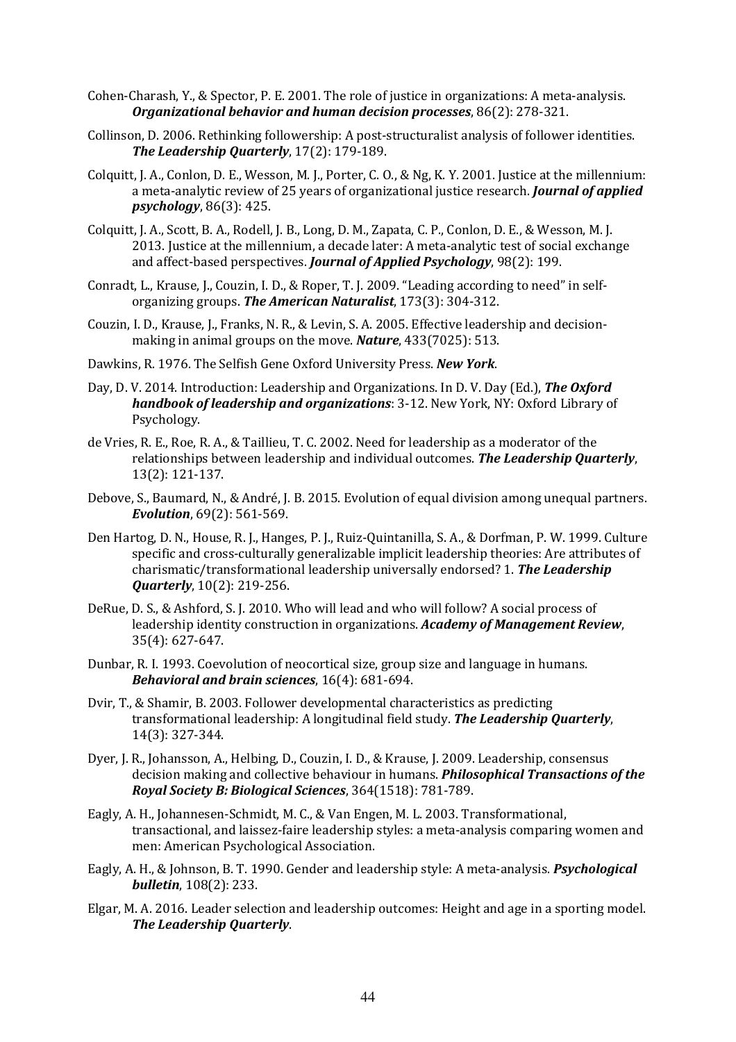Cohen-Charash, Y., & Spector, P. E. 2001. The role of justice in organizations: A meta-analysis. ***Organizational behavior and human decision processes***, 86(2): 278-321.

Collinson, D. 2006. Rethinking followership: A post-structuralist analysis of follower identities. ***The Leadership Quarterly***, 17(2): 179-189.

Colquitt, J. A., Conlon, D. E., Wesson, M. J., Porter, C. O., & Ng, K. Y. 2001. Justice at the millennium: a meta-analytic review of 25 years of organizational justice research. ***Journal of applied psychology***, 86(3): 425.

Colquitt, J. A., Scott, B. A., Rodell, J. B., Long, D. M., Zapata, C. P., Conlon, D. E., & Wesson, M. J. 2013. Justice at the millennium, a decade later: A meta-analytic test of social exchange and affect-based perspectives. ***Journal of Applied Psychology***, 98(2): 199.

Conradt, L., Krause, J., Couzin, I. D., & Roper, T. J. 2009. "Leading according to need" in self-organizing groups. ***The American Naturalist***, 173(3): 304-312.

Couzin, I. D., Krause, J., Franks, N. R., & Levin, S. A. 2005. Effective leadership and decision-making in animal groups on the move. ***Nature***, 433(7025): 513.

Dawkins, R. 1976. The Selfish Gene Oxford University Press. ***New York***.

Day, D. V. 2014. Introduction: Leadership and Organizations. In D. V. Day (Ed.), ***The Oxford handbook of leadership and organizations***: 3-12. New York, NY: Oxford Library of Psychology.

de Vries, R. E., Roe, R. A., & Taillieu, T. C. 2002. Need for leadership as a moderator of the relationships between leadership and individual outcomes. ***The Leadership Quarterly***, 13(2): 121-137.

Debove, S., Baumard, N., & André, J. B. 2015. Evolution of equal division among unequal partners. ***Evolution***, 69(2): 561-569.

Den Hartog, D. N., House, R. J., Hanges, P. J., Ruiz-Quintanilla, S. A., & Dorfman, P. W. 1999. Culture specific and cross-culturally generalizable implicit leadership theories: Are attributes of charismatic/transformational leadership universally endorsed? 1. ***The Leadership Quarterly***, 10(2): 219-256.

DeRue, D. S., & Ashford, S. J. 2010. Who will lead and who will follow? A social process of leadership identity construction in organizations. ***Academy of Management Review***, 35(4): 627-647.

Dunbar, R. I. 1993. Coevolution of neocortical size, group size and language in humans. ***Behavioral and brain sciences***, 16(4): 681-694.

Dvir, T., & Shamir, B. 2003. Follower developmental characteristics as predicting transformational leadership: A longitudinal field study. ***The Leadership Quarterly***, 14(3): 327-344.

Dyer, J. R., Johansson, A., Helbing, D., Couzin, I. D., & Krause, J. 2009. Leadership, consensus decision making and collective behaviour in humans. ***Philosophical Transactions of the Royal Society B: Biological Sciences***, 364(1518): 781-789.

Eagly, A. H., Johannesen-Schmidt, M. C., & Van Engen, M. L. 2003. Transformational, transactional, and laissez-faire leadership styles: a meta-analysis comparing women and men: American Psychological Association.

Eagly, A. H., & Johnson, B. T. 1990. Gender and leadership style: A meta-analysis. ***Psychological bulletin***, 108(2): 233.

Elgar, M. A. 2016. Leader selection and leadership outcomes: Height and age in a sporting model. ***The Leadership Quarterly***.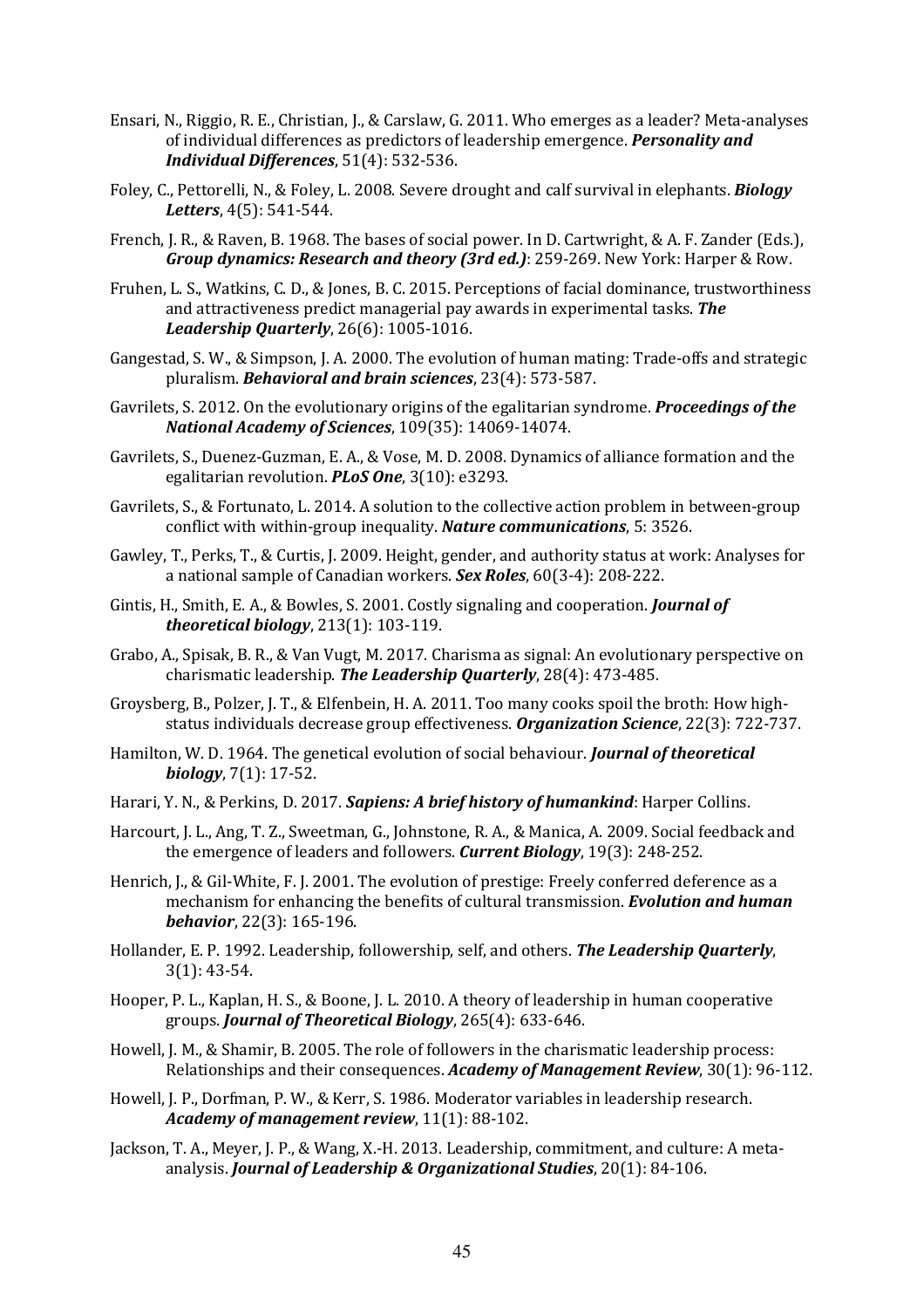Ensari, N., Riggio, R. E., Christian, J., & Carslaw, G. 2011. Who emerges as a leader? Meta-analyses of individual differences as predictors of leadership emergence. ***Personality and Individual Differences***, 51(4): 532-536.

Foley, C., Pettorelli, N., & Foley, L. 2008. Severe drought and calf survival in elephants. ***Biology Letters***, 4(5): 541-544.

French, J. R., & Raven, B. 1968. The bases of social power. In D. Cartwright, & A. F. Zander (Eds.), ***Group dynamics: Research and theory (3rd ed.)***: 259-269. New York: Harper & Row.

Fruhen, L. S., Watkins, C. D., & Jones, B. C. 2015. Perceptions of facial dominance, trustworthiness and attractiveness predict managerial pay awards in experimental tasks. ***The Leadership Quarterly***, 26(6): 1005-1016.

Gangestad, S. W., & Simpson, J. A. 2000. The evolution of human mating: Trade-offs and strategic pluralism. ***Behavioral and brain sciences***, 23(4): 573-587.

Gavrilets, S. 2012. On the evolutionary origins of the egalitarian syndrome. ***Proceedings of the National Academy of Sciences***, 109(35): 14069-14074.

Gavrilets, S., Duenez-Guzman, E. A., & Vose, M. D. 2008. Dynamics of alliance formation and the egalitarian revolution. ***PLoS One***, 3(10): e3293.

Gavrilets, S., & Fortunato, L. 2014. A solution to the collective action problem in between-group conflict with within-group inequality. ***Nature communications***, 5: 3526.

Gawley, T., Perks, T., & Curtis, J. 2009. Height, gender, and authority status at work: Analyses for a national sample of Canadian workers. ***Sex Roles***, 60(3-4): 208-222.

Gintis, H., Smith, E. A., & Bowles, S. 2001. Costly signaling and cooperation. ***Journal of theoretical biology***, 213(1): 103-119.

Grabo, A., Spisak, B. R., & Van Vugt, M. 2017. Charisma as signal: An evolutionary perspective on charismatic leadership. ***The Leadership Quarterly***, 28(4): 473-485.

Groysberg, B., Polzer, J. T., & Elfenbein, H. A. 2011. Too many cooks spoil the broth: How high-status individuals decrease group effectiveness. ***Organization Science***, 22(3): 722-737.

Hamilton, W. D. 1964. The genetical evolution of social behaviour. ***Journal of theoretical biology***, 7(1): 17-52.

Harari, Y. N., & Perkins, D. 2017. ***Sapiens: A brief history of humankind***: Harper Collins.

Harcourt, J. L., Ang, T. Z., Sweetman, G., Johnstone, R. A., & Manica, A. 2009. Social feedback and the emergence of leaders and followers. ***Current Biology***, 19(3): 248-252.

Henrich, J., & Gil-White, F. J. 2001. The evolution of prestige: Freely conferred deference as a mechanism for enhancing the benefits of cultural transmission. ***Evolution and human behavior***, 22(3): 165-196.

Hollander, E. P. 1992. Leadership, followership, self, and others. ***The Leadership Quarterly***, 3(1): 43-54.

Hooper, P. L., Kaplan, H. S., & Boone, J. L. 2010. A theory of leadership in human cooperative groups. ***Journal of Theoretical Biology***, 265(4): 633-646.

Howell, J. M., & Shamir, B. 2005. The role of followers in the charismatic leadership process: Relationships and their consequences. ***Academy of Management Review***, 30(1): 96-112.

Howell, J. P., Dorfman, P. W., & Kerr, S. 1986. Moderator variables in leadership research. ***Academy of management review***, 11(1): 88-102.

Jackson, T. A., Meyer, J. P., & Wang, X.-H. 2013. Leadership, commitment, and culture: A meta-analysis. ***Journal of Leadership & Organizational Studies***, 20(1): 84-106.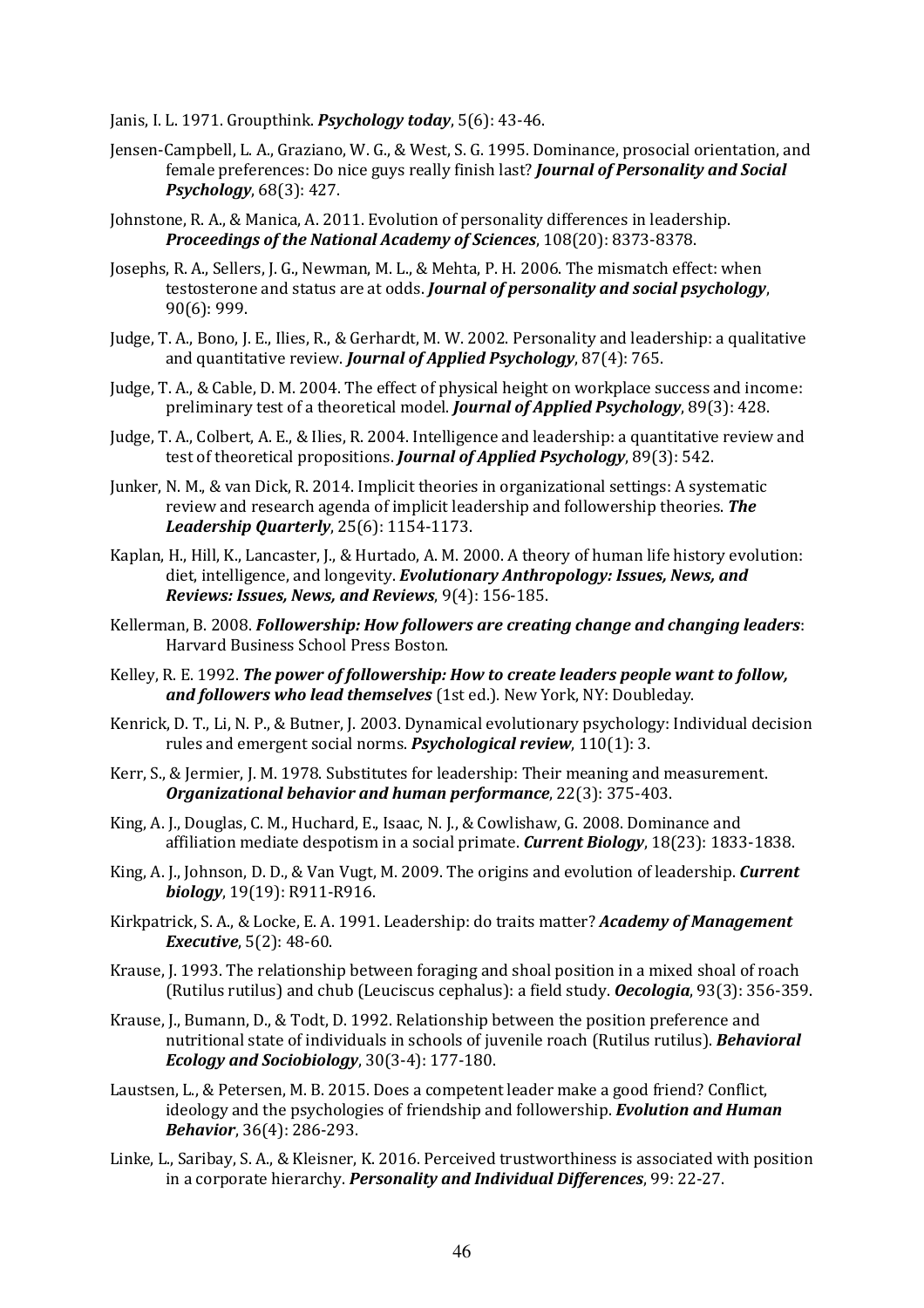Janis, I. L. 1971. Groupthink. ***Psychology today***, 5(6): 43-46.

Jensen-Campbell, L. A., Graziano, W. G., & West, S. G. 1995. Dominance, prosocial orientation, and female preferences: Do nice guys really finish last? ***Journal of Personality and Social Psychology***, 68(3): 427.

Johnstone, R. A., & Manica, A. 2011. Evolution of personality differences in leadership. ***Proceedings of the National Academy of Sciences***, 108(20): 8373-8378.

Josephs, R. A., Sellers, J. G., Newman, M. L., & Mehta, P. H. 2006. The mismatch effect: when testosterone and status are at odds. ***Journal of personality and social psychology***, 90(6): 999.

Judge, T. A., Bono, J. E., Ilies, R., & Gerhardt, M. W. 2002. Personality and leadership: a qualitative and quantitative review. ***Journal of Applied Psychology***, 87(4): 765.

Judge, T. A., & Cable, D. M. 2004. The effect of physical height on workplace success and income: preliminary test of a theoretical model. ***Journal of Applied Psychology***, 89(3): 428.

Judge, T. A., Colbert, A. E., & Ilies, R. 2004. Intelligence and leadership: a quantitative review and test of theoretical propositions. ***Journal of Applied Psychology***, 89(3): 542.

Junker, N. M., & van Dick, R. 2014. Implicit theories in organizational settings: A systematic review and research agenda of implicit leadership and followership theories. ***The Leadership Quarterly***, 25(6): 1154-1173.

Kaplan, H., Hill, K., Lancaster, J., & Hurtado, A. M. 2000. A theory of human life history evolution: diet, intelligence, and longevity. ***Evolutionary Anthropology: Issues, News, and Reviews: Issues, News, and Reviews***, 9(4): 156-185.

Kellerman, B. 2008. ***Followership: How followers are creating change and changing leaders***: Harvard Business School Press Boston.

Kelley, R. E. 1992. ***The power of followership: How to create leaders people want to follow, and followers who lead themselves*** (1st ed.). New York, NY: Doubleday.

Kenrick, D. T., Li, N. P., & Butner, J. 2003. Dynamical evolutionary psychology: Individual decision rules and emergent social norms. ***Psychological review***, 110(1): 3.

Kerr, S., & Jermier, J. M. 1978. Substitutes for leadership: Their meaning and measurement. ***Organizational behavior and human performance***, 22(3): 375-403.

King, A. J., Douglas, C. M., Huchard, E., Isaac, N. J., & Cowlishaw, G. 2008. Dominance and affiliation mediate despotism in a social primate. ***Current Biology***, 18(23): 1833-1838.

King, A. J., Johnson, D. D., & Van Vugt, M. 2009. The origins and evolution of leadership. ***Current biology***, 19(19): R911-R916.

Kirkpatrick, S. A., & Locke, E. A. 1991. Leadership: do traits matter? ***Academy of Management Executive***, 5(2): 48-60.

Krause, J. 1993. The relationship between foraging and shoal position in a mixed shoal of roach (Rutilus rutilus) and chub (Leuciscus cephalus): a field study. ***Oecologia***, 93(3): 356-359.

Krause, J., Bumann, D., & Todt, D. 1992. Relationship between the position preference and nutritional state of individuals in schools of juvenile roach (Rutilus rutilus). ***Behavioral Ecology and Sociobiology***, 30(3-4): 177-180.

Laustsen, L., & Petersen, M. B. 2015. Does a competent leader make a good friend? Conflict, ideology and the psychologies of friendship and followership. ***Evolution and Human Behavior***, 36(4): 286-293.

Linke, L., Saribay, S. A., & Kleisner, K. 2016. Perceived trustworthiness is associated with position in a corporate hierarchy. ***Personality and Individual Differences***, 99: 22-27.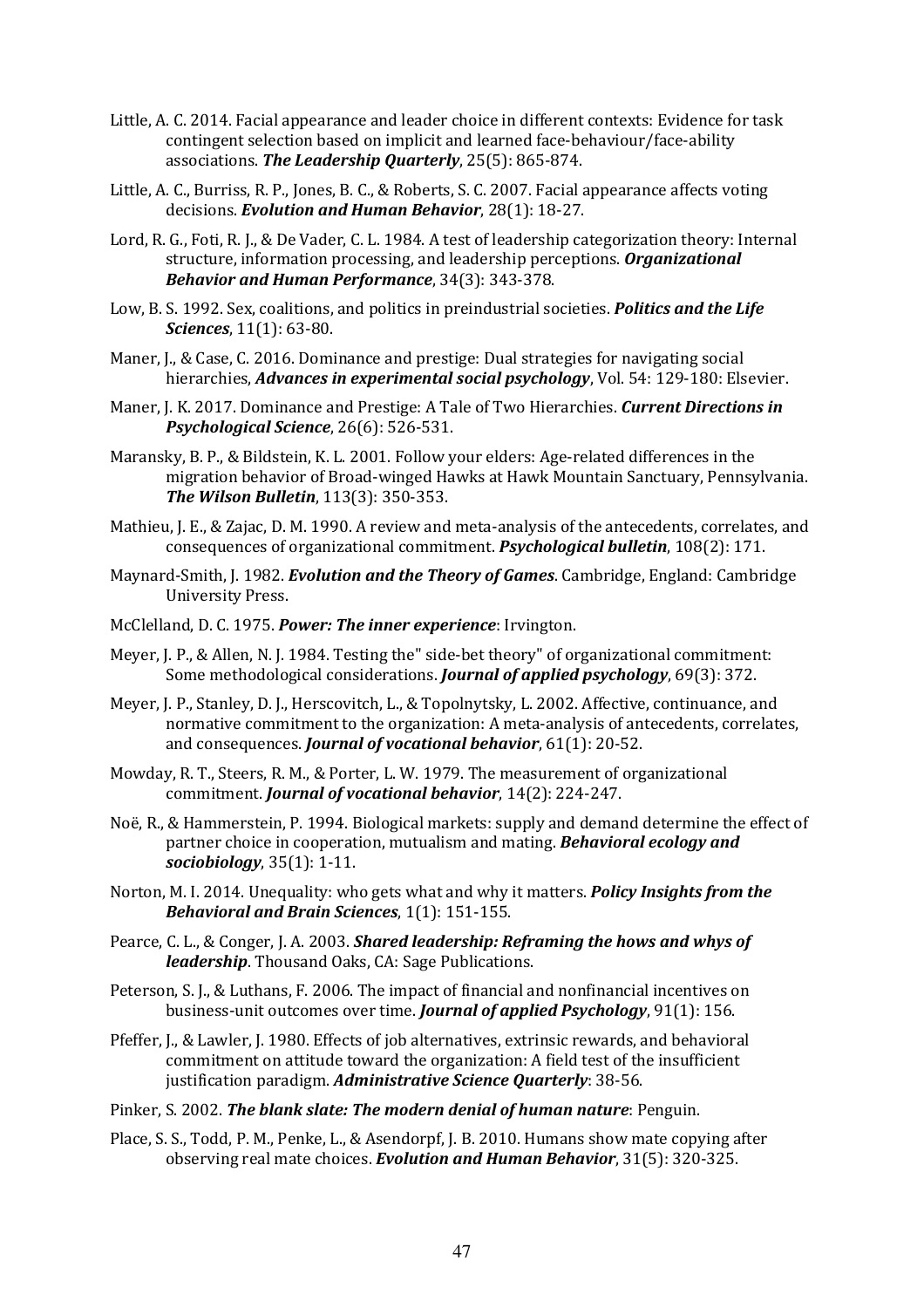Little, A. C. 2014. Facial appearance and leader choice in different contexts: Evidence for task contingent selection based on implicit and learned face-behaviour/face-ability associations. ***The Leadership Quarterly***, 25(5): 865-874.

Little, A. C., Burriss, R. P., Jones, B. C., & Roberts, S. C. 2007. Facial appearance affects voting decisions. ***Evolution and Human Behavior***, 28(1): 18-27.

Lord, R. G., Foti, R. J., & De Vader, C. L. 1984. A test of leadership categorization theory: Internal structure, information processing, and leadership perceptions. ***Organizational Behavior and Human Performance***, 34(3): 343-378.

Low, B. S. 1992. Sex, coalitions, and politics in preindustrial societies. ***Politics and the Life Sciences***, 11(1): 63-80.

Maner, J., & Case, C. 2016. Dominance and prestige: Dual strategies for navigating social hierarchies, ***Advances in experimental social psychology***, Vol. 54: 129-180: Elsevier.

Maner, J. K. 2017. Dominance and Prestige: A Tale of Two Hierarchies. ***Current Directions in Psychological Science***, 26(6): 526-531.

Maransky, B. P., & Bildstein, K. L. 2001. Follow your elders: Age-related differences in the migration behavior of Broad-winged Hawks at Hawk Mountain Sanctuary, Pennsylvania. ***The Wilson Bulletin***, 113(3): 350-353.

Mathieu, J. E., & Zajac, D. M. 1990. A review and meta-analysis of the antecedents, correlates, and consequences of organizational commitment. ***Psychological bulletin***, 108(2): 171.

Maynard-Smith, J. 1982. ***Evolution and the Theory of Games***. Cambridge, England: Cambridge University Press.

McClelland, D. C. 1975. ***Power: The inner experience***: Irvington.

Meyer, J. P., & Allen, N. J. 1984. Testing the" side-bet theory" of organizational commitment: Some methodological considerations. ***Journal of applied psychology***, 69(3): 372.

Meyer, J. P., Stanley, D. J., Herscovitch, L., & Topolnytsky, L. 2002. Affective, continuance, and normative commitment to the organization: A meta-analysis of antecedents, correlates, and consequences. ***Journal of vocational behavior***, 61(1): 20-52.

Mowday, R. T., Steers, R. M., & Porter, L. W. 1979. The measurement of organizational commitment. ***Journal of vocational behavior***, 14(2): 224-247.

Noë, R., & Hammerstein, P. 1994. Biological markets: supply and demand determine the effect of partner choice in cooperation, mutualism and mating. ***Behavioral ecology and sociobiology***, 35(1): 1-11.

Norton, M. I. 2014. Unequality: who gets what and why it matters. ***Policy Insights from the Behavioral and Brain Sciences***, 1(1): 151-155.

Pearce, C. L., & Conger, J. A. 2003. ***Shared leadership: Reframing the hows and whys of leadership***. Thousand Oaks, CA: Sage Publications.

Peterson, S. J., & Luthans, F. 2006. The impact of financial and nonfinancial incentives on business-unit outcomes over time. ***Journal of applied Psychology***, 91(1): 156.

Pfeffer, J., & Lawler, J. 1980. Effects of job alternatives, extrinsic rewards, and behavioral commitment on attitude toward the organization: A field test of the insufficient justification paradigm. ***Administrative Science Quarterly***: 38-56.

Pinker, S. 2002. ***The blank slate: The modern denial of human nature***: Penguin.

Place, S. S., Todd, P. M., Penke, L., & Asendorpf, J. B. 2010. Humans show mate copying after observing real mate choices. ***Evolution and Human Behavior***, 31(5): 320-325.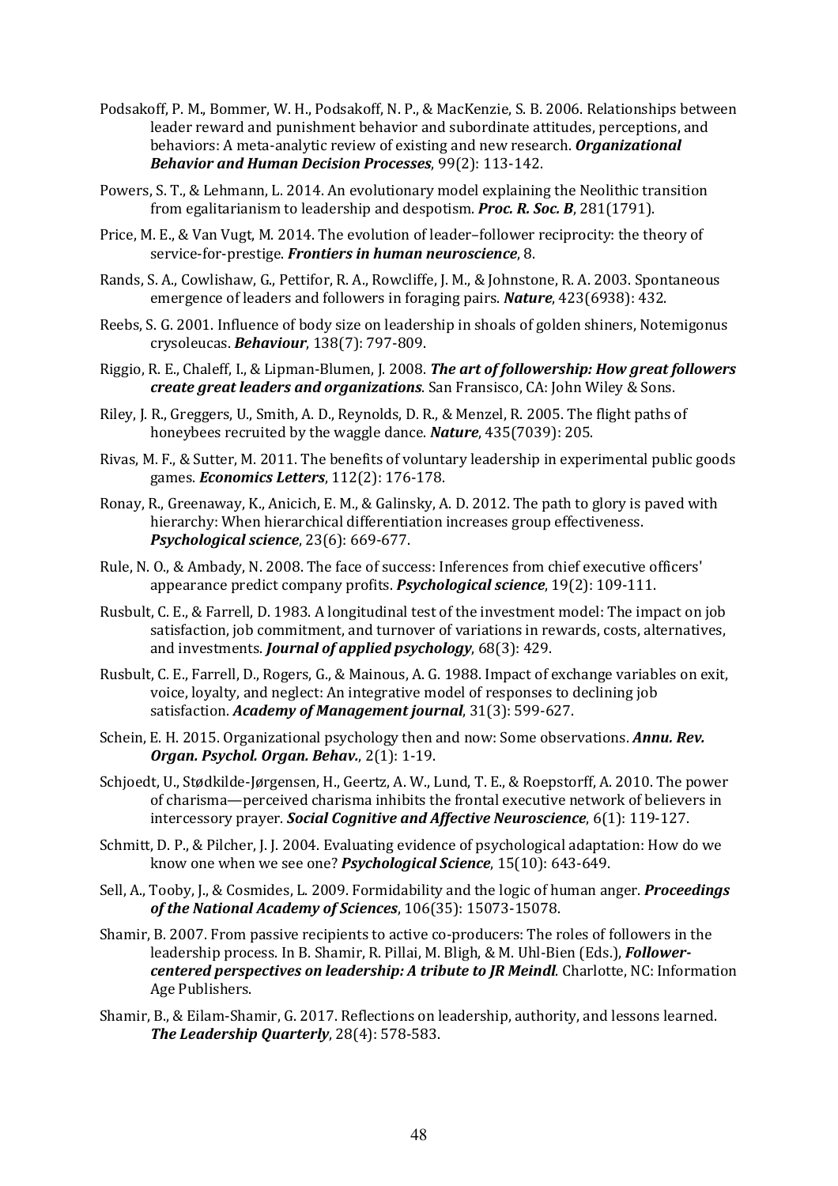Podsakoff, P. M., Bommer, W. H., Podsakoff, N. P., & MacKenzie, S. B. 2006. Relationships between leader reward and punishment behavior and subordinate attitudes, perceptions, and behaviors: A meta-analytic review of existing and new research. ***Organizational Behavior and Human Decision Processes***, 99(2): 113-142.

Powers, S. T., & Lehmann, L. 2014. An evolutionary model explaining the Neolithic transition from egalitarianism to leadership and despotism. ***Proc. R. Soc. B***, 281(1791).

Price, M. E., & Van Vugt, M. 2014. The evolution of leader–follower reciprocity: the theory of service-for-prestige. ***Frontiers in human neuroscience***, 8.

Rands, S. A., Cowlishaw, G., Pettifor, R. A., Rowcliffe, J. M., & Johnstone, R. A. 2003. Spontaneous emergence of leaders and followers in foraging pairs. ***Nature***, 423(6938): 432.

Reebs, S. G. 2001. Influence of body size on leadership in shoals of golden shiners, Notemigonus crysoleucas. ***Behaviour***, 138(7): 797-809.

Riggio, R. E., Chaleff, I., & Lipman-Blumen, J. 2008. ***The art of followership: How great followers create great leaders and organizations***. San Fransisco, CA: John Wiley & Sons.

Riley, J. R., Greggers, U., Smith, A. D., Reynolds, D. R., & Menzel, R. 2005. The flight paths of honeybees recruited by the waggle dance. ***Nature***, 435(7039): 205.

Rivas, M. F., & Sutter, M. 2011. The benefits of voluntary leadership in experimental public goods games. ***Economics Letters***, 112(2): 176-178.

Ronay, R., Greenaway, K., Anicich, E. M., & Galinsky, A. D. 2012. The path to glory is paved with hierarchy: When hierarchical differentiation increases group effectiveness. ***Psychological science***, 23(6): 669-677.

Rule, N. O., & Ambady, N. 2008. The face of success: Inferences from chief executive officers' appearance predict company profits. ***Psychological science***, 19(2): 109-111.

Rusbult, C. E., & Farrell, D. 1983. A longitudinal test of the investment model: The impact on job satisfaction, job commitment, and turnover of variations in rewards, costs, alternatives, and investments. ***Journal of applied psychology***, 68(3): 429.

Rusbult, C. E., Farrell, D., Rogers, G., & Mainous, A. G. 1988. Impact of exchange variables on exit, voice, loyalty, and neglect: An integrative model of responses to declining job satisfaction. ***Academy of Management journal***, 31(3): 599-627.

Schein, E. H. 2015. Organizational psychology then and now: Some observations. ***Annu. Rev. Organ. Psychol. Organ. Behav.***, 2(1): 1-19.

Schjoedt, U., Stødkilde-Jørgensen, H., Geertz, A. W., Lund, T. E., & Roepstorff, A. 2010. The power of charisma—perceived charisma inhibits the frontal executive network of believers in intercessory prayer. ***Social Cognitive and Affective Neuroscience***, 6(1): 119-127.

Schmitt, D. P., & Pilcher, J. J. 2004. Evaluating evidence of psychological adaptation: How do we know one when we see one? ***Psychological Science***, 15(10): 643-649.

Sell, A., Tooby, J., & Cosmides, L. 2009. Formidability and the logic of human anger. ***Proceedings of the National Academy of Sciences***, 106(35): 15073-15078.

Shamir, B. 2007. From passive recipients to active co-producers: The roles of followers in the leadership process. In B. Shamir, R. Pillai, M. Bligh, & M. Uhl-Bien (Eds.), ***Follower-centered perspectives on leadership: A tribute to JR Meindl***. Charlotte, NC: Information Age Publishers.

Shamir, B., & Eilam-Shamir, G. 2017. Reflections on leadership, authority, and lessons learned. ***The Leadership Quarterly***, 28(4): 578-583.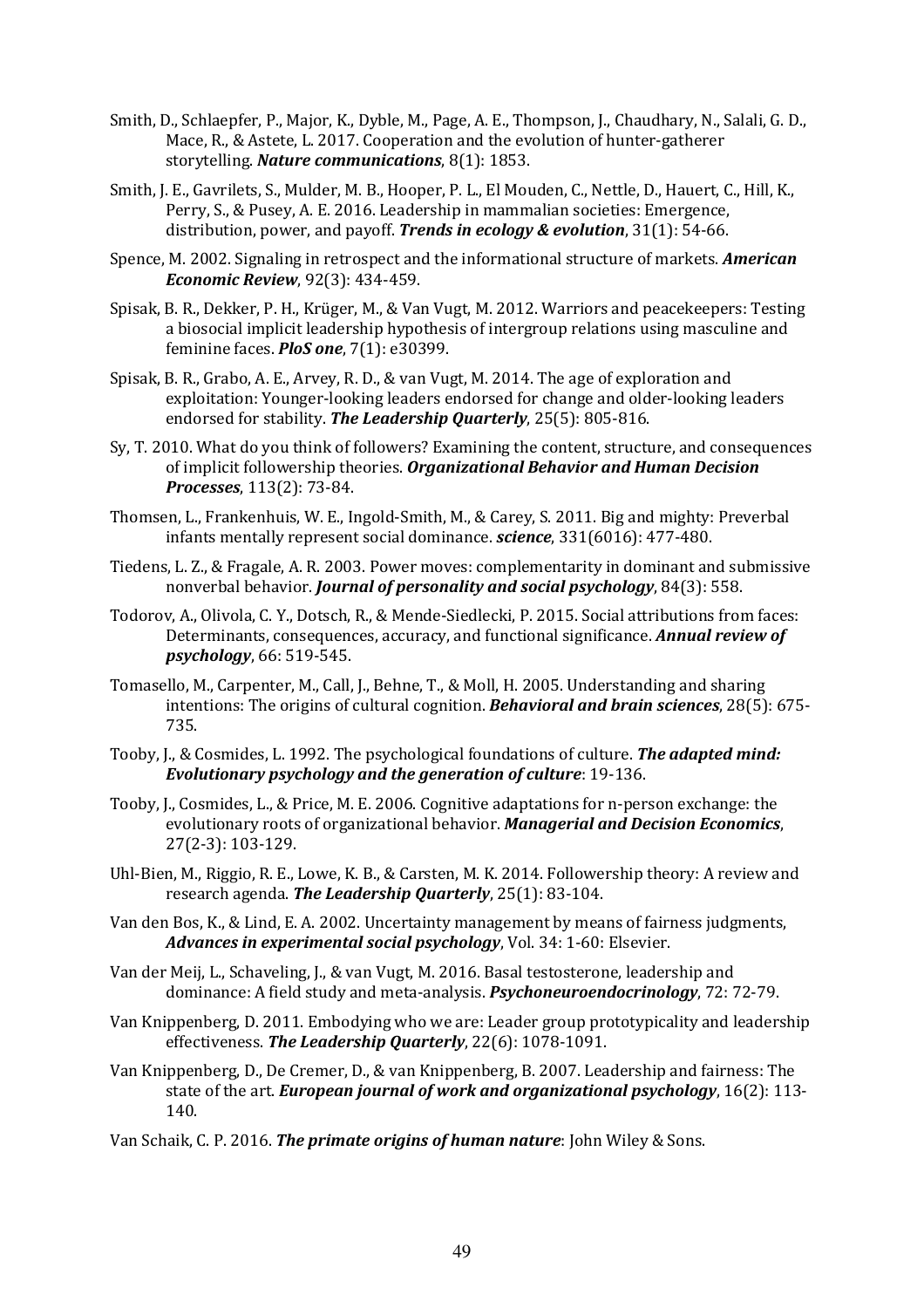Smith, D., Schlaepfer, P., Major, K., Dyble, M., Page, A. E., Thompson, J., Chaudhary, N., Salali, G. D., Mace, R., & Astete, L. 2017. Cooperation and the evolution of hunter-gatherer storytelling. ***Nature communications***, 8(1): 1853.

Smith, J. E., Gavrilets, S., Mulder, M. B., Hooper, P. L., El Mouden, C., Nettle, D., Hauert, C., Hill, K., Perry, S., & Pusey, A. E. 2016. Leadership in mammalian societies: Emergence, distribution, power, and payoff. ***Trends in ecology & evolution***, 31(1): 54-66.

Spence, M. 2002. Signaling in retrospect and the informational structure of markets. ***American Economic Review***, 92(3): 434-459.

Spisak, B. R., Dekker, P. H., Krüger, M., & Van Vugt, M. 2012. Warriors and peacekeepers: Testing a biosocial implicit leadership hypothesis of intergroup relations using masculine and feminine faces. ***PloS one***, 7(1): e30399.

Spisak, B. R., Grabo, A. E., Arvey, R. D., & van Vugt, M. 2014. The age of exploration and exploitation: Younger-looking leaders endorsed for change and older-looking leaders endorsed for stability. ***The Leadership Quarterly***, 25(5): 805-816.

Sy, T. 2010. What do you think of followers? Examining the content, structure, and consequences of implicit followership theories. ***Organizational Behavior and Human Decision Processes***, 113(2): 73-84.

Thomsen, L., Frankenhuis, W. E., Ingold-Smith, M., & Carey, S. 2011. Big and mighty: Preverbal infants mentally represent social dominance. ***science***, 331(6016): 477-480.

Tiedens, L. Z., & Fragale, A. R. 2003. Power moves: complementarity in dominant and submissive nonverbal behavior. ***Journal of personality and social psychology***, 84(3): 558.

Todorov, A., Olivola, C. Y., Dotsch, R., & Mende-Siedlecki, P. 2015. Social attributions from faces: Determinants, consequences, accuracy, and functional significance. ***Annual review of psychology***, 66: 519-545.

Tomasello, M., Carpenter, M., Call, J., Behne, T., & Moll, H. 2005. Understanding and sharing intentions: The origins of cultural cognition. ***Behavioral and brain sciences***, 28(5): 675-735.

Tooby, J., & Cosmides, L. 1992. The psychological foundations of culture. ***The adapted mind: Evolutionary psychology and the generation of culture***: 19-136.

Tooby, J., Cosmides, L., & Price, M. E. 2006. Cognitive adaptations for n-person exchange: the evolutionary roots of organizational behavior. ***Managerial and Decision Economics***, 27(2-3): 103-129.

Uhl-Bien, M., Riggio, R. E., Lowe, K. B., & Carsten, M. K. 2014. Followership theory: A review and research agenda. ***The Leadership Quarterly***, 25(1): 83-104.

Van den Bos, K., & Lind, E. A. 2002. Uncertainty management by means of fairness judgments, ***Advances in experimental social psychology***, Vol. 34: 1-60: Elsevier.

Van der Meij, L., Schaveling, J., & van Vugt, M. 2016. Basal testosterone, leadership and dominance: A field study and meta-analysis. ***Psychoneuroendocrinology***, 72: 72-79.

Van Knippenberg, D. 2011. Embodying who we are: Leader group prototypicality and leadership effectiveness. ***The Leadership Quarterly***, 22(6): 1078-1091.

Van Knippenberg, D., De Cremer, D., & van Knippenberg, B. 2007. Leadership and fairness: The state of the art. ***European journal of work and organizational psychology***, 16(2): 113-140.

Van Schaik, C. P. 2016. ***The primate origins of human nature***: John Wiley & Sons.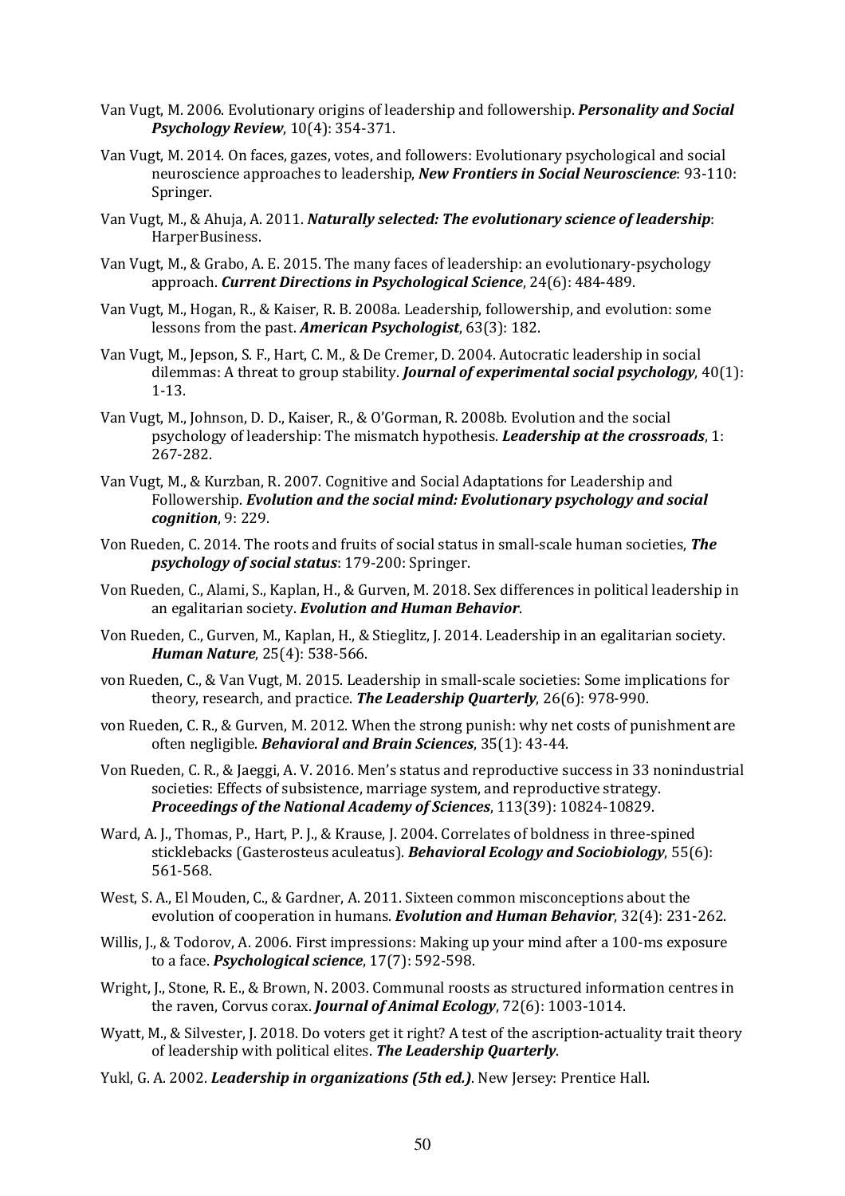Van Vugt, M. 2006. Evolutionary origins of leadership and followership. ***Personality and Social Psychology Review***, 10(4): 354-371.

Van Vugt, M. 2014. On faces, gazes, votes, and followers: Evolutionary psychological and social neuroscience approaches to leadership, ***New Frontiers in Social Neuroscience***: 93-110: Springer.

Van Vugt, M., & Ahuja, A. 2011. ***Naturally selected: The evolutionary science of leadership***: HarperBusiness.

Van Vugt, M., & Grabo, A. E. 2015. The many faces of leadership: an evolutionary-psychology approach. ***Current Directions in Psychological Science***, 24(6): 484-489.

Van Vugt, M., Hogan, R., & Kaiser, R. B. 2008a. Leadership, followership, and evolution: some lessons from the past. ***American Psychologist***, 63(3): 182.

Van Vugt, M., Jepson, S. F., Hart, C. M., & De Cremer, D. 2004. Autocratic leadership in social dilemmas: A threat to group stability. ***Journal of experimental social psychology***, 40(1): 1-13.

Van Vugt, M., Johnson, D. D., Kaiser, R., & O'Gorman, R. 2008b. Evolution and the social psychology of leadership: The mismatch hypothesis. ***Leadership at the crossroads***, 1: 267-282.

Van Vugt, M., & Kurzban, R. 2007. Cognitive and Social Adaptations for Leadership and Followership. ***Evolution and the social mind: Evolutionary psychology and social cognition***, 9: 229.

Von Rueden, C. 2014. The roots and fruits of social status in small-scale human societies, ***The psychology of social status***: 179-200: Springer.

Von Rueden, C., Alami, S., Kaplan, H., & Gurven, M. 2018. Sex differences in political leadership in an egalitarian society. ***Evolution and Human Behavior***.

Von Rueden, C., Gurven, M., Kaplan, H., & Stieglitz, J. 2014. Leadership in an egalitarian society. ***Human Nature***, 25(4): 538-566.

von Rueden, C., & Van Vugt, M. 2015. Leadership in small-scale societies: Some implications for theory, research, and practice. ***The Leadership Quarterly***, 26(6): 978-990.

von Rueden, C. R., & Gurven, M. 2012. When the strong punish: why net costs of punishment are often negligible. ***Behavioral and Brain Sciences***, 35(1): 43-44.

Von Rueden, C. R., & Jaeggi, A. V. 2016. Men's status and reproductive success in 33 nonindustrial societies: Effects of subsistence, marriage system, and reproductive strategy. ***Proceedings of the National Academy of Sciences***, 113(39): 10824-10829.

Ward, A. J., Thomas, P., Hart, P. J., & Krause, J. 2004. Correlates of boldness in three-spined sticklebacks (Gasterosteus aculeatus). ***Behavioral Ecology and Sociobiology***, 55(6): 561-568.

West, S. A., El Mouden, C., & Gardner, A. 2011. Sixteen common misconceptions about the evolution of cooperation in humans. ***Evolution and Human Behavior***, 32(4): 231-262.

Willis, J., & Todorov, A. 2006. First impressions: Making up your mind after a 100-ms exposure to a face. ***Psychological science***, 17(7): 592-598.

Wright, J., Stone, R. E., & Brown, N. 2003. Communal roosts as structured information centres in the raven, Corvus corax. ***Journal of Animal Ecology***, 72(6): 1003-1014.

Wyatt, M., & Silvester, J. 2018. Do voters get it right? A test of the ascription-actuality trait theory of leadership with political elites. ***The Leadership Quarterly***.

Yukl, G. A. 2002. ***Leadership in organizations (5th ed.)***. New Jersey: Prentice Hall.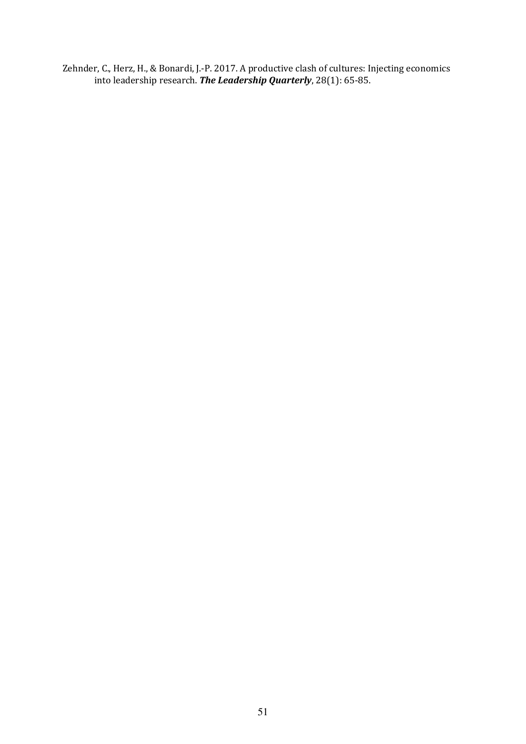Zehnder, C., Herz, H., & Bonardi, J.-P. 2017. A productive clash of cultures: Injecting economics into leadership research. ***The Leadership Quarterly***, 28(1): 65-85.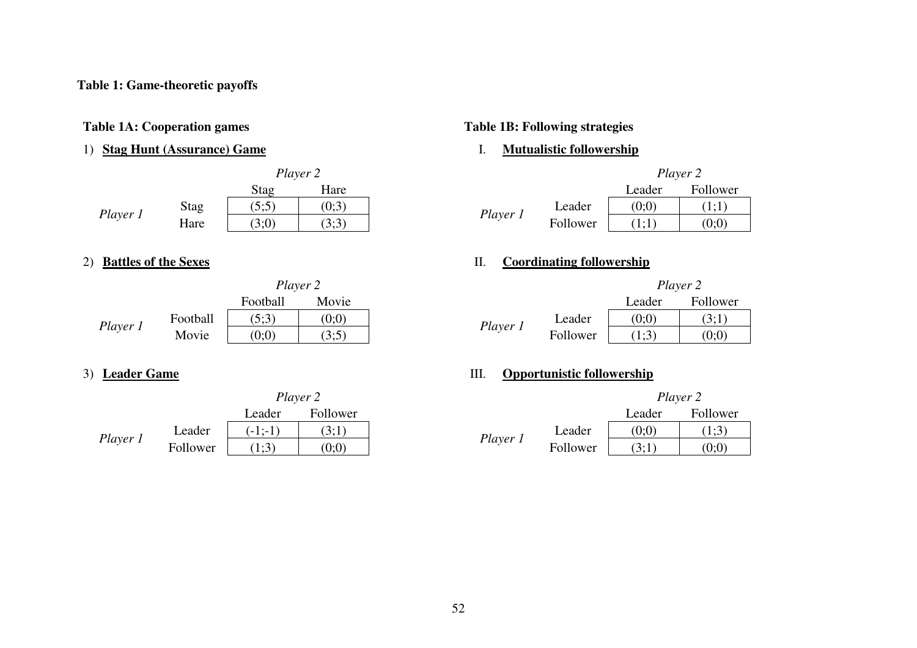**Table 1: Game-theoretic payoffs**

**Table 1A: Cooperation games**

1) **Stag Hunt (Assurance) Game**

| | | *Player 2* | |
|---|---|---|---|
| | | Stag | Hare |
| *Player 1* | Stag | (5;5) | (0;3) |
| | Hare | (3;0) | (3;3) |

2) **Battles of the Sexes**

| | | *Player 2* | |
|---|---|---|---|
| | | Football | Movie |
| *Player 1* | Football | (5;3) | (0;0) |
| | Movie | (0;0) | (3;5) |

3) **Leader Game**

| | | *Player 2* | |
|---|---|---|---|
| | | Leader | Follower |
| *Player 1* | Leader | (-1;-1) | (3;1) |
| | Follower | (1;3) | (0;0) |

**Table 1B: Following strategies**

I. **Mutualistic followership**

| | | *Player 2* | |
|---|---|---|---|
| | | Leader | Follower |
| *Player 1* | Leader | (0;0) | (1;1) |
| | Follower | (1;1) | (0;0) |

II. **Coordinating followership**

| | | *Player 2* | |
|---|---|---|---|
| | | Leader | Follower |
| *Player 1* | Leader | (0;0) | (3;1) |
| | Follower | (1;3) | (0;0) |

III. **Opportunistic followership**

| | | *Player 2* | |
|---|---|---|---|
| | | Leader | Follower |
| *Player 1* | Leader | (0;0) | (1;3) |
| | Follower | (3;1) | (0;0) |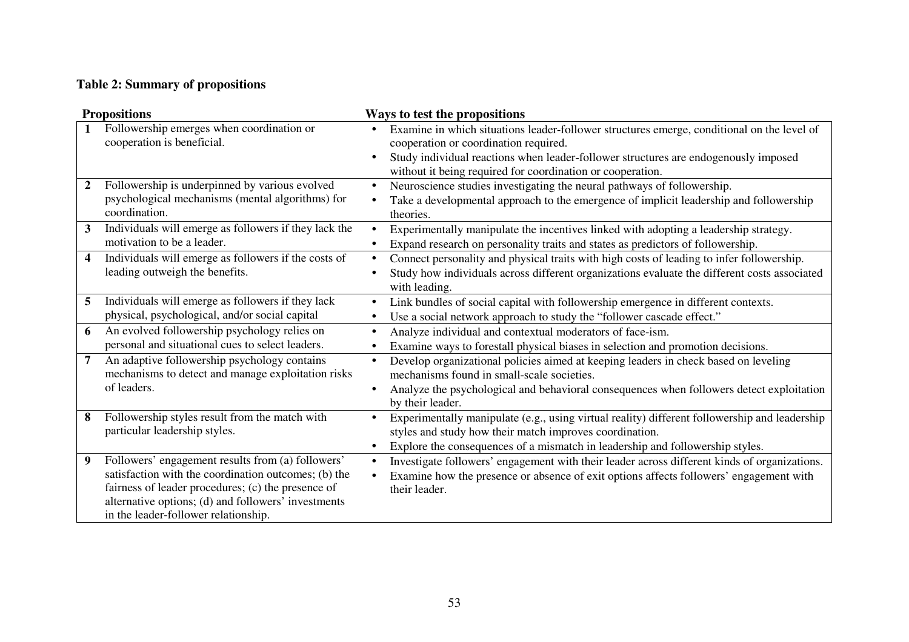**Table 2: Summary of propositions**

| | Propositions | Ways to test the propositions |
|---|---|---|
| 1 | Followership emerges when coordination or cooperation is beneficial. | • Examine in which situations leader-follower structures emerge, conditional on the level of cooperation or coordination required.<br>• Study individual reactions when leader-follower structures are endogenously imposed without it being required for coordination or cooperation. |
| 2 | Followership is underpinned by various evolved psychological mechanisms (mental algorithms) for coordination. | • Neuroscience studies investigating the neural pathways of followership.<br>• Take a developmental approach to the emergence of implicit leadership and followership theories. |
| 3 | Individuals will emerge as followers if they lack the motivation to be a leader. | • Experimentally manipulate the incentives linked with adopting a leadership strategy.<br>• Expand research on personality traits and states as predictors of followership. |
| 4 | Individuals will emerge as followers if the costs of leading outweigh the benefits. | • Connect personality and physical traits with high costs of leading to infer followership.<br>• Study how individuals across different organizations evaluate the different costs associated with leading. |
| 5 | Individuals will emerge as followers if they lack physical, psychological, and/or social capital | • Link bundles of social capital with followership emergence in different contexts.<br>• Use a social network approach to study the "follower cascade effect." |
| 6 | An evolved followership psychology relies on personal and situational cues to select leaders. | • Analyze individual and contextual moderators of face-ism.<br>• Examine ways to forestall physical biases in selection and promotion decisions. |
| 7 | An adaptive followership psychology contains mechanisms to detect and manage exploitation risks of leaders. | • Develop organizational policies aimed at keeping leaders in check based on leveling mechanisms found in small-scale societies.<br>• Analyze the psychological and behavioral consequences when followers detect exploitation by their leader. |
| 8 | Followership styles result from the match with particular leadership styles. | • Experimentally manipulate (e.g., using virtual reality) different followership and leadership styles and study how their match improves coordination.<br>• Explore the consequences of a mismatch in leadership and followership styles. |
| 9 | Followers' engagement results from (a) followers' satisfaction with the coordination outcomes; (b) the fairness of leader procedures; (c) the presence of alternative options; (d) and followers' investments in the leader-follower relationship. | • Investigate followers' engagement with their leader across different kinds of organizations.<br>• Examine how the presence or absence of exit options affects followers' engagement with their leader. |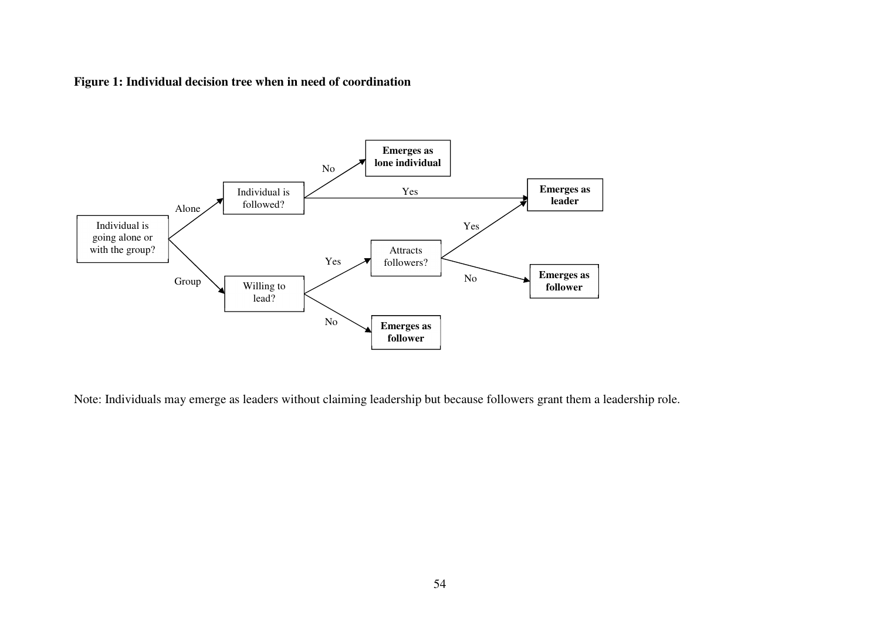**Figure 1: Individual decision tree when in need of coordination**

Individual is going alone or with the group?
- Alone → Individual is followed?
  - No → **Emerges as lone individual**
  - Yes → **Emerges as leader**
- Group → Willing to lead?
  - Yes → Attracts followers?
    - Yes → **Emerges as leader**
    - No → **Emerges as follower**
  - No → **Emerges as follower**

Note: Individuals may emerge as leaders without claiming leadership but because followers grant them a leadership role.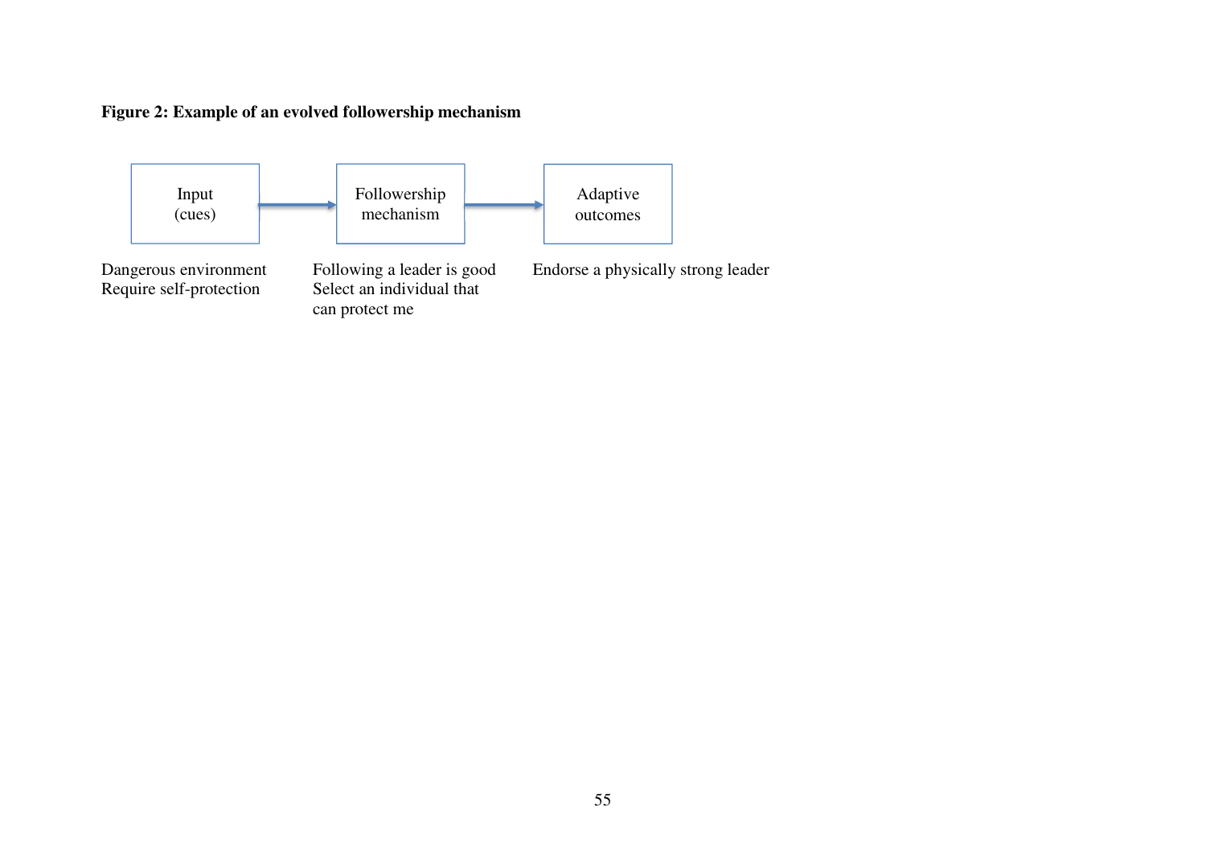**Figure 2: Example of an evolved followership mechanism**

Input (cues)

Followership mechanism

Adaptive outcomes

Dangerous environment
Require self-protection

Following a leader is good
Select an individual that can protect me

Endorse a physically strong leader